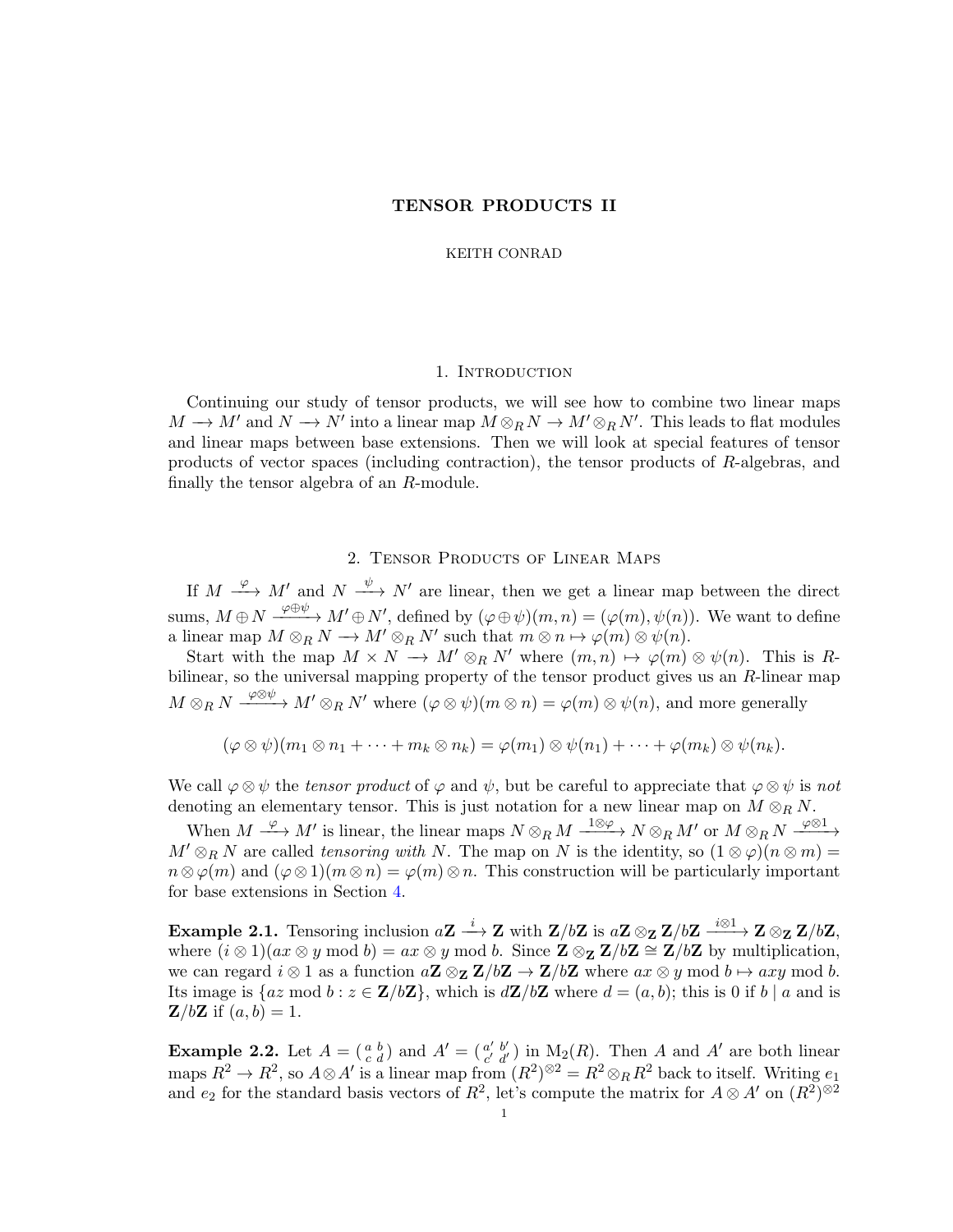# TENSOR PRODUCTS II

KEITH CONRAD

## 1. Introduction

Continuing our study of tensor products, we will see how to combine two linear maps $M \longrightarrow M'$ and $N \longrightarrow N'$ into a linear map $M \otimes_R N \to M' \otimes_R N'$. This leads to flat modules and linear maps between base extensions. Then we will look at special features of tensor products of vector spaces (including contraction), the tensor products of $R$-algebras, and finally the tensor algebra of an $R$-module.

## 2. Tensor Products of Linear Maps

If $M \xrightarrow{\varphi} M'$ and $N \xrightarrow{\psi} N'$ are linear, then we get a linear map between the direct sums, $M \oplus N \xrightarrow{\varphi \oplus \psi} M' \oplus N'$, defined by $(\varphi \oplus \psi)(m, n) = (\varphi(m), \psi(n))$. We want to define a linear map $M \otimes_R N \longrightarrow M' \otimes_R N'$ such that $m \otimes n \mapsto \varphi(m) \otimes \psi(n)$.

Start with the map $M \times N \longrightarrow M' \otimes_R N'$ where $(m, n) \mapsto \varphi(m) \otimes \psi(n)$. This is $R$-bilinear, so the universal mapping property of the tensor product gives us an $R$-linear map $M \otimes_R N \xrightarrow{\varphi \otimes \psi} M' \otimes_R N'$ where $(\varphi \otimes \psi)(m \otimes n) = \varphi(m) \otimes \psi(n)$, and more generally

$$(\varphi \otimes \psi)(m_1 \otimes n_1 + \cdots + m_k \otimes n_k) = \varphi(m_1) \otimes \psi(n_1) + \cdots + \varphi(m_k) \otimes \psi(n_k).$$

We call $\varphi \otimes \psi$ the *tensor product* of $\varphi$ and $\psi$, but be careful to appreciate that $\varphi \otimes \psi$ is *not* denoting an elementary tensor. This is just notation for a new linear map on $M \otimes_R N$.

When $M \xrightarrow{\varphi} M'$ is linear, the linear maps $N \otimes_R M \xrightarrow{1 \otimes \varphi} N \otimes_R M'$ or $M \otimes_R N \xrightarrow{\varphi \otimes 1} M' \otimes_R N$ are called *tensoring with* $N$. The map on $N$ is the identity, so $(1 \otimes \varphi)(n \otimes m) = n \otimes \varphi(m)$ and $(\varphi \otimes 1)(m \otimes n) = \varphi(m) \otimes n$. This construction will be particularly important for base extensions in Section 4.

**Example 2.1.** Tensoring inclusion $a\mathbf{Z} \xrightarrow{i} \mathbf{Z}$ with $\mathbf{Z}/b\mathbf{Z}$ is $a\mathbf{Z} \otimes_{\mathbf{Z}} \mathbf{Z}/b\mathbf{Z} \xrightarrow{i \otimes 1} \mathbf{Z} \otimes_{\mathbf{Z}} \mathbf{Z}/b\mathbf{Z}$, where $(i \otimes 1)(ax \otimes y \bmod b) = ax \otimes y \bmod b$. Since $\mathbf{Z} \otimes_{\mathbf{Z}} \mathbf{Z}/b\mathbf{Z} \cong \mathbf{Z}/b\mathbf{Z}$ by multiplication, we can regard $i \otimes 1$ as a function $a\mathbf{Z} \otimes_{\mathbf{Z}} \mathbf{Z}/b\mathbf{Z} \to \mathbf{Z}/b\mathbf{Z}$ where $ax \otimes y \bmod b \mapsto axy \bmod b$. Its image is $\{az \bmod b : z \in \mathbf{Z}/b\mathbf{Z}\}$, which is $d\mathbf{Z}/b\mathbf{Z}$ where $d = (a, b)$; this is 0 if $b \mid a$ and is $\mathbf{Z}/b\mathbf{Z}$ if $(a, b) = 1$.

**Example 2.2.** Let $A = \left(\begin{smallmatrix} a & b \\ c & d \end{smallmatrix}\right)$ and $A' = \left(\begin{smallmatrix} a' & b' \\ c' & d' \end{smallmatrix}\right)$ in $\mathrm{M}_2(R)$. Then $A$ and $A'$ are both linear maps $R^2 \to R^2$, so $A \otimes A'$ is a linear map from $(R^2)^{\otimes 2} = R^2 \otimes_R R^2$ back to itself. Writing $e_1$ and $e_2$ for the standard basis vectors of $R^2$, let's compute the matrix for $A \otimes A'$ on $(R^2)^{\otimes 2}$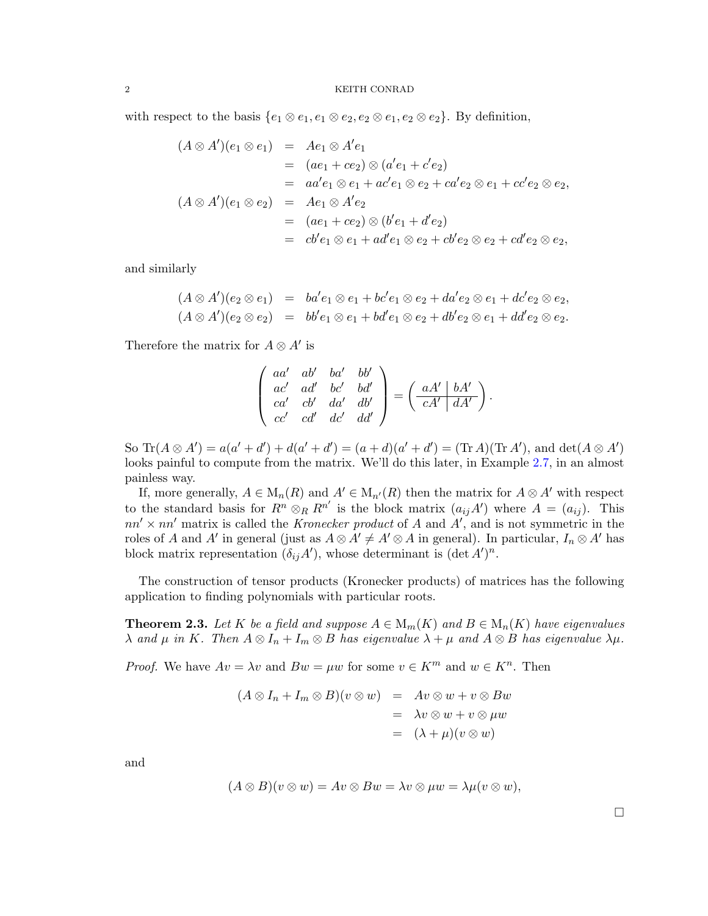with respect to the basis $\{e_1 \otimes e_1, e_1 \otimes e_2, e_2 \otimes e_1, e_2 \otimes e_2\}$. By definition,

$$
\begin{aligned}
(A \otimes A')(e_1 \otimes e_1) &= Ae_1 \otimes A'e_1 \\
&= (ae_1 + ce_2) \otimes (a'e_1 + c'e_2) \\
&= aa'e_1 \otimes e_1 + ac'e_1 \otimes e_2 + ca'e_2 \otimes e_1 + cc'e_2 \otimes e_2, \\
(A \otimes A')(e_1 \otimes e_2) &= Ae_1 \otimes A'e_2 \\
&= (ae_1 + ce_2) \otimes (b'e_1 + d'e_2) \\
&= cb'e_1 \otimes e_1 + ad'e_1 \otimes e_2 + cb'e_2 \otimes e_2 + cd'e_2 \otimes e_2,
\end{aligned}
$$

and similarly

$$
\begin{aligned}
(A \otimes A')(e_2 \otimes e_1) &= ba'e_1 \otimes e_1 + bc'e_1 \otimes e_2 + da'e_2 \otimes e_1 + dc'e_2 \otimes e_2, \\
(A \otimes A')(e_2 \otimes e_2) &= bb'e_1 \otimes e_1 + bd'e_1 \otimes e_2 + db'e_2 \otimes e_1 + dd'e_2 \otimes e_2.
\end{aligned}
$$

Therefore the matrix for $A \otimes A'$ is

$$
\begin{pmatrix}
aa' & ab' & ba' & bb' \\
ac' & ad' & bc' & bd' \\
ca' & cb' & da' & db' \\
cc' & cd' & dc' & dd'
\end{pmatrix}
=
\left(\begin{array}{c|c}
aA' & bA' \\
\hline
cA' & dA'
\end{array}\right).
$$

So $\operatorname{Tr}(A \otimes A') = a(a' + d') + d(a' + d') = (a + d)(a' + d') = (\operatorname{Tr} A)(\operatorname{Tr} A')$, and $\det(A \otimes A')$ looks painful to compute from the matrix. We'll do this later, in Example 2.7, in an almost painless way.

If, more generally, $A \in \mathrm{M}_n(R)$ and $A' \in \mathrm{M}_{n'}(R)$ then the matrix for $A \otimes A'$ with respect to the standard basis for $R^n \otimes_R R^{n'}$ is the block matrix $(a_{ij}A')$ where $A = (a_{ij})$. This $nn' \times nn'$ matrix is called the *Kronecker product* of $A$ and $A'$, and is not symmetric in the roles of $A$ and $A'$ in general (just as $A \otimes A' \neq A' \otimes A$ in general). In particular, $I_n \otimes A'$ has block matrix representation $(\delta_{ij}A')$, whose determinant is $(\det A')^n$.

The construction of tensor products (Kronecker products) of matrices has the following application to finding polynomials with particular roots.

**Theorem 2.3.** *Let $K$ be a field and suppose $A \in \mathrm{M}_m(K)$ and $B \in \mathrm{M}_n(K)$ have eigenvalues $\lambda$ and $\mu$ in $K$. Then $A \otimes I_n + I_m \otimes B$ has eigenvalue $\lambda + \mu$ and $A \otimes B$ has eigenvalue $\lambda\mu$.*

*Proof.* We have $Av = \lambda v$ and $Bw = \mu w$ for some $v \in K^m$ and $w \in K^n$. Then

$$
\begin{aligned}
(A \otimes I_n + I_m \otimes B)(v \otimes w) &= Av \otimes w + v \otimes Bw \\
&= \lambda v \otimes w + v \otimes \mu w \\
&= (\lambda + \mu)(v \otimes w)
\end{aligned}
$$

and

$$
(A \otimes B)(v \otimes w) = Av \otimes Bw = \lambda v \otimes \mu w = \lambda\mu(v \otimes w),
$$

□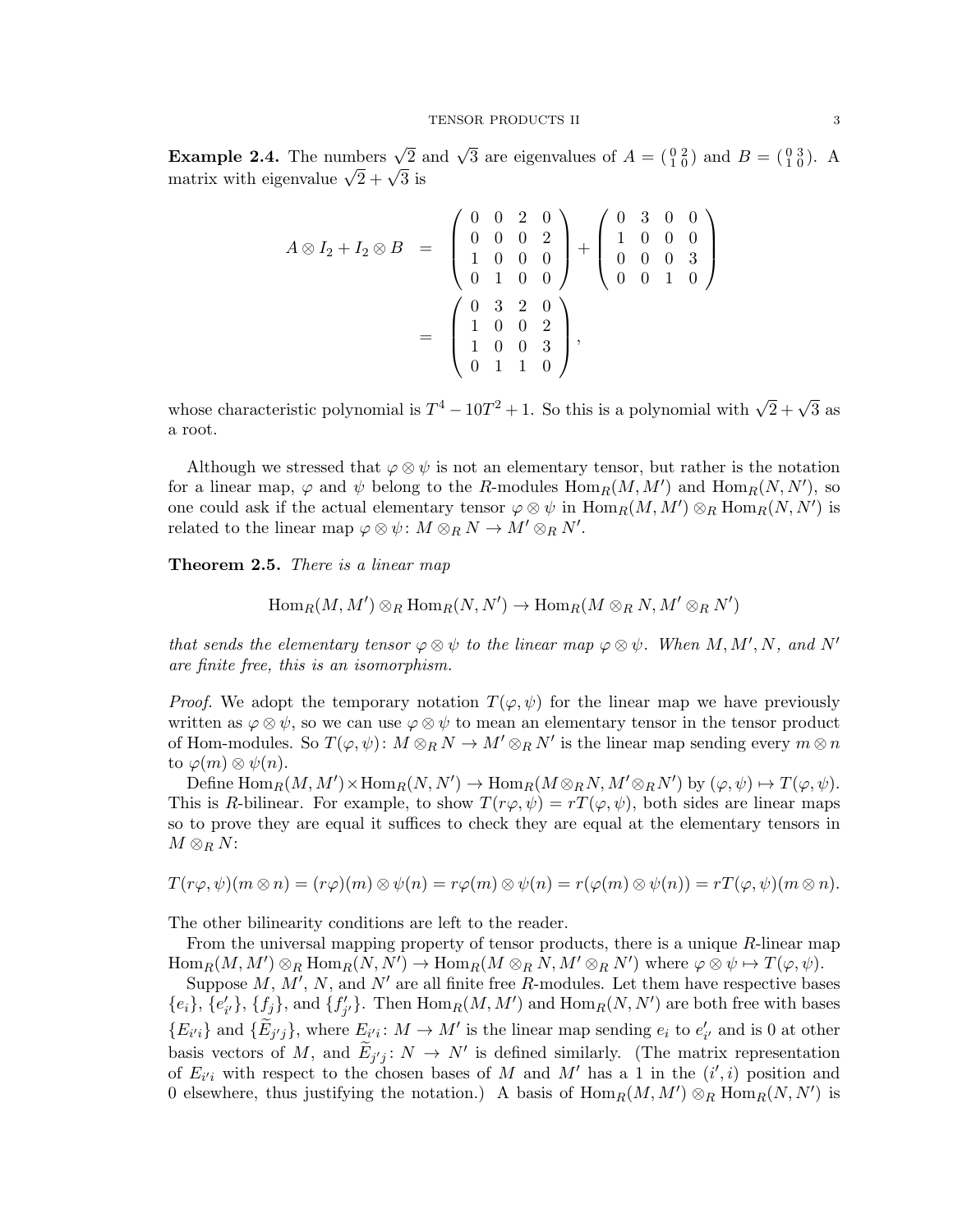**Example 2.4.** The numbers $\sqrt{2}$ and $\sqrt{3}$ are eigenvalues of $A = \left(\begin{smallmatrix} 0 & 2 \\ 1 & 0 \end{smallmatrix}\right)$ and $B = \left(\begin{smallmatrix} 0 & 3 \\ 1 & 0 \end{smallmatrix}\right)$. A matrix with eigenvalue $\sqrt{2}+\sqrt{3}$ is

$$
\begin{aligned}
A \otimes I_2 + I_2 \otimes B &= \begin{pmatrix} 0 & 0 & 2 & 0 \\ 0 & 0 & 0 & 2 \\ 1 & 0 & 0 & 0 \\ 0 & 1 & 0 & 0 \end{pmatrix} + \begin{pmatrix} 0 & 3 & 0 & 0 \\ 1 & 0 & 0 & 0 \\ 0 & 0 & 0 & 3 \\ 0 & 0 & 1 & 0 \end{pmatrix} \\
&= \begin{pmatrix} 0 & 3 & 2 & 0 \\ 1 & 0 & 0 & 2 \\ 1 & 0 & 0 & 3 \\ 0 & 1 & 1 & 0 \end{pmatrix},
\end{aligned}
$$

whose characteristic polynomial is $T^4 - 10T^2 + 1$. So this is a polynomial with $\sqrt{2}+\sqrt{3}$ as a root.

Although we stressed that $\varphi \otimes \psi$ is not an elementary tensor, but rather is the notation for a linear map, $\varphi$ and $\psi$ belong to the $R$-modules $\operatorname{Hom}_R(M, M')$ and $\operatorname{Hom}_R(N, N')$, so one could ask if the actual elementary tensor $\varphi \otimes \psi$ in $\operatorname{Hom}_R(M, M') \otimes_R \operatorname{Hom}_R(N, N')$ is related to the linear map $\varphi \otimes \psi \colon M \otimes_R N \to M' \otimes_R N'$.

**Theorem 2.5.** *There is a linear map*

$$\operatorname{Hom}_R(M, M') \otimes_R \operatorname{Hom}_R(N, N') \to \operatorname{Hom}_R(M \otimes_R N, M' \otimes_R N')$$

*that sends the elementary tensor $\varphi \otimes \psi$ to the linear map $\varphi \otimes \psi$. When $M, M', N$, and $N'$ are finite free, this is an isomorphism.*

*Proof.* We adopt the temporary notation $T(\varphi, \psi)$ for the linear map we have previously written as $\varphi \otimes \psi$, so we can use $\varphi \otimes \psi$ to mean an elementary tensor in the tensor product of Hom-modules. So $T(\varphi, \psi) \colon M \otimes_R N \to M' \otimes_R N'$ is the linear map sending every $m \otimes n$ to $\varphi(m) \otimes \psi(n)$.

Define $\operatorname{Hom}_R(M, M') \times \operatorname{Hom}_R(N, N') \to \operatorname{Hom}_R(M \otimes_R N, M' \otimes_R N')$ by $(\varphi, \psi) \mapsto T(\varphi, \psi)$. This is $R$-bilinear. For example, to show $T(r\varphi, \psi) = rT(\varphi, \psi)$, both sides are linear maps so to prove they are equal it suffices to check they are equal at the elementary tensors in $M \otimes_R N$:

$$T(r\varphi, \psi)(m \otimes n) = (r\varphi)(m) \otimes \psi(n) = r\varphi(m) \otimes \psi(n) = r(\varphi(m) \otimes \psi(n)) = rT(\varphi, \psi)(m \otimes n).$$

The other bilinearity conditions are left to the reader.

From the universal mapping property of tensor products, there is a unique $R$-linear map $\operatorname{Hom}_R(M, M') \otimes_R \operatorname{Hom}_R(N, N') \to \operatorname{Hom}_R(M \otimes_R N, M' \otimes_R N')$ where $\varphi \otimes \psi \mapsto T(\varphi, \psi)$.

Suppose $M$, $M'$, $N$, and $N'$ are all finite free $R$-modules. Let them have respective bases $\{e_i\}$, $\{e'_{i'}\}$, $\{f_j\}$, and $\{f'_{j'}\}$. Then $\operatorname{Hom}_R(M, M')$ and $\operatorname{Hom}_R(N, N')$ are both free with bases $\{E_{i'i}\}$ and $\{\widetilde{E}_{j'j}\}$, where $E_{i'i} \colon M \to M'$ is the linear map sending $e_i$ to $e'_{i'}$ and is 0 at other basis vectors of $M$, and $\widetilde{E}_{j'j} \colon N \to N'$ is defined similarly. (The matrix representation of $E_{i'i}$ with respect to the chosen bases of $M$ and $M'$ has a 1 in the $(i', i)$ position and 0 elsewhere, thus justifying the notation.) A basis of $\operatorname{Hom}_R(M, M') \otimes_R \operatorname{Hom}_R(N, N')$ is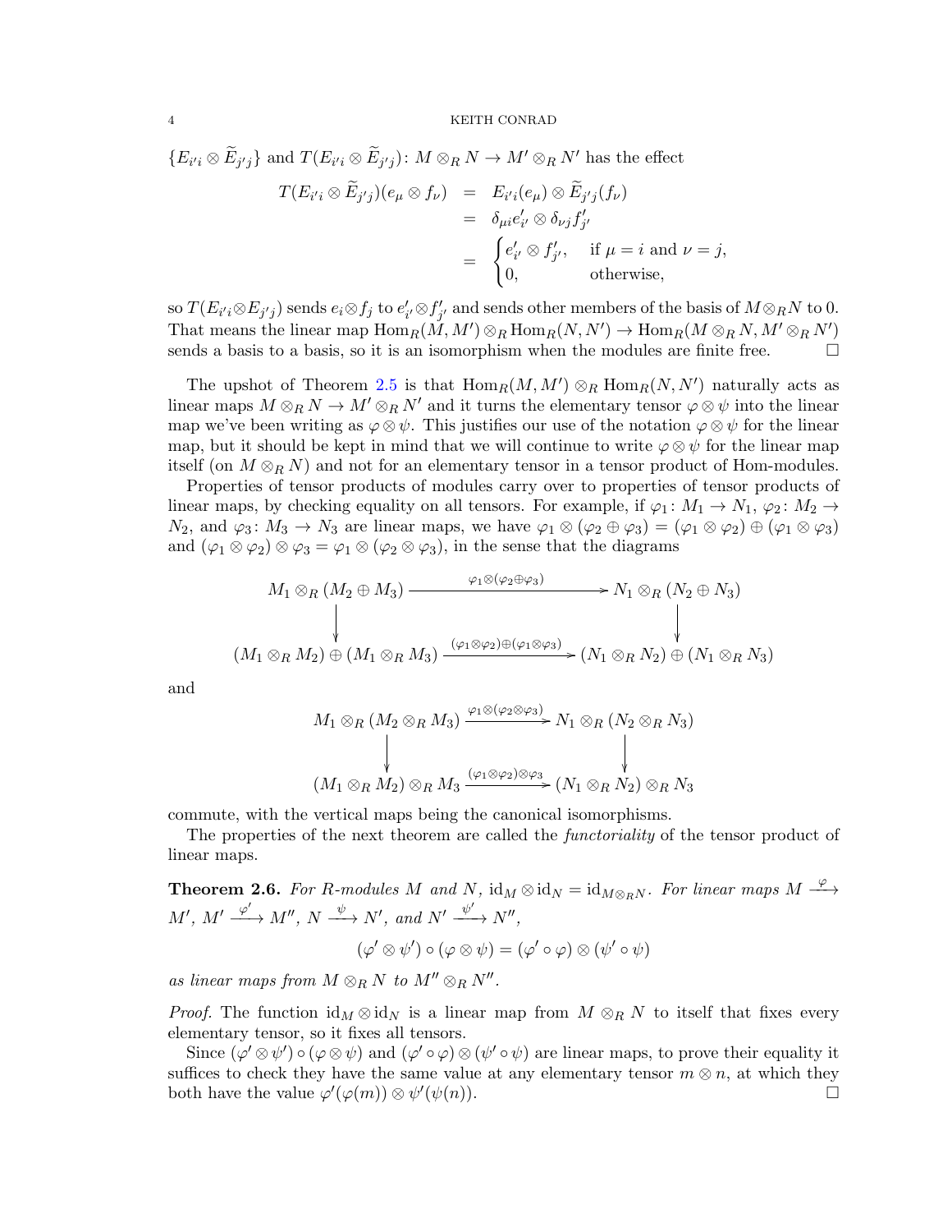$\{E_{i'i} \otimes \widetilde{E}_{j'j}\}$ and $T(E_{i'i} \otimes \widetilde{E}_{j'j})\colon M \otimes_R N \to M' \otimes_R N'$ has the effect

$$
\begin{aligned}
T(E_{i'i} \otimes \widetilde{E}_{j'j})(e_\mu \otimes f_\nu) &= E_{i'i}(e_\mu) \otimes \widetilde{E}_{j'j}(f_\nu) \\
&= \delta_{\mu i} e'_{i'} \otimes \delta_{\nu j} f'_{j'} \\
&= \begin{cases} e'_{i'} \otimes f'_{j'}, & \text{if } \mu = i \text{ and } \nu = j, \\ 0, & \text{otherwise,} \end{cases}
\end{aligned}
$$

so $T(E_{i'i} \otimes E_{j'j})$ sends $e_i \otimes f_j$ to $e'_{i'} \otimes f'_{j'}$ and sends other members of the basis of $M \otimes_R N$ to 0. That means the linear map $\mathrm{Hom}_R(M, M') \otimes_R \mathrm{Hom}_R(N, N') \to \mathrm{Hom}_R(M \otimes_R N, M' \otimes_R N')$ sends a basis to a basis, so it is an isomorphism when the modules are finite free. $\square$

The upshot of Theorem 2.5 is that $\mathrm{Hom}_R(M, M') \otimes_R \mathrm{Hom}_R(N, N')$ naturally acts as linear maps $M \otimes_R N \to M' \otimes_R N'$ and it turns the elementary tensor $\varphi \otimes \psi$ into the linear map we've been writing as $\varphi \otimes \psi$. This justifies our use of the notation $\varphi \otimes \psi$ for the linear map, but it should be kept in mind that we will continue to write $\varphi \otimes \psi$ for the linear map itself (on $M \otimes_R N$) and not for an elementary tensor in a tensor product of Hom-modules.

Properties of tensor products of modules carry over to properties of tensor products of linear maps, by checking equality on all tensors. For example, if $\varphi_1\colon M_1 \to N_1$, $\varphi_2\colon M_2 \to N_2$, and $\varphi_3\colon M_3 \to N_3$ are linear maps, we have $\varphi_1 \otimes (\varphi_2 \oplus \varphi_3) = (\varphi_1 \otimes \varphi_2) \oplus (\varphi_1 \otimes \varphi_3)$ and $(\varphi_1 \otimes \varphi_2) \otimes \varphi_3 = \varphi_1 \otimes (\varphi_2 \otimes \varphi_3)$, in the sense that the diagrams

$$
\begin{array}{ccc}
M_1 \otimes_R (M_2 \oplus M_3) & \xrightarrow{\varphi_1 \otimes (\varphi_2 \oplus \varphi_3)} & N_1 \otimes_R (N_2 \oplus N_3) \\
\downarrow & & \downarrow \\
(M_1 \otimes_R M_2) \oplus (M_1 \otimes_R M_3) & \xrightarrow{(\varphi_1 \otimes \varphi_2) \oplus (\varphi_1 \otimes \varphi_3)} & (N_1 \otimes_R N_2) \oplus (N_1 \otimes_R N_3)
\end{array}
$$

and

$$
\begin{array}{ccc}
M_1 \otimes_R (M_2 \otimes_R M_3) & \xrightarrow{\varphi_1 \otimes (\varphi_2 \otimes \varphi_3)} & N_1 \otimes_R (N_2 \otimes_R N_3) \\
\downarrow & & \downarrow \\
(M_1 \otimes_R M_2) \otimes_R M_3 & \xrightarrow{(\varphi_1 \otimes \varphi_2) \otimes \varphi_3} & (N_1 \otimes_R N_2) \otimes_R N_3
\end{array}
$$

commute, with the vertical maps being the canonical isomorphisms.

The properties of the next theorem are called the *functoriality* of the tensor product of linear maps.

**Theorem 2.6.** *For $R$-modules $M$ and $N$, $\mathrm{id}_M \otimes \mathrm{id}_N = \mathrm{id}_{M \otimes_R N}$. For linear maps $M \xrightarrow{\varphi} M'$, $M' \xrightarrow{\varphi'} M''$, $N \xrightarrow{\psi} N'$, and $N' \xrightarrow{\psi'} N''$,*

$$(\varphi' \otimes \psi') \circ (\varphi \otimes \psi) = (\varphi' \circ \varphi) \otimes (\psi' \circ \psi)$$

*as linear maps from $M \otimes_R N$ to $M'' \otimes_R N''$.*

*Proof.* The function $\mathrm{id}_M \otimes \mathrm{id}_N$ is a linear map from $M \otimes_R N$ to itself that fixes every elementary tensor, so it fixes all tensors.

Since $(\varphi' \otimes \psi') \circ (\varphi \otimes \psi)$ and $(\varphi' \circ \varphi) \otimes (\psi' \circ \psi)$ are linear maps, to prove their equality it suffices to check they have the same value at any elementary tensor $m \otimes n$, at which they both have the value $\varphi'(\varphi(m)) \otimes \psi'(\psi(n))$. $\square$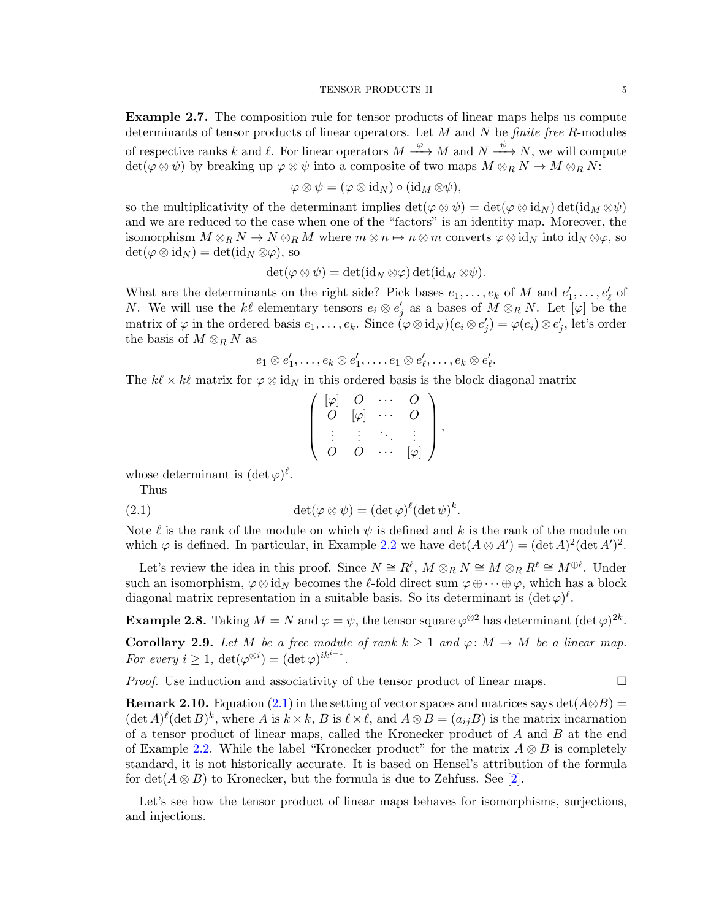**Example 2.7.** The composition rule for tensor products of linear maps helps us compute determinants of tensor products of linear operators. Let $M$ and $N$ be *finite free* $R$-modules of respective ranks $k$ and $\ell$. For linear operators $M \xrightarrow{\varphi} M$ and $N \xrightarrow{\psi} N$, we will compute $\det(\varphi \otimes \psi)$ by breaking up $\varphi \otimes \psi$ into a composite of two maps $M \otimes_R N \to M \otimes_R N$:

$$\varphi \otimes \psi = (\varphi \otimes \mathrm{id}_N) \circ (\mathrm{id}_M \otimes \psi),$$

so the multiplicativity of the determinant implies $\det(\varphi \otimes \psi) = \det(\varphi \otimes \mathrm{id}_N) \det(\mathrm{id}_M \otimes \psi)$ and we are reduced to the case when one of the "factors" is an identity map. Moreover, the isomorphism $M \otimes_R N \to N \otimes_R M$ where $m \otimes n \mapsto n \otimes m$ converts $\varphi \otimes \mathrm{id}_N$ into $\mathrm{id}_N \otimes \varphi$, so $\det(\varphi \otimes \mathrm{id}_N) = \det(\mathrm{id}_N \otimes \varphi)$, so

$$\det(\varphi \otimes \psi) = \det(\mathrm{id}_N \otimes \varphi) \det(\mathrm{id}_M \otimes \psi).$$

What are the determinants on the right side? Pick bases $e_1, \ldots, e_k$ of $M$ and $e'_1, \ldots, e'_\ell$ of $N$. We will use the $k\ell$ elementary tensors $e_i \otimes e'_j$ as a bases of $M \otimes_R N$. Let $[\varphi]$ be the matrix of $\varphi$ in the ordered basis $e_1, \ldots, e_k$. Since $(\varphi \otimes \mathrm{id}_N)(e_i \otimes e'_j) = \varphi(e_i) \otimes e'_j$, let's order the basis of $M \otimes_R N$ as

$$e_1 \otimes e'_1, \ldots, e_k \otimes e'_1, \ldots, e_1 \otimes e'_\ell, \ldots, e_k \otimes e'_\ell.$$

The $k\ell \times k\ell$ matrix for $\varphi \otimes \mathrm{id}_N$ in this ordered basis is the block diagonal matrix

$$\begin{pmatrix} [\varphi] & O & \cdots & O \\ O & [\varphi] & \cdots & O \\ \vdots & \vdots & \ddots & \vdots \\ O & O & \cdots & [\varphi] \end{pmatrix},$$

whose determinant is $(\det \varphi)^\ell$.

Thus

$$\det(\varphi \otimes \psi) = (\det \varphi)^\ell (\det \psi)^k. \tag{2.1}$$

Note $\ell$ is the rank of the module on which $\psi$ is defined and $k$ is the rank of the module on which $\varphi$ is defined. In particular, in Example 2.2 we have $\det(A \otimes A') = (\det A)^2 (\det A')^2$.

Let's review the idea in this proof. Since $N \cong R^\ell$, $M \otimes_R N \cong M \otimes_R R^\ell \cong M^{\oplus \ell}$. Under such an isomorphism, $\varphi \otimes \mathrm{id}_N$ becomes the $\ell$-fold direct sum $\varphi \oplus \cdots \oplus \varphi$, which has a block diagonal matrix representation in a suitable basis. So its determinant is $(\det \varphi)^\ell$.

**Example 2.8.** Taking $M = N$ and $\varphi = \psi$, the tensor square $\varphi^{\otimes 2}$ has determinant $(\det \varphi)^{2k}$.

**Corollary 2.9.** *Let $M$ be a free module of rank $k \geq 1$ and $\varphi \colon M \to M$ be a linear map. For every $i \geq 1$, $\det(\varphi^{\otimes i}) = (\det \varphi)^{ik^{i-1}}$.*

*Proof.* Use induction and associativity of the tensor product of linear maps. $\square$

**Remark 2.10.** Equation (2.1) in the setting of vector spaces and matrices says $\det(A \otimes B) = (\det A)^\ell (\det B)^k$, where $A$ is $k \times k$, $B$ is $\ell \times \ell$, and $A \otimes B = (a_{ij} B)$ is the matrix incarnation of a tensor product of linear maps, called the Kronecker product of $A$ and $B$ at the end of Example 2.2. While the label "Kronecker product" for the matrix $A \otimes B$ is completely standard, it is not historically accurate. It is based on Hensel's attribution of the formula for $\det(A \otimes B)$ to Kronecker, but the formula is due to Zehfuss. See [2].

Let's see how the tensor product of linear maps behaves for isomorphisms, surjections, and injections.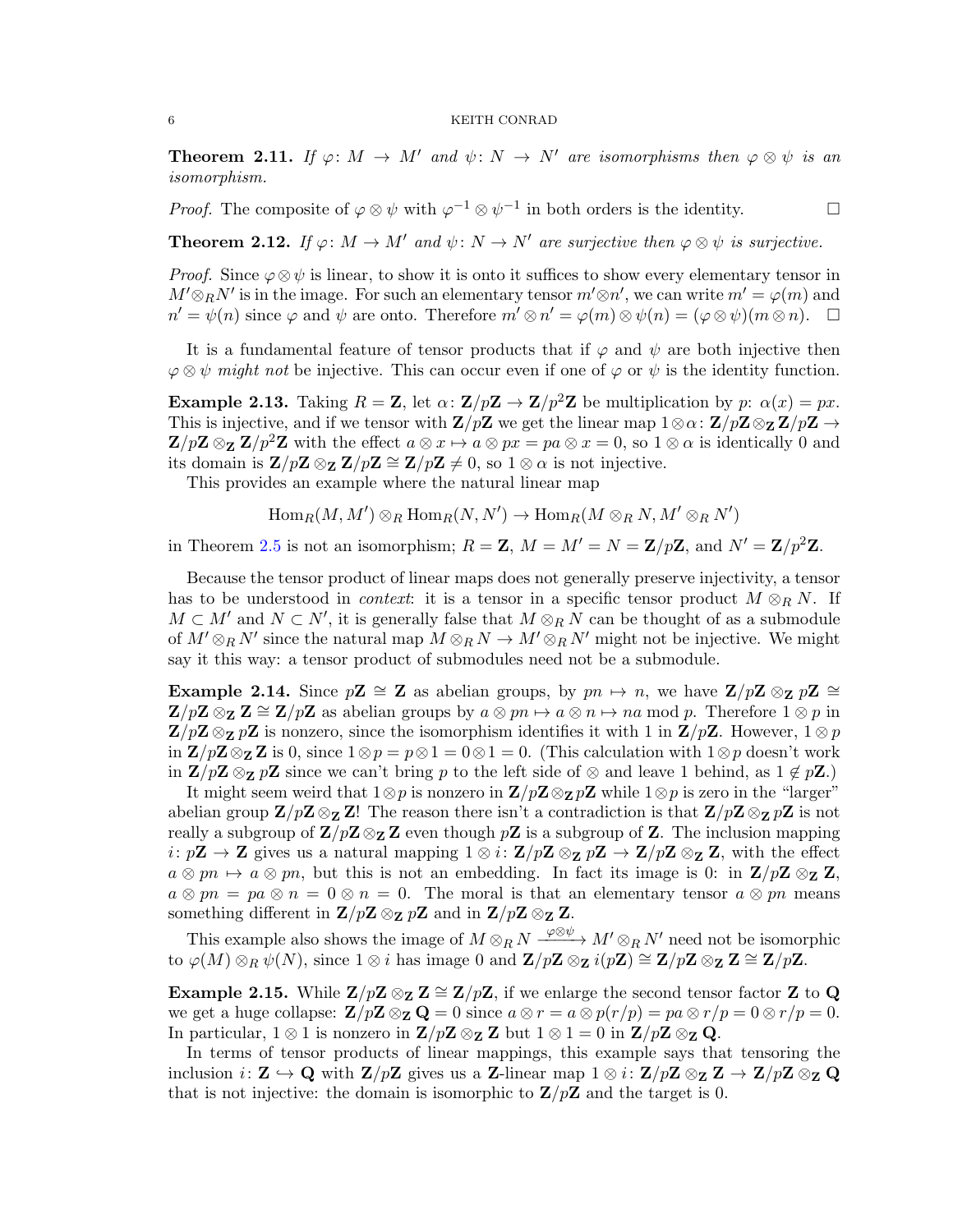**Theorem 2.11.** *If $\varphi\colon M \to M'$ and $\psi\colon N \to N'$ are isomorphisms then $\varphi \otimes \psi$ is an isomorphism.*

*Proof.* The composite of $\varphi \otimes \psi$ with $\varphi^{-1} \otimes \psi^{-1}$ in both orders is the identity. $\square$

**Theorem 2.12.** *If $\varphi\colon M \to M'$ and $\psi\colon N \to N'$ are surjective then $\varphi \otimes \psi$ is surjective.*

*Proof.* Since $\varphi \otimes \psi$ is linear, to show it is onto it suffices to show every elementary tensor in $M' \otimes_R N'$ is in the image. For such an elementary tensor $m' \otimes n'$, we can write $m' = \varphi(m)$ and $n' = \psi(n)$ since $\varphi$ and $\psi$ are onto. Therefore $m' \otimes n' = \varphi(m) \otimes \psi(n) = (\varphi \otimes \psi)(m \otimes n)$. $\square$

It is a fundamental feature of tensor products that if $\varphi$ and $\psi$ are both injective then $\varphi \otimes \psi$ *might not* be injective. This can occur even if one of $\varphi$ or $\psi$ is the identity function.

**Example 2.13.** Taking $R = \mathbf{Z}$, let $\alpha\colon \mathbf{Z}/p\mathbf{Z} \to \mathbf{Z}/p^2\mathbf{Z}$ be multiplication by $p$: $\alpha(x) = px$. This is injective, and if we tensor with $\mathbf{Z}/p\mathbf{Z}$ we get the linear map $1 \otimes \alpha\colon \mathbf{Z}/p\mathbf{Z} \otimes_{\mathbf{Z}} \mathbf{Z}/p\mathbf{Z} \to \mathbf{Z}/p\mathbf{Z} \otimes_{\mathbf{Z}} \mathbf{Z}/p^2\mathbf{Z}$ with the effect $a \otimes x \mapsto a \otimes px = pa \otimes x = 0$, so $1 \otimes \alpha$ is identically 0 and its domain is $\mathbf{Z}/p\mathbf{Z} \otimes_{\mathbf{Z}} \mathbf{Z}/p\mathbf{Z} \cong \mathbf{Z}/p\mathbf{Z} \neq 0$, so $1 \otimes \alpha$ is not injective.

This provides an example where the natural linear map

$$\mathrm{Hom}_R(M, M') \otimes_R \mathrm{Hom}_R(N, N') \to \mathrm{Hom}_R(M \otimes_R N, M' \otimes_R N')$$

in Theorem 2.5 is not an isomorphism; $R = \mathbf{Z}$, $M = M' = N = \mathbf{Z}/p\mathbf{Z}$, and $N' = \mathbf{Z}/p^2\mathbf{Z}$.

Because the tensor product of linear maps does not generally preserve injectivity, a tensor has to be understood in *context*: it is a tensor in a specific tensor product $M \otimes_R N$. If $M \subset M'$ and $N \subset N'$, it is generally false that $M \otimes_R N$ can be thought of as a submodule of $M' \otimes_R N'$ since the natural map $M \otimes_R N \to M' \otimes_R N'$ might not be injective. We might say it this way: a tensor product of submodules need not be a submodule.

**Example 2.14.** Since $p\mathbf{Z} \cong \mathbf{Z}$ as abelian groups, by $pn \mapsto n$, we have $\mathbf{Z}/p\mathbf{Z} \otimes_{\mathbf{Z}} p\mathbf{Z} \cong \mathbf{Z}/p\mathbf{Z} \otimes_{\mathbf{Z}} \mathbf{Z} \cong \mathbf{Z}/p\mathbf{Z}$ as abelian groups by $a \otimes pn \mapsto a \otimes n \mapsto na \bmod p$. Therefore $1 \otimes p$ in $\mathbf{Z}/p\mathbf{Z} \otimes_{\mathbf{Z}} p\mathbf{Z}$ is nonzero, since the isomorphism identifies it with 1 in $\mathbf{Z}/p\mathbf{Z}$. However, $1 \otimes p$ in $\mathbf{Z}/p\mathbf{Z} \otimes_{\mathbf{Z}} \mathbf{Z}$ is 0, since $1 \otimes p = p \otimes 1 = 0 \otimes 1 = 0$. (This calculation with $1 \otimes p$ doesn't work in $\mathbf{Z}/p\mathbf{Z} \otimes_{\mathbf{Z}} p\mathbf{Z}$ since we can't bring $p$ to the left side of $\otimes$ and leave 1 behind, as $1 \notin p\mathbf{Z}$.)

It might seem weird that $1 \otimes p$ is nonzero in $\mathbf{Z}/p\mathbf{Z} \otimes_{\mathbf{Z}} p\mathbf{Z}$ while $1 \otimes p$ is zero in the "larger" abelian group $\mathbf{Z}/p\mathbf{Z} \otimes_{\mathbf{Z}} \mathbf{Z}$! The reason there isn't a contradiction is that $\mathbf{Z}/p\mathbf{Z} \otimes_{\mathbf{Z}} p\mathbf{Z}$ is not really a subgroup of $\mathbf{Z}/p\mathbf{Z} \otimes_{\mathbf{Z}} \mathbf{Z}$ even though $p\mathbf{Z}$ is a subgroup of $\mathbf{Z}$. The inclusion mapping $i\colon p\mathbf{Z} \to \mathbf{Z}$ gives us a natural mapping $1 \otimes i\colon \mathbf{Z}/p\mathbf{Z} \otimes_{\mathbf{Z}} p\mathbf{Z} \to \mathbf{Z}/p\mathbf{Z} \otimes_{\mathbf{Z}} \mathbf{Z}$, with the effect $a \otimes pn \mapsto a \otimes pn$, but this is not an embedding. In fact its image is 0: in $\mathbf{Z}/p\mathbf{Z} \otimes_{\mathbf{Z}} \mathbf{Z}$, $a \otimes pn = pa \otimes n = 0 \otimes n = 0$. The moral is that an elementary tensor $a \otimes pn$ means something different in $\mathbf{Z}/p\mathbf{Z} \otimes_{\mathbf{Z}} p\mathbf{Z}$ and in $\mathbf{Z}/p\mathbf{Z} \otimes_{\mathbf{Z}} \mathbf{Z}$.

This example also shows the image of $M \otimes_R N \xrightarrow{\varphi \otimes \psi} M' \otimes_R N'$ need not be isomorphic to $\varphi(M) \otimes_R \psi(N)$, since $1 \otimes i$ has image 0 and $\mathbf{Z}/p\mathbf{Z} \otimes_{\mathbf{Z}} i(p\mathbf{Z}) \cong \mathbf{Z}/p\mathbf{Z} \otimes_{\mathbf{Z}} \mathbf{Z} \cong \mathbf{Z}/p\mathbf{Z}$.

**Example 2.15.** While $\mathbf{Z}/p\mathbf{Z} \otimes_{\mathbf{Z}} \mathbf{Z} \cong \mathbf{Z}/p\mathbf{Z}$, if we enlarge the second tensor factor $\mathbf{Z}$ to $\mathbf{Q}$ we get a huge collapse: $\mathbf{Z}/p\mathbf{Z} \otimes_{\mathbf{Z}} \mathbf{Q} = 0$ since $a \otimes r = a \otimes p(r/p) = pa \otimes r/p = 0 \otimes r/p = 0$. In particular, $1 \otimes 1$ is nonzero in $\mathbf{Z}/p\mathbf{Z} \otimes_{\mathbf{Z}} \mathbf{Z}$ but $1 \otimes 1 = 0$ in $\mathbf{Z}/p\mathbf{Z} \otimes_{\mathbf{Z}} \mathbf{Q}$.

In terms of tensor products of linear mappings, this example says that tensoring the inclusion $i\colon \mathbf{Z} \hookrightarrow \mathbf{Q}$ with $\mathbf{Z}/p\mathbf{Z}$ gives us a $\mathbf{Z}$-linear map $1 \otimes i\colon \mathbf{Z}/p\mathbf{Z} \otimes_{\mathbf{Z}} \mathbf{Z} \to \mathbf{Z}/p\mathbf{Z} \otimes_{\mathbf{Z}} \mathbf{Q}$ that is not injective: the domain is isomorphic to $\mathbf{Z}/p\mathbf{Z}$ and the target is 0.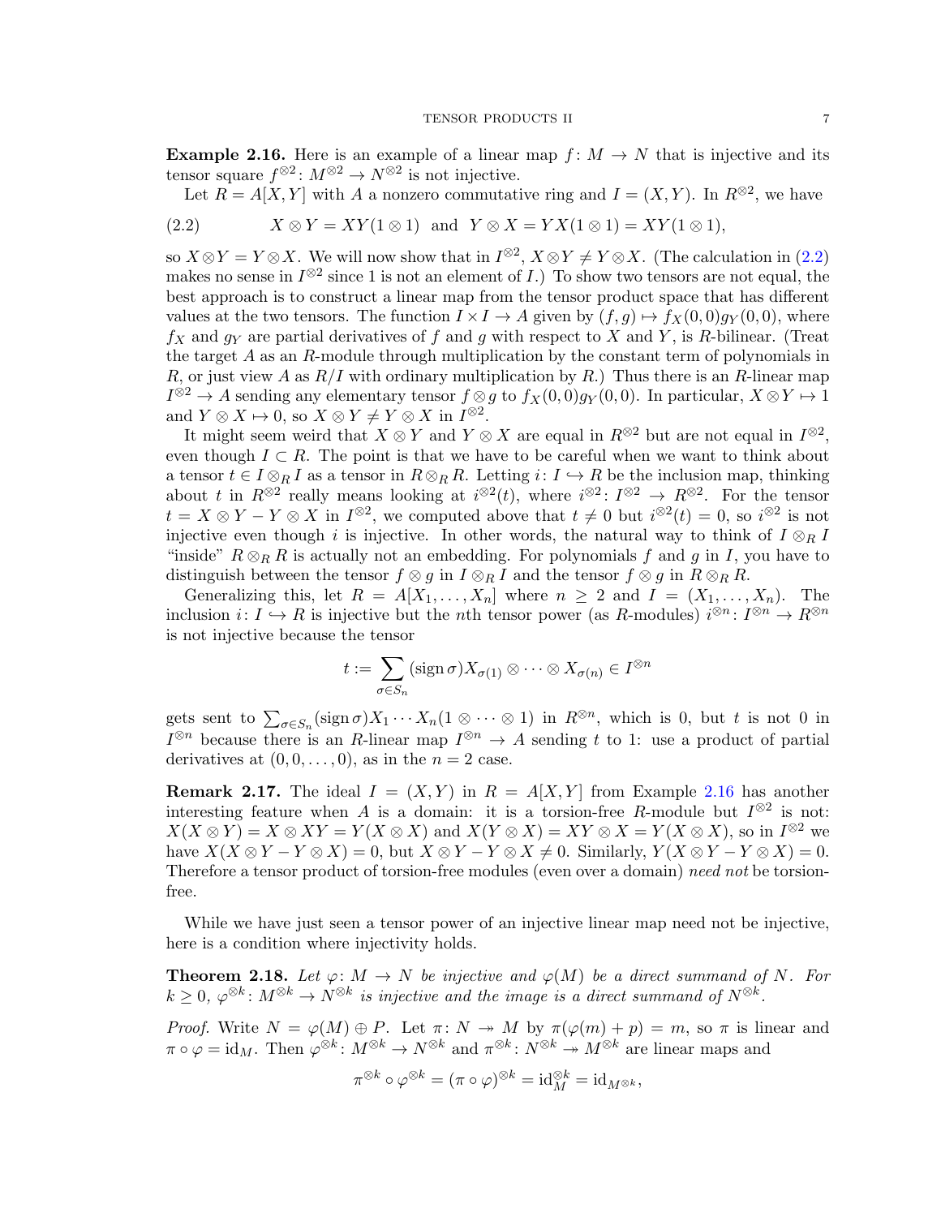**Example 2.16.** Here is an example of a linear map $f\colon M \to N$ that is injective and its tensor square $f^{\otimes 2}\colon M^{\otimes 2} \to N^{\otimes 2}$ is not injective.

Let $R = A[X,Y]$ with $A$ a nonzero commutative ring and $I = (X,Y)$. In $R^{\otimes 2}$, we have

$$X \otimes Y = XY(1 \otimes 1) \quad \text{and} \quad Y \otimes X = YX(1 \otimes 1) = XY(1 \otimes 1), \tag{2.2}$$

so $X \otimes Y = Y \otimes X$. We will now show that in $I^{\otimes 2}$, $X \otimes Y \neq Y \otimes X$. (The calculation in (2.2) makes no sense in $I^{\otimes 2}$ since 1 is not an element of $I$.) To show two tensors are not equal, the best approach is to construct a linear map from the tensor product space that has different values at the two tensors. The function $I \times I \to A$ given by $(f,g) \mapsto f_X(0,0)g_Y(0,0)$, where $f_X$ and $g_Y$ are partial derivatives of $f$ and $g$ with respect to $X$ and $Y$, is $R$-bilinear. (Treat the target $A$ as an $R$-module through multiplication by the constant term of polynomials in $R$, or just view $A$ as $R/I$ with ordinary multiplication by $R$.) Thus there is an $R$-linear map $I^{\otimes 2} \to A$ sending any elementary tensor $f \otimes g$ to $f_X(0,0)g_Y(0,0)$. In particular, $X \otimes Y \mapsto 1$ and $Y \otimes X \mapsto 0$, so $X \otimes Y \neq Y \otimes X$ in $I^{\otimes 2}$.

It might seem weird that $X \otimes Y$ and $Y \otimes X$ are equal in $R^{\otimes 2}$ but are not equal in $I^{\otimes 2}$, even though $I \subset R$. The point is that we have to be careful when we want to think about a tensor $t \in I \otimes_R I$ as a tensor in $R \otimes_R R$. Letting $i\colon I \hookrightarrow R$ be the inclusion map, thinking about $t$ in $R^{\otimes 2}$ really means looking at $i^{\otimes 2}(t)$, where $i^{\otimes 2}\colon I^{\otimes 2} \to R^{\otimes 2}$. For the tensor $t = X \otimes Y - Y \otimes X$ in $I^{\otimes 2}$, we computed above that $t \neq 0$ but $i^{\otimes 2}(t) = 0$, so $i^{\otimes 2}$ is not injective even though $i$ is injective. In other words, the natural way to think of $I \otimes_R I$ "inside" $R \otimes_R R$ is actually not an embedding. For polynomials $f$ and $g$ in $I$, you have to distinguish between the tensor $f \otimes g$ in $I \otimes_R I$ and the tensor $f \otimes g$ in $R \otimes_R R$.

Generalizing this, let $R = A[X_1, \ldots, X_n]$ where $n \geq 2$ and $I = (X_1, \ldots, X_n)$. The inclusion $i\colon I \hookrightarrow R$ is injective but the $n$th tensor power (as $R$-modules) $i^{\otimes n}\colon I^{\otimes n} \to R^{\otimes n}$ is not injective because the tensor

$$t := \sum_{\sigma \in S_n} (\operatorname{sign} \sigma) X_{\sigma(1)} \otimes \cdots \otimes X_{\sigma(n)} \in I^{\otimes n}$$

gets sent to $\sum_{\sigma \in S_n} (\operatorname{sign} \sigma) X_1 \cdots X_n (1 \otimes \cdots \otimes 1)$ in $R^{\otimes n}$, which is 0, but $t$ is not 0 in $I^{\otimes n}$ because there is an $R$-linear map $I^{\otimes n} \to A$ sending $t$ to 1: use a product of partial derivatives at $(0,0,\ldots,0)$, as in the $n = 2$ case.

**Remark 2.17.** The ideal $I = (X,Y)$ in $R = A[X,Y]$ from Example 2.16 has another interesting feature when $A$ is a domain: it is a torsion-free $R$-module but $I^{\otimes 2}$ is not: $X(X \otimes Y) = X \otimes XY = Y(X \otimes X)$ and $X(Y \otimes X) = XY \otimes X = Y(X \otimes X)$, so in $I^{\otimes 2}$ we have $X(X \otimes Y - Y \otimes X) = 0$, but $X \otimes Y - Y \otimes X \neq 0$. Similarly, $Y(X \otimes Y - Y \otimes X) = 0$. Therefore a tensor product of torsion-free modules (even over a domain) *need not* be torsion-free.

While we have just seen a tensor power of an injective linear map need not be injective, here is a condition where injectivity holds.

**Theorem 2.18.** *Let $\varphi\colon M \to N$ be injective and $\varphi(M)$ be a direct summand of $N$. For $k \geq 0$, $\varphi^{\otimes k}\colon M^{\otimes k} \to N^{\otimes k}$ is injective and the image is a direct summand of $N^{\otimes k}$.*

*Proof.* Write $N = \varphi(M) \oplus P$. Let $\pi\colon N \twoheadrightarrow M$ by $\pi(\varphi(m) + p) = m$, so $\pi$ is linear and $\pi \circ \varphi = \mathrm{id}_M$. Then $\varphi^{\otimes k}\colon M^{\otimes k} \to N^{\otimes k}$ and $\pi^{\otimes k}\colon N^{\otimes k} \twoheadrightarrow M^{\otimes k}$ are linear maps and

$$\pi^{\otimes k} \circ \varphi^{\otimes k} = (\pi \circ \varphi)^{\otimes k} = \mathrm{id}_M^{\otimes k} = \mathrm{id}_{M^{\otimes k}},$$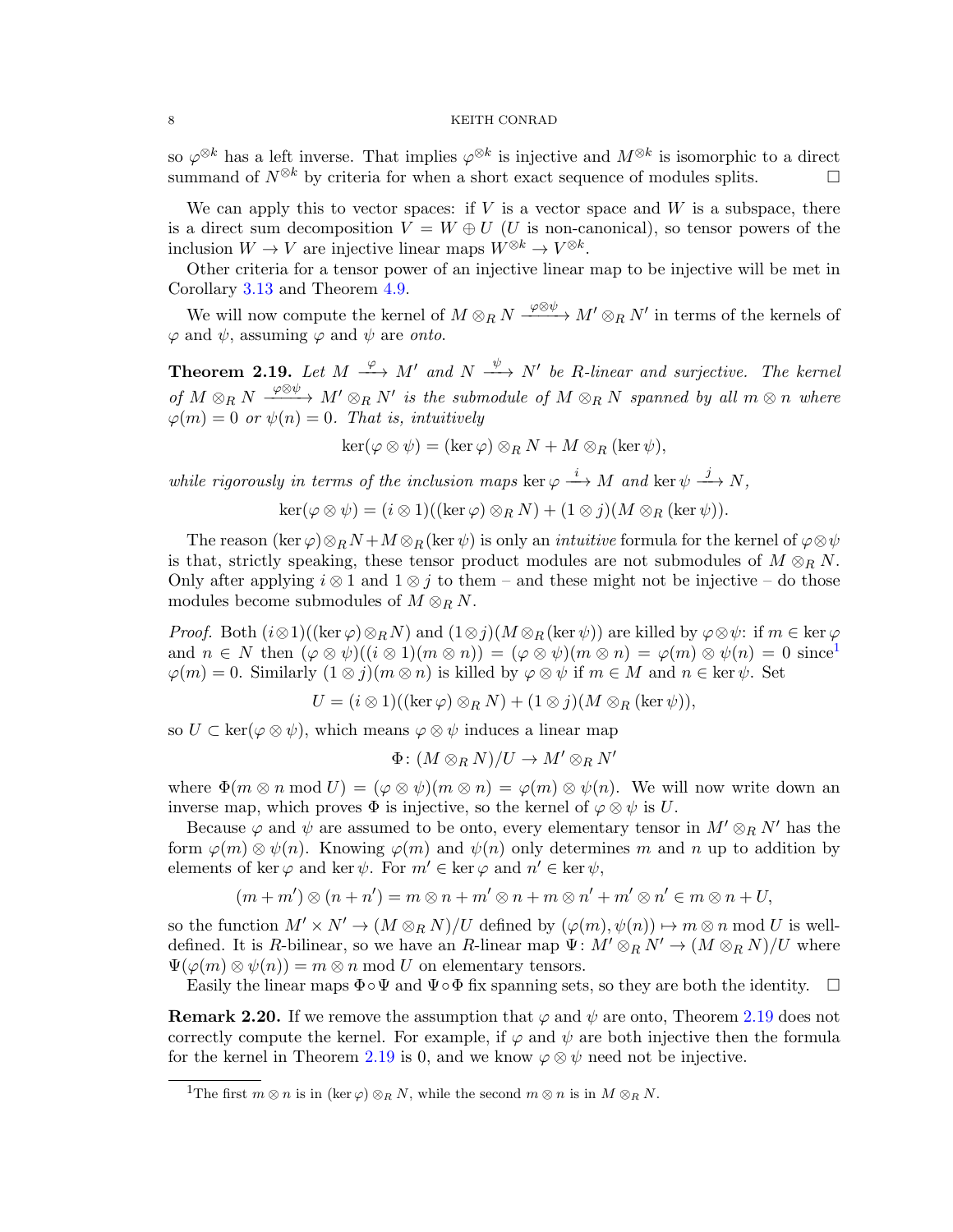so $\varphi^{\otimes k}$ has a left inverse. That implies $\varphi^{\otimes k}$ is injective and $M^{\otimes k}$ is isomorphic to a direct summand of $N^{\otimes k}$ by criteria for when a short exact sequence of modules splits. $\square$

We can apply this to vector spaces: if $V$ is a vector space and $W$ is a subspace, there is a direct sum decomposition $V = W \oplus U$ ($U$ is non-canonical), so tensor powers of the inclusion $W \to V$ are injective linear maps $W^{\otimes k} \to V^{\otimes k}$.

Other criteria for a tensor power of an injective linear map to be injective will be met in Corollary 3.13 and Theorem 4.9.

We will now compute the kernel of $M \otimes_R N \xrightarrow{\varphi \otimes \psi} M' \otimes_R N'$ in terms of the kernels of $\varphi$ and $\psi$, assuming $\varphi$ and $\psi$ are *onto*.

**Theorem 2.19.** *Let $M \xrightarrow{\varphi} M'$ and $N \xrightarrow{\psi} N'$ be $R$-linear and surjective. The kernel of $M \otimes_R N \xrightarrow{\varphi \otimes \psi} M' \otimes_R N'$ is the submodule of $M \otimes_R N$ spanned by all $m \otimes n$ where $\varphi(m) = 0$ or $\psi(n) = 0$. That is, intuitively*

$$\ker(\varphi \otimes \psi) = (\ker \varphi) \otimes_R N + M \otimes_R (\ker \psi),$$

*while rigorously in terms of the inclusion maps $\ker \varphi \xrightarrow{i} M$ and $\ker \psi \xrightarrow{j} N$,*

$$\ker(\varphi \otimes \psi) = (i \otimes 1)((\ker \varphi) \otimes_R N) + (1 \otimes j)(M \otimes_R (\ker \psi)).$$

The reason $(\ker \varphi) \otimes_R N + M \otimes_R (\ker \psi)$ is only an *intuitive* formula for the kernel of $\varphi \otimes \psi$ is that, strictly speaking, these tensor product modules are not submodules of $M \otimes_R N$. Only after applying $i \otimes 1$ and $1 \otimes j$ to them – and these might not be injective – do those modules become submodules of $M \otimes_R N$.

*Proof.* Both $(i \otimes 1)((\ker \varphi) \otimes_R N)$ and $(1 \otimes j)(M \otimes_R (\ker \psi))$ are killed by $\varphi \otimes \psi$: if $m \in \ker \varphi$ and $n \in N$ then $(\varphi \otimes \psi)((i \otimes 1)(m \otimes n)) = (\varphi \otimes \psi)(m \otimes n) = \varphi(m) \otimes \psi(n) = 0$ since[1] $\varphi(m) = 0$. Similarly $(1 \otimes j)(m \otimes n)$ is killed by $\varphi \otimes \psi$ if $m \in M$ and $n \in \ker \psi$. Set

$$U = (i \otimes 1)((\ker \varphi) \otimes_R N) + (1 \otimes j)(M \otimes_R (\ker \psi)),$$

so $U \subset \ker(\varphi \otimes \psi)$, which means $\varphi \otimes \psi$ induces a linear map

$$\Phi \colon (M \otimes_R N)/U \to M' \otimes_R N'$$

where $\Phi(m \otimes n \bmod U) = (\varphi \otimes \psi)(m \otimes n) = \varphi(m) \otimes \psi(n)$. We will now write down an inverse map, which proves $\Phi$ is injective, so the kernel of $\varphi \otimes \psi$ is $U$.

Because $\varphi$ and $\psi$ are assumed to be onto, every elementary tensor in $M' \otimes_R N'$ has the form $\varphi(m) \otimes \psi(n)$. Knowing $\varphi(m)$ and $\psi(n)$ only determines $m$ and $n$ up to addition by elements of $\ker \varphi$ and $\ker \psi$. For $m' \in \ker \varphi$ and $n' \in \ker \psi$,

$$(m + m') \otimes (n + n') = m \otimes n + m' \otimes n + m \otimes n' + m' \otimes n' \in m \otimes n + U,$$

so the function $M' \times N' \to (M \otimes_R N)/U$ defined by $(\varphi(m), \psi(n)) \mapsto m \otimes n \bmod U$ is well-defined. It is $R$-bilinear, so we have an $R$-linear map $\Psi \colon M' \otimes_R N' \to (M \otimes_R N)/U$ where $\Psi(\varphi(m) \otimes \psi(n)) = m \otimes n \bmod U$ on elementary tensors.

Easily the linear maps $\Phi \circ \Psi$ and $\Psi \circ \Phi$ fix spanning sets, so they are both the identity. $\square$

**Remark 2.20.** If we remove the assumption that $\varphi$ and $\psi$ are onto, Theorem 2.19 does not correctly compute the kernel. For example, if $\varphi$ and $\psi$ are both injective then the formula for the kernel in Theorem 2.19 is 0, and we know $\varphi \otimes \psi$ need not be injective.

[1] The first $m \otimes n$ is in $(\ker \varphi) \otimes_R N$, while the second $m \otimes n$ is in $M \otimes_R N$.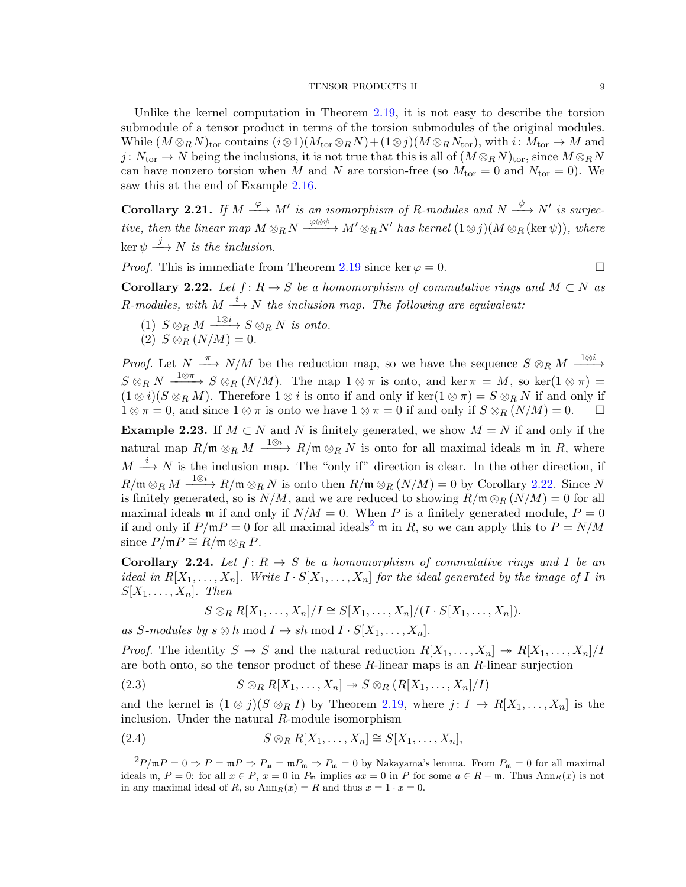Unlike the kernel computation in Theorem 2.19, it is not easy to describe the torsion submodule of a tensor product in terms of the torsion submodules of the original modules. While $(M \otimes_R N)_{\rm tor}$ contains $(i\otimes 1)(M_{\rm tor}\otimes_R N)+(1\otimes j)(M\otimes_R N_{\rm tor})$, with $i\colon M_{\rm tor}\to M$ and $j\colon N_{\rm tor}\to N$ being the inclusions, it is not true that this is all of $(M\otimes_R N)_{\rm tor}$, since $M\otimes_R N$ can have nonzero torsion when $M$ and $N$ are torsion-free (so $M_{\rm tor}=0$ and $N_{\rm tor}=0$). We saw this at the end of Example 2.16.

**Corollary 2.21.** *If $M \xrightarrow{\varphi} M'$ is an isomorphism of $R$-modules and $N \xrightarrow{\psi} N'$ is surjective, then the linear map $M\otimes_R N \xrightarrow{\varphi\otimes\psi} M'\otimes_R N'$ has kernel $(1\otimes j)(M\otimes_R(\ker\psi))$, where $\ker\psi \xrightarrow{j} N$ is the inclusion.*

*Proof.* This is immediate from Theorem 2.19 since $\ker\varphi=0$. □

**Corollary 2.22.** *Let $f\colon R\to S$ be a homomorphism of commutative rings and $M\subset N$ as $R$-modules, with $M\xrightarrow{i} N$ the inclusion map. The following are equivalent:*

1. *$S\otimes_R M \xrightarrow{1\otimes i} S\otimes_R N$ is onto.*
2. *$S\otimes_R (N/M)=0$.*

*Proof.* Let $N\xrightarrow{\pi} N/M$ be the reduction map, so we have the sequence $S\otimes_R M \xrightarrow{1\otimes i} S\otimes_R N \xrightarrow{1\otimes\pi} S\otimes_R (N/M)$. The map $1\otimes\pi$ is onto, and $\ker\pi=M$, so $\ker(1\otimes\pi)=(1\otimes i)(S\otimes_R M)$. Therefore $1\otimes i$ is onto if and only if $\ker(1\otimes\pi)=S\otimes_R N$ if and only if $1\otimes\pi=0$, and since $1\otimes\pi$ is onto we have $1\otimes\pi=0$ if and only if $S\otimes_R(N/M)=0$. □

**Example 2.23.** If $M\subset N$ and $N$ is finitely generated, we show $M=N$ if and only if the natural map $R/\mathfrak{m}\otimes_R M\xrightarrow{1\otimes i} R/\mathfrak{m}\otimes_R N$ is onto for all maximal ideals $\mathfrak{m}$ in $R$, where $M\xrightarrow{i}N$ is the inclusion map. The "only if" direction is clear. In the other direction, if $R/\mathfrak{m}\otimes_R M\xrightarrow{1\otimes i} R/\mathfrak{m}\otimes_R N$ is onto then $R/\mathfrak{m}\otimes_R(N/M)=0$ by Corollary 2.22. Since $N$ is finitely generated, so is $N/M$, and we are reduced to showing $R/\mathfrak{m}\otimes_R(N/M)=0$ for all maximal ideals $\mathfrak{m}$ if and only if $N/M=0$. When $P$ is a finitely generated module, $P=0$ if and only if $P/\mathfrak{m}P=0$ for all maximal ideals[2] $\mathfrak{m}$ in $R$, so we can apply this to $P=N/M$ since $P/\mathfrak{m}P\cong R/\mathfrak{m}\otimes_R P$.

**Corollary 2.24.** *Let $f\colon R\to S$ be a homomorphism of commutative rings and $I$ be an ideal in $R[X_1,\dots,X_n]$. Write $I\cdot S[X_1,\dots,X_n]$ for the ideal generated by the image of $I$ in $S[X_1,\dots,X_n]$. Then*

$$S\otimes_R R[X_1,\dots,X_n]/I\cong S[X_1,\dots,X_n]/(I\cdot S[X_1,\dots,X_n]).$$

*as $S$-modules by $s\otimes h \bmod I\mapsto sh \bmod I\cdot S[X_1,\dots,X_n]$.*

*Proof.* The identity $S\to S$ and the natural reduction $R[X_1,\dots,X_n]\twoheadrightarrow R[X_1,\dots,X_n]/I$ are both onto, so the tensor product of these $R$-linear maps is an $R$-linear surjection

$$S\otimes_R R[X_1,\dots,X_n]\twoheadrightarrow S\otimes_R(R[X_1,\dots,X_n]/I) \tag{2.3}$$

and the kernel is $(1\otimes j)(S\otimes_R I)$ by Theorem 2.19, where $j\colon I\to R[X_1,\dots,X_n]$ is the inclusion. Under the natural $R$-module isomorphism

$$S\otimes_R R[X_1,\dots,X_n]\cong S[X_1,\dots,X_n], \tag{2.4}$$

---

[2] $P/\mathfrak{m}P=0\Rightarrow P=\mathfrak{m}P\Rightarrow P_\mathfrak{m}=\mathfrak{m}P_\mathfrak{m}\Rightarrow P_\mathfrak{m}=0$ by Nakayama's lemma. From $P_\mathfrak{m}=0$ for all maximal ideals $\mathfrak{m}$, $P=0$: for all $x\in P$, $x=0$ in $P_\mathfrak{m}$ implies $ax=0$ in $P$ for some $a\in R-\mathfrak{m}$. Thus $\operatorname{Ann}_R(x)$ is not in any maximal ideal of $R$, so $\operatorname{Ann}_R(x)=R$ and thus $x=1\cdot x=0$.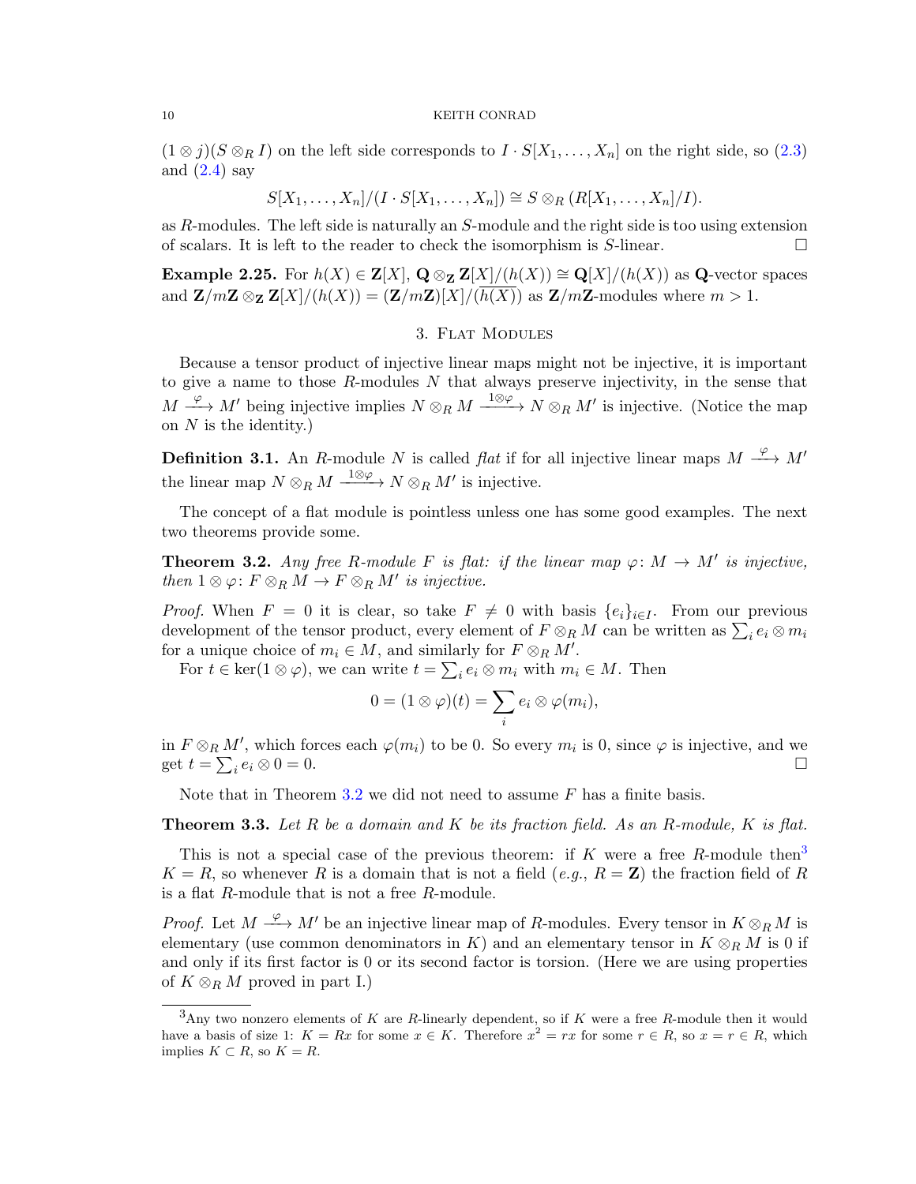$(1 \otimes j)(S \otimes_R I)$ on the left side corresponds to $I \cdot S[X_1, \ldots, X_n]$ on the right side, so (2.3) and (2.4) say

$$S[X_1, \ldots, X_n]/(I \cdot S[X_1, \ldots, X_n]) \cong S \otimes_R (R[X_1, \ldots, X_n]/I).$$

as $R$-modules. The left side is naturally an $S$-module and the right side is too using extension of scalars. It is left to the reader to check the isomorphism is $S$-linear. $\square$

**Example 2.25.** For $h(X) \in \mathbf{Z}[X]$, $\mathbf{Q} \otimes_{\mathbf{Z}} \mathbf{Z}[X]/(h(X)) \cong \mathbf{Q}[X]/(h(X))$ as $\mathbf{Q}$-vector spaces and $\mathbf{Z}/m\mathbf{Z} \otimes_{\mathbf{Z}} \mathbf{Z}[X]/(h(X)) = (\mathbf{Z}/m\mathbf{Z})[X]/(\overline{h(X)})$ as $\mathbf{Z}/m\mathbf{Z}$-modules where $m > 1$.

## 3. Flat Modules

Because a tensor product of injective linear maps might not be injective, it is important to give a name to those $R$-modules $N$ that always preserve injectivity, in the sense that $M \xrightarrow{\varphi} M'$ being injective implies $N \otimes_R M \xrightarrow{1 \otimes \varphi} N \otimes_R M'$ is injective. (Notice the map on $N$ is the identity.)

**Definition 3.1.** An $R$-module $N$ is called *flat* if for all injective linear maps $M \xrightarrow{\varphi} M'$ the linear map $N \otimes_R M \xrightarrow{1 \otimes \varphi} N \otimes_R M'$ is injective.

The concept of a flat module is pointless unless one has some good examples. The next two theorems provide some.

**Theorem 3.2.** *Any free $R$-module $F$ is flat: if the linear map $\varphi \colon M \to M'$ is injective, then $1 \otimes \varphi \colon F \otimes_R M \to F \otimes_R M'$ is injective.*

*Proof.* When $F = 0$ it is clear, so take $F \neq 0$ with basis $\{e_i\}_{i \in I}$. From our previous development of the tensor product, every element of $F \otimes_R M$ can be written as $\sum_i e_i \otimes m_i$ for a unique choice of $m_i \in M$, and similarly for $F \otimes_R M'$.

For $t \in \ker(1 \otimes \varphi)$, we can write $t = \sum_i e_i \otimes m_i$ with $m_i \in M$. Then

$$0 = (1 \otimes \varphi)(t) = \sum_i e_i \otimes \varphi(m_i),$$

in $F \otimes_R M'$, which forces each $\varphi(m_i)$ to be 0. So every $m_i$ is 0, since $\varphi$ is injective, and we get $t = \sum_i e_i \otimes 0 = 0$. $\square$

Note that in Theorem 3.2 we did not need to assume $F$ has a finite basis.

**Theorem 3.3.** *Let $R$ be a domain and $K$ be its fraction field. As an $R$-module, $K$ is flat.*

This is not a special case of the previous theorem: if $K$ were a free $R$-module then[3] $K = R$, so whenever $R$ is a domain that is not a field (*e.g.*, $R = \mathbf{Z}$) the fraction field of $R$ is a flat $R$-module that is not a free $R$-module.

*Proof.* Let $M \xrightarrow{\varphi} M'$ be an injective linear map of $R$-modules. Every tensor in $K \otimes_R M$ is elementary (use common denominators in $K$) and an elementary tensor in $K \otimes_R M$ is 0 if and only if its first factor is 0 or its second factor is torsion. (Here we are using properties of $K \otimes_R M$ proved in part I.)

---

[3] Any two nonzero elements of $K$ are $R$-linearly dependent, so if $K$ were a free $R$-module then it would have a basis of size 1: $K = Rx$ for some $x \in K$. Therefore $x^2 = rx$ for some $r \in R$, so $x = r \in R$, which implies $K \subset R$, so $K = R$.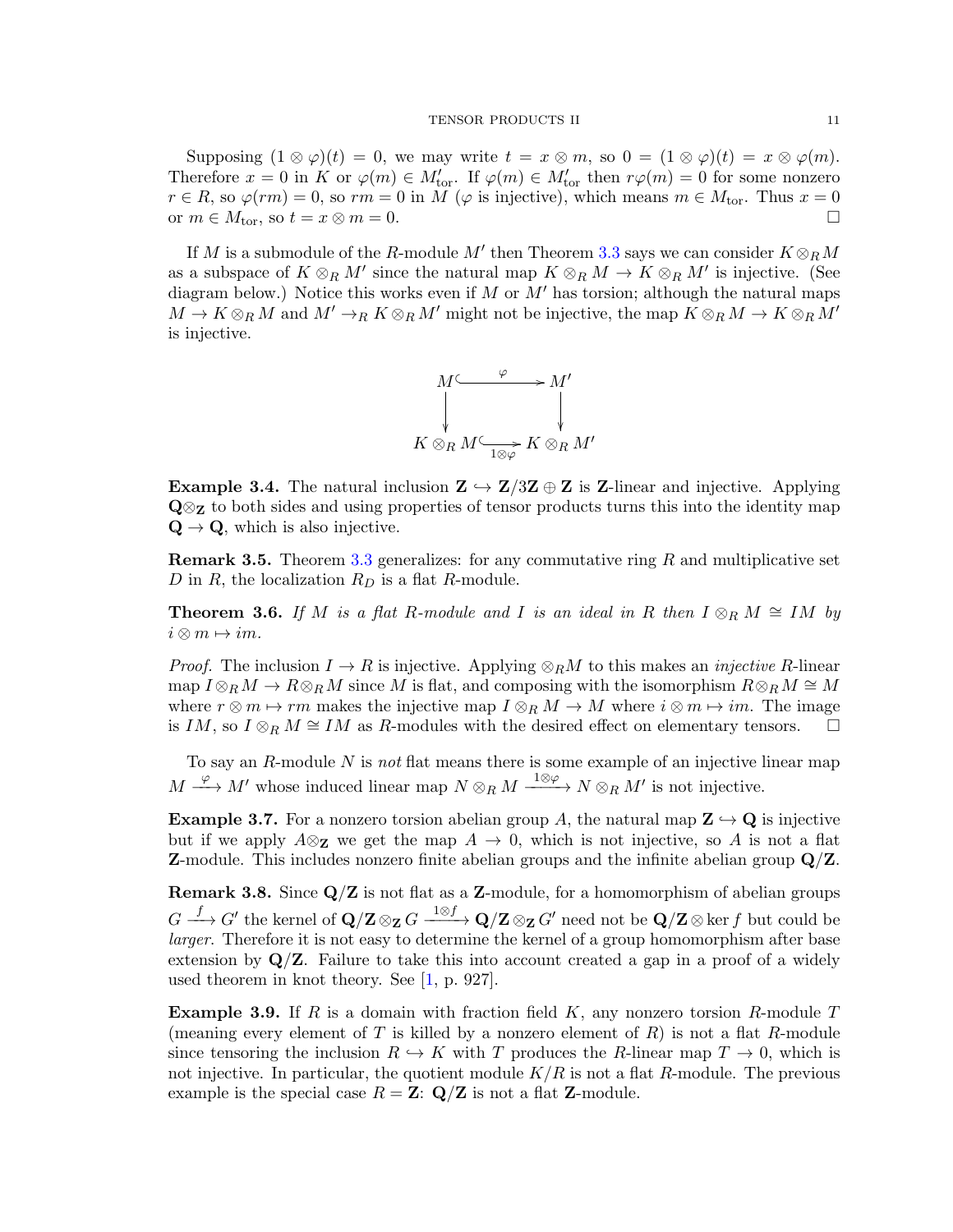Supposing $(1 \otimes \varphi)(t) = 0$, we may write $t = x \otimes m$, so $0 = (1 \otimes \varphi)(t) = x \otimes \varphi(m)$. Therefore $x = 0$ in $K$ or $\varphi(m) \in M'_{\text{tor}}$. If $\varphi(m) \in M'_{\text{tor}}$ then $r\varphi(m) = 0$ for some nonzero $r \in R$, so $\varphi(rm) = 0$, so $rm = 0$ in $M$ ($\varphi$ is injective), which means $m \in M_{\text{tor}}$. Thus $x = 0$ or $m \in M_{\text{tor}}$, so $t = x \otimes m = 0$. □

If $M$ is a submodule of the $R$-module $M'$ then Theorem 3.3 says we can consider $K \otimes_R M$ as a subspace of $K \otimes_R M'$ since the natural map $K \otimes_R M \to K \otimes_R M'$ is injective. (See diagram below.) Notice this works even if $M$ or $M'$ has torsion; although the natural maps $M \to K \otimes_R M$ and $M' \to_R K \otimes_R M'$ might not be injective, the map $K \otimes_R M \to K \otimes_R M'$ is injective.

$$\begin{array}{ccc} M & \overset{\varphi}{\hookrightarrow} & M' \\ \downarrow & & \downarrow \\ K \otimes_R M & \underset{1 \otimes \varphi}{\hookrightarrow} & K \otimes_R M' \end{array}$$

**Example 3.4.** The natural inclusion $\mathbf{Z} \hookrightarrow \mathbf{Z}/3\mathbf{Z} \oplus \mathbf{Z}$ is $\mathbf{Z}$-linear and injective. Applying $\mathbf{Q} \otimes_{\mathbf{Z}}$ to both sides and using properties of tensor products turns this into the identity map $\mathbf{Q} \to \mathbf{Q}$, which is also injective.

**Remark 3.5.** Theorem 3.3 generalizes: for any commutative ring $R$ and multiplicative set $D$ in $R$, the localization $R_D$ is a flat $R$-module.

**Theorem 3.6.** *If $M$ is a flat $R$-module and $I$ is an ideal in $R$ then $I \otimes_R M \cong IM$ by $i \otimes m \mapsto im$.*

*Proof.* The inclusion $I \to R$ is injective. Applying $\otimes_R M$ to this makes an *injective* $R$-linear map $I \otimes_R M \to R \otimes_R M$ since $M$ is flat, and composing with the isomorphism $R \otimes_R M \cong M$ where $r \otimes m \mapsto rm$ makes the injective map $I \otimes_R M \to M$ where $i \otimes m \mapsto im$. The image is $IM$, so $I \otimes_R M \cong IM$ as $R$-modules with the desired effect on elementary tensors. □

To say an $R$-module $N$ is *not* flat means there is some example of an injective linear map $M \xrightarrow{\varphi} M'$ whose induced linear map $N \otimes_R M \xrightarrow{1 \otimes \varphi} N \otimes_R M'$ is not injective.

**Example 3.7.** For a nonzero torsion abelian group $A$, the natural map $\mathbf{Z} \hookrightarrow \mathbf{Q}$ is injective but if we apply $A \otimes_{\mathbf{Z}}$ we get the map $A \to 0$, which is not injective, so $A$ is not a flat $\mathbf{Z}$-module. This includes nonzero finite abelian groups and the infinite abelian group $\mathbf{Q}/\mathbf{Z}$.

**Remark 3.8.** Since $\mathbf{Q}/\mathbf{Z}$ is not flat as a $\mathbf{Z}$-module, for a homomorphism of abelian groups $G \xrightarrow{f} G'$ the kernel of $\mathbf{Q}/\mathbf{Z} \otimes_{\mathbf{Z}} G \xrightarrow{1 \otimes f} \mathbf{Q}/\mathbf{Z} \otimes_{\mathbf{Z}} G'$ need not be $\mathbf{Q}/\mathbf{Z} \otimes \ker f$ but could be *larger*. Therefore it is not easy to determine the kernel of a group homomorphism after base extension by $\mathbf{Q}/\mathbf{Z}$. Failure to take this into account created a gap in a proof of a widely used theorem in knot theory. See [1, p. 927].

**Example 3.9.** If $R$ is a domain with fraction field $K$, any nonzero torsion $R$-module $T$ (meaning every element of $T$ is killed by a nonzero element of $R$) is not a flat $R$-module since tensoring the inclusion $R \hookrightarrow K$ with $T$ produces the $R$-linear map $T \to 0$, which is not injective. In particular, the quotient module $K/R$ is not a flat $R$-module. The previous example is the special case $R = \mathbf{Z}$: $\mathbf{Q}/\mathbf{Z}$ is not a flat $\mathbf{Z}$-module.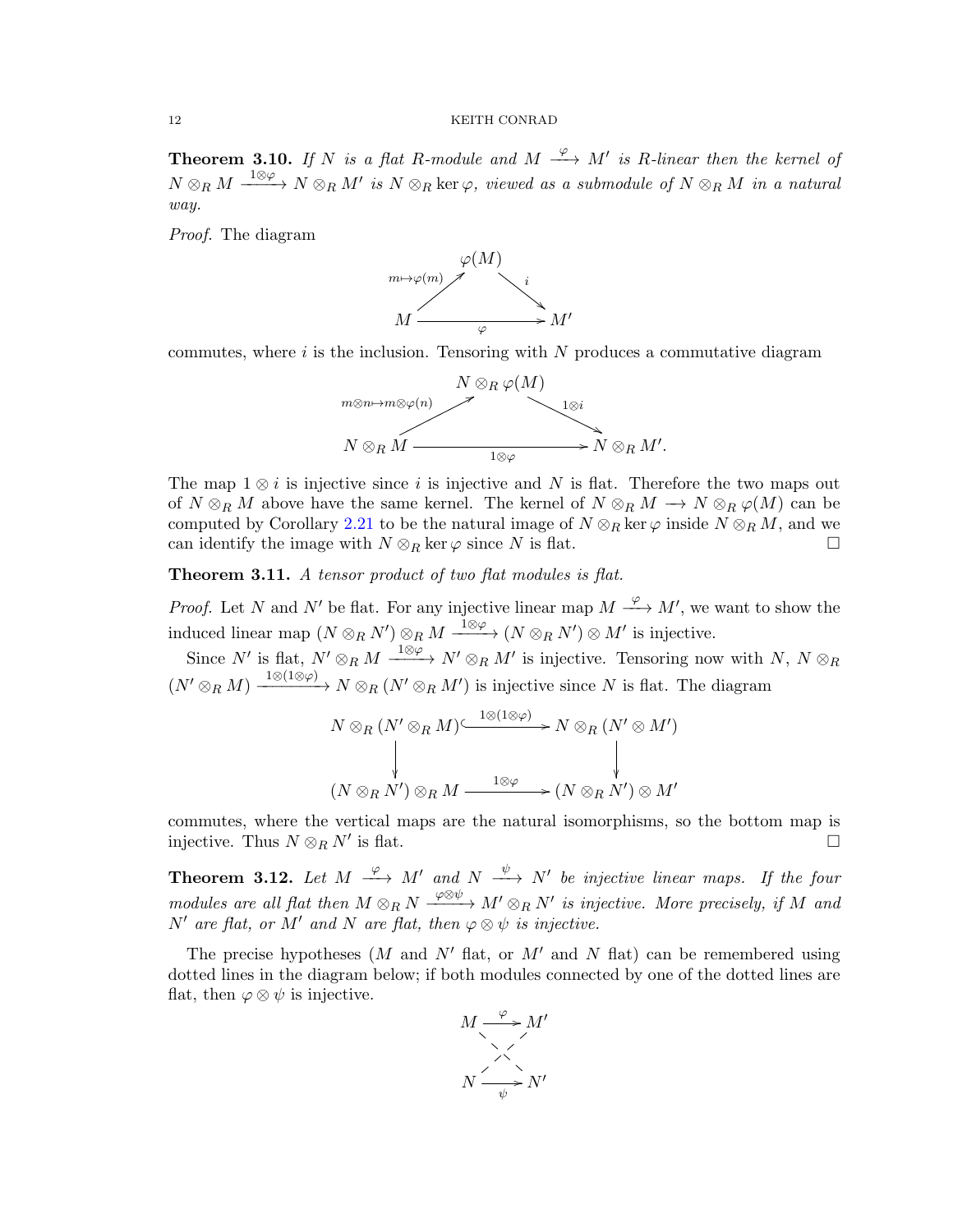**Theorem 3.10.** *If $N$ is a flat $R$-module and $M \xrightarrow{\varphi} M'$ is $R$-linear then the kernel of $N \otimes_R M \xrightarrow{1\otimes\varphi} N \otimes_R M'$ is $N \otimes_R \ker\varphi$, viewed as a submodule of $N \otimes_R M$ in a natural way.*

*Proof.* The diagram

$$\begin{array}{ccccc} & & \varphi(M) & & \\ & \overset{m\mapsto\varphi(m)}{\nearrow} & & \overset{i}{\searrow} & \\ M & & \xrightarrow[\varphi]{\hspace{3em}} & & M' \end{array}$$

commutes, where $i$ is the inclusion. Tensoring with $N$ produces a commutative diagram

$$\begin{array}{ccccc} & & N \otimes_R \varphi(M) & & \\ & \overset{m\otimes n\mapsto m\otimes\varphi(n)}{\nearrow} & & \overset{1\otimes i}{\searrow} & \\ N \otimes_R M & & \xrightarrow[1\otimes\varphi]{\hspace{3em}} & & N \otimes_R M'. \end{array}$$

The map $1 \otimes i$ is injective since $i$ is injective and $N$ is flat. Therefore the two maps out of $N \otimes_R M$ above have the same kernel. The kernel of $N \otimes_R M \longrightarrow N \otimes_R \varphi(M)$ can be computed by Corollary 2.21 to be the natural image of $N \otimes_R \ker\varphi$ inside $N \otimes_R M$, and we can identify the image with $N \otimes_R \ker\varphi$ since $N$ is flat. $\square$

**Theorem 3.11.** *A tensor product of two flat modules is flat.*

*Proof.* Let $N$ and $N'$ be flat. For any injective linear map $M \xrightarrow{\varphi} M'$, we want to show the induced linear map $(N \otimes_R N') \otimes_R M \xrightarrow{1\otimes\varphi} (N \otimes_R N') \otimes M'$ is injective.

Since $N'$ is flat, $N' \otimes_R M \xrightarrow{1\otimes\varphi} N' \otimes_R M'$ is injective. Tensoring now with $N$, $N \otimes_R (N' \otimes_R M) \xrightarrow{1\otimes(1\otimes\varphi)} N \otimes_R (N' \otimes_R M')$ is injective since $N$ is flat. The diagram

$$\begin{array}{ccc} N \otimes_R (N' \otimes_R M) & \xhookrightarrow{1\otimes(1\otimes\varphi)} & N \otimes_R (N' \otimes M') \\ \downarrow & & \downarrow \\ (N \otimes_R N') \otimes_R M & \xrightarrow{1\otimes\varphi} & (N \otimes_R N') \otimes M' \end{array}$$

commutes, where the vertical maps are the natural isomorphisms, so the bottom map is injective. Thus $N \otimes_R N'$ is flat. $\square$

**Theorem 3.12.** *Let $M \xrightarrow{\varphi} M'$ and $N \xrightarrow{\psi} N'$ be injective linear maps. If the four modules are all flat then $M \otimes_R N \xrightarrow{\varphi\otimes\psi} M' \otimes_R N'$ is injective. More precisely, if $M$ and $N'$ are flat, or $M'$ and $N$ are flat, then $\varphi \otimes \psi$ is injective.*

The precise hypotheses ($M$ and $N'$ flat, or $M'$ and $N$ flat) can be remembered using dotted lines in the diagram below; if both modules connected by one of the dotted lines are flat, then $\varphi \otimes \psi$ is injective.

$$\begin{array}{ccc} M & \xrightarrow{\varphi} & M' \\ & \times & \\ N & \xrightarrow[\psi]{} & N' \end{array}$$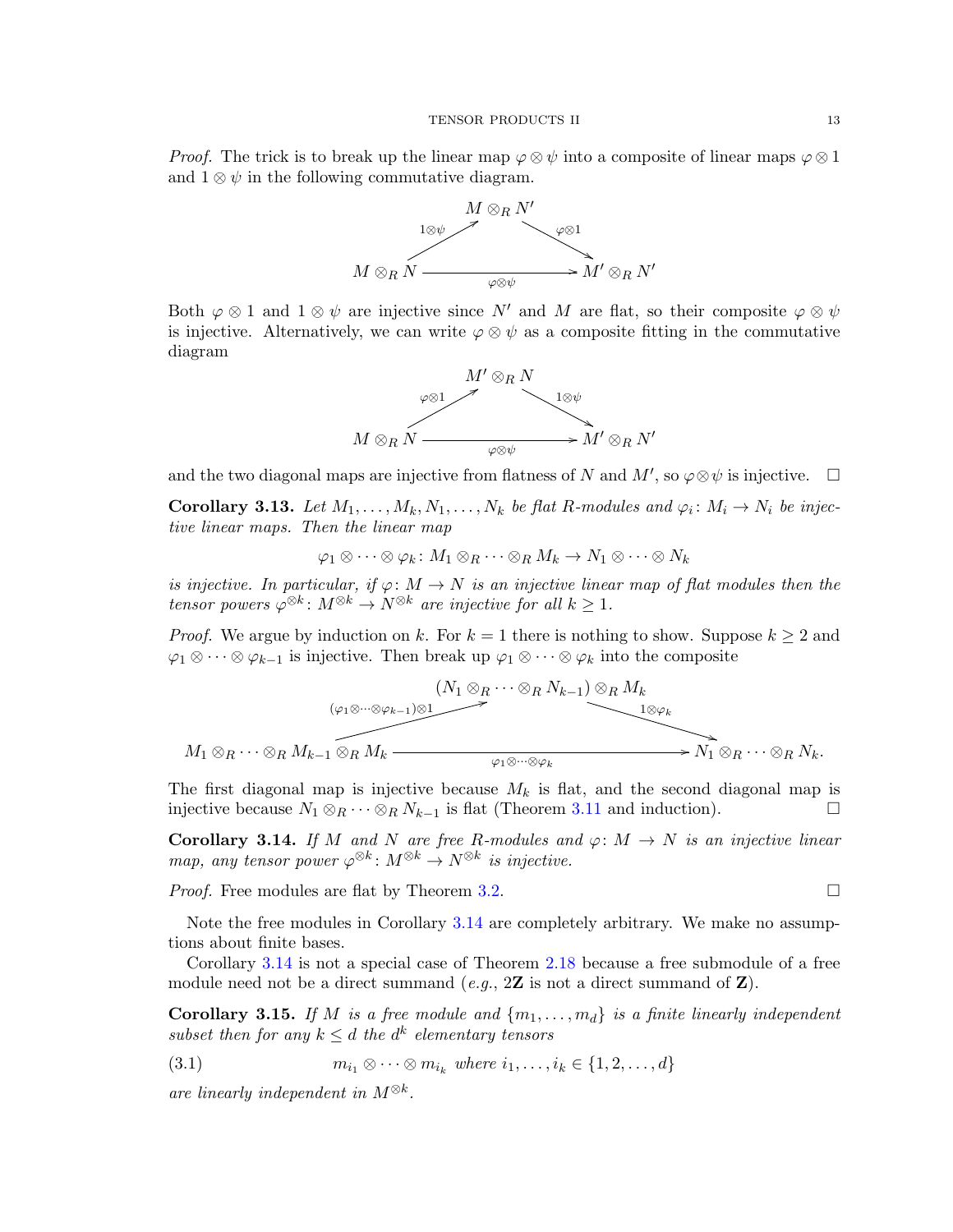*Proof.* The trick is to break up the linear map $\varphi \otimes \psi$ into a composite of linear maps $\varphi \otimes 1$ and $1 \otimes \psi$ in the following commutative diagram.

$$\begin{array}{ccccc} & & M \otimes_R N' & & \\ & \overset{1\otimes\psi}{\nearrow} & & \overset{\varphi\otimes 1}{\searrow} & \\ M \otimes_R N & & \xrightarrow[\varphi\otimes\psi]{} & & M' \otimes_R N' \end{array}$$

Both $\varphi \otimes 1$ and $1 \otimes \psi$ are injective since $N'$ and $M$ are flat, so their composite $\varphi \otimes \psi$ is injective. Alternatively, we can write $\varphi \otimes \psi$ as a composite fitting in the commutative diagram

$$\begin{array}{ccccc} & & M' \otimes_R N & & \\ & \overset{\varphi\otimes 1}{\nearrow} & & \overset{1\otimes\psi}{\searrow} & \\ M \otimes_R N & & \xrightarrow[\varphi\otimes\psi]{} & & M' \otimes_R N' \end{array}$$

and the two diagonal maps are injective from flatness of $N$ and $M'$, so $\varphi \otimes \psi$ is injective. $\square$

**Corollary 3.13.** *Let $M_1, \dots, M_k, N_1, \dots, N_k$ be flat $R$-modules and $\varphi_i \colon M_i \to N_i$ be injective linear maps. Then the linear map*

$$\varphi_1 \otimes \cdots \otimes \varphi_k \colon M_1 \otimes_R \cdots \otimes_R M_k \to N_1 \otimes \cdots \otimes N_k$$

*is injective. In particular, if $\varphi \colon M \to N$ is an injective linear map of flat modules then the tensor powers $\varphi^{\otimes k} \colon M^{\otimes k} \to N^{\otimes k}$ are injective for all $k \geq 1$.*

*Proof.* We argue by induction on $k$. For $k = 1$ there is nothing to show. Suppose $k \geq 2$ and $\varphi_1 \otimes \cdots \otimes \varphi_{k-1}$ is injective. Then break up $\varphi_1 \otimes \cdots \otimes \varphi_k$ into the composite

$$\begin{array}{ccccc} & & (N_1 \otimes_R \cdots \otimes_R N_{k-1}) \otimes_R M_k & & \\ & \overset{(\varphi_1\otimes\cdots\otimes\varphi_{k-1})\otimes 1}{\nearrow} & & \overset{1\otimes\varphi_k}{\searrow} & \\ M_1 \otimes_R \cdots \otimes_R M_{k-1} \otimes_R M_k & & \xrightarrow[\varphi_1\otimes\cdots\otimes\varphi_k]{} & & N_1 \otimes_R \cdots \otimes_R N_k. \end{array}$$

The first diagonal map is injective because $M_k$ is flat, and the second diagonal map is injective because $N_1 \otimes_R \cdots \otimes_R N_{k-1}$ is flat (Theorem 3.11 and induction). $\square$

**Corollary 3.14.** *If $M$ and $N$ are free $R$-modules and $\varphi \colon M \to N$ is an injective linear map, any tensor power $\varphi^{\otimes k} \colon M^{\otimes k} \to N^{\otimes k}$ is injective.*

*Proof.* Free modules are flat by Theorem 3.2. $\square$

Note the free modules in Corollary 3.14 are completely arbitrary. We make no assumptions about finite bases.

Corollary 3.14 is not a special case of Theorem 2.18 because a free submodule of a free module need not be a direct summand (*e.g.*, $2\mathbf{Z}$ is not a direct summand of $\mathbf{Z}$).

**Corollary 3.15.** *If $M$ is a free module and $\{m_1, \dots, m_d\}$ is a finite linearly independent subset then for any $k \leq d$ the $d^k$ elementary tensors*

$$m_{i_1} \otimes \cdots \otimes m_{i_k} \text{ where } i_1, \dots, i_k \in \{1, 2, \dots, d\} \tag{3.1}$$

*are linearly independent in $M^{\otimes k}$.*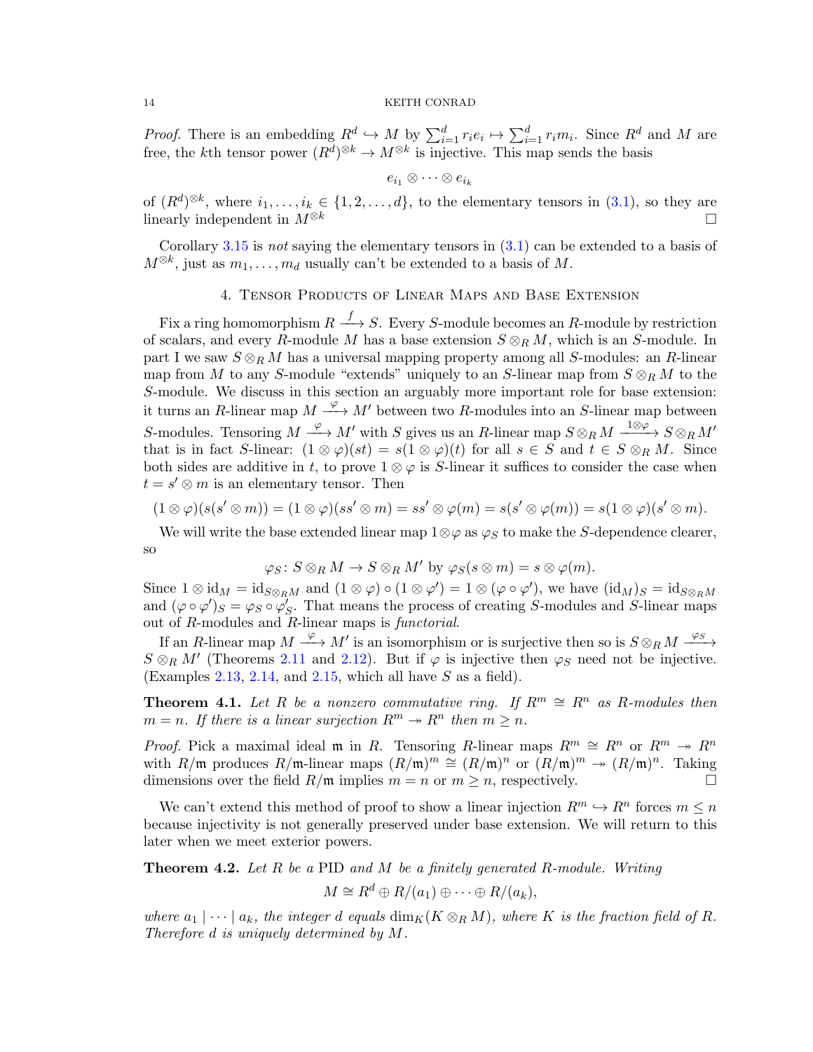*Proof.* There is an embedding $R^d \hookrightarrow M$ by $\sum_{i=1}^d r_i e_i \mapsto \sum_{i=1}^d r_i m_i$. Since $R^d$ and $M$ are free, the $k$th tensor power $(R^d)^{\otimes k} \to M^{\otimes k}$ is injective. This map sends the basis

$$e_{i_1} \otimes \cdots \otimes e_{i_k}$$

of $(R^d)^{\otimes k}$, where $i_1, \ldots, i_k \in \{1, 2, \ldots, d\}$, to the elementary tensors in (3.1), so they are linearly independent in $M^{\otimes k}$ $\square$

Corollary 3.15 is *not* saying the elementary tensors in (3.1) can be extended to a basis of $M^{\otimes k}$, just as $m_1, \ldots, m_d$ usually can't be extended to a basis of $M$.

## 4. Tensor Products of Linear Maps and Base Extension

Fix a ring homomorphism $R \xrightarrow{f} S$. Every $S$-module becomes an $R$-module by restriction of scalars, and every $R$-module $M$ has a base extension $S \otimes_R M$, which is an $S$-module. In part I we saw $S \otimes_R M$ has a universal mapping property among all $S$-modules: an $R$-linear map from $M$ to any $S$-module "extends" uniquely to an $S$-linear map from $S \otimes_R M$ to the $S$-module. We discuss in this section an arguably more important role for base extension: it turns an $R$-linear map $M \xrightarrow{\varphi} M'$ between two $R$-modules into an $S$-linear map between $S$-modules. Tensoring $M \xrightarrow{\varphi} M'$ with $S$ gives us an $R$-linear map $S \otimes_R M \xrightarrow{1 \otimes \varphi} S \otimes_R M'$ that is in fact $S$-linear: $(1 \otimes \varphi)(st) = s(1 \otimes \varphi)(t)$ for all $s \in S$ and $t \in S \otimes_R M$. Since both sides are additive in $t$, to prove $1 \otimes \varphi$ is $S$-linear it suffices to consider the case when $t = s' \otimes m$ is an elementary tensor. Then

$$(1 \otimes \varphi)(s(s' \otimes m)) = (1 \otimes \varphi)(ss' \otimes m) = ss' \otimes \varphi(m) = s(s' \otimes \varphi(m)) = s(1 \otimes \varphi)(s' \otimes m).$$

We will write the base extended linear map $1 \otimes \varphi$ as $\varphi_S$ to make the $S$-dependence clearer, so

$$\varphi_S \colon S \otimes_R M \to S \otimes_R M' \text{ by } \varphi_S(s \otimes m) = s \otimes \varphi(m).$$

Since $1 \otimes \mathrm{id}_M = \mathrm{id}_{S \otimes_R M}$ and $(1 \otimes \varphi) \circ (1 \otimes \varphi') = 1 \otimes (\varphi \circ \varphi')$, we have $(\mathrm{id}_M)_S = \mathrm{id}_{S \otimes_R M}$ and $(\varphi \circ \varphi')_S = \varphi_S \circ \varphi'_S$. That means the process of creating $S$-modules and $S$-linear maps out of $R$-modules and $R$-linear maps is *functorial*.

If an $R$-linear map $M \xrightarrow{\varphi} M'$ is an isomorphism or is surjective then so is $S \otimes_R M \xrightarrow{\varphi_S} S \otimes_R M'$ (Theorems 2.11 and 2.12). But if $\varphi$ is injective then $\varphi_S$ need not be injective. (Examples 2.13, 2.14, and 2.15, which all have $S$ as a field).

**Theorem 4.1.** *Let $R$ be a nonzero commutative ring. If $R^m \cong R^n$ as $R$-modules then $m = n$. If there is a linear surjection $R^m \twoheadrightarrow R^n$ then $m \geq n$.*

*Proof.* Pick a maximal ideal $\mathfrak{m}$ in $R$. Tensoring $R$-linear maps $R^m \cong R^n$ or $R^m \twoheadrightarrow R^n$ with $R/\mathfrak{m}$ produces $R/\mathfrak{m}$-linear maps $(R/\mathfrak{m})^m \cong (R/\mathfrak{m})^n$ or $(R/\mathfrak{m})^m \twoheadrightarrow (R/\mathfrak{m})^n$. Taking dimensions over the field $R/\mathfrak{m}$ implies $m = n$ or $m \geq n$, respectively. $\square$

We can't extend this method of proof to show a linear injection $R^m \hookrightarrow R^n$ forces $m \leq n$ because injectivity is not generally preserved under base extension. We will return to this later when we meet exterior powers.

**Theorem 4.2.** *Let $R$ be a* PID *and $M$ be a finitely generated $R$-module. Writing*

$$M \cong R^d \oplus R/(a_1) \oplus \cdots \oplus R/(a_k),$$

*where $a_1 \mid \cdots \mid a_k$, the integer $d$ equals $\dim_K(K \otimes_R M)$, where $K$ is the fraction field of $R$. Therefore $d$ is uniquely determined by $M$.*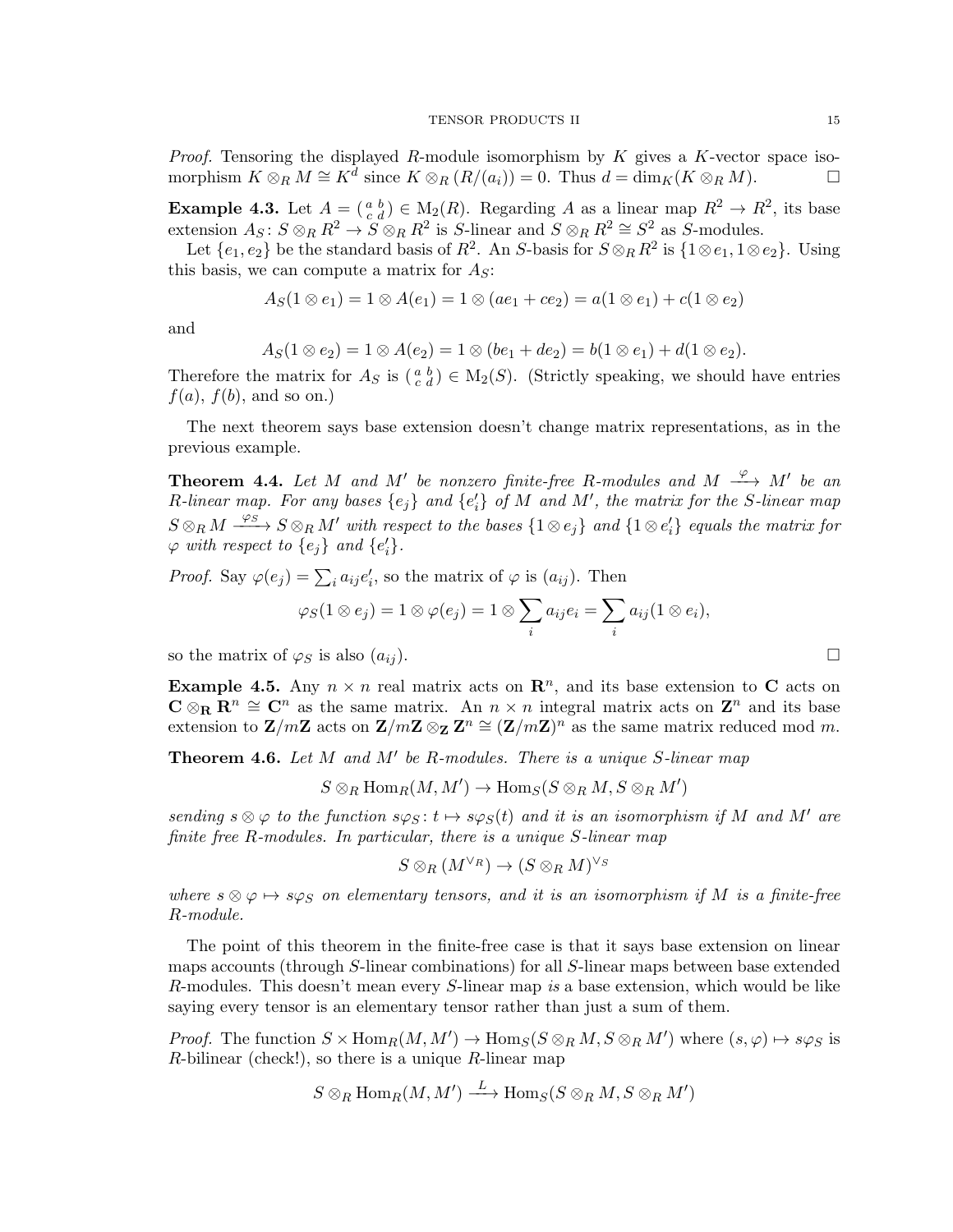*Proof.* Tensoring the displayed $R$-module isomorphism by $K$ gives a $K$-vector space isomorphism $K \otimes_R M \cong K^d$ since $K \otimes_R (R/(a_i)) = 0$. Thus $d = \dim_K(K \otimes_R M)$. $\square$

**Example 4.3.** Let $A = \left(\begin{smallmatrix} a & b \\ c & d \end{smallmatrix}\right) \in \mathrm{M}_2(R)$. Regarding $A$ as a linear map $R^2 \to R^2$, its base extension $A_S \colon S \otimes_R R^2 \to S \otimes_R R^2$ is $S$-linear and $S \otimes_R R^2 \cong S^2$ as $S$-modules.

Let $\{e_1, e_2\}$ be the standard basis of $R^2$. An $S$-basis for $S \otimes_R R^2$ is $\{1 \otimes e_1, 1 \otimes e_2\}$. Using this basis, we can compute a matrix for $A_S$:

$$A_S(1 \otimes e_1) = 1 \otimes A(e_1) = 1 \otimes (ae_1 + ce_2) = a(1 \otimes e_1) + c(1 \otimes e_2)$$

and

$$A_S(1 \otimes e_2) = 1 \otimes A(e_2) = 1 \otimes (be_1 + de_2) = b(1 \otimes e_1) + d(1 \otimes e_2).$$

Therefore the matrix for $A_S$ is $\left(\begin{smallmatrix} a & b \\ c & d \end{smallmatrix}\right) \in \mathrm{M}_2(S)$. (Strictly speaking, we should have entries $f(a)$, $f(b)$, and so on.)

The next theorem says base extension doesn't change matrix representations, as in the previous example.

**Theorem 4.4.** *Let $M$ and $M'$ be nonzero finite-free $R$-modules and $M \xrightarrow{\varphi} M'$ be an $R$-linear map. For any bases $\{e_j\}$ and $\{e'_i\}$ of $M$ and $M'$, the matrix for the $S$-linear map $S \otimes_R M \xrightarrow{\varphi_S} S \otimes_R M'$ with respect to the bases $\{1 \otimes e_j\}$ and $\{1 \otimes e'_i\}$ equals the matrix for $\varphi$ with respect to $\{e_j\}$ and $\{e'_i\}$.*

*Proof.* Say $\varphi(e_j) = \sum_i a_{ij} e'_i$, so the matrix of $\varphi$ is $(a_{ij})$. Then

$$\varphi_S(1 \otimes e_j) = 1 \otimes \varphi(e_j) = 1 \otimes \sum_i a_{ij} e_i = \sum_i a_{ij}(1 \otimes e_i),$$

so the matrix of $\varphi_S$ is also $(a_{ij})$. $\square$

**Example 4.5.** Any $n \times n$ real matrix acts on $\mathbf{R}^n$, and its base extension to $\mathbf{C}$ acts on $\mathbf{C} \otimes_{\mathbf{R}} \mathbf{R}^n \cong \mathbf{C}^n$ as the same matrix. An $n \times n$ integral matrix acts on $\mathbf{Z}^n$ and its base extension to $\mathbf{Z}/m\mathbf{Z}$ acts on $\mathbf{Z}/m\mathbf{Z} \otimes_{\mathbf{Z}} \mathbf{Z}^n \cong (\mathbf{Z}/m\mathbf{Z})^n$ as the same matrix reduced mod $m$.

**Theorem 4.6.** *Let $M$ and $M'$ be $R$-modules. There is a unique $S$-linear map*

$$S \otimes_R \mathrm{Hom}_R(M, M') \to \mathrm{Hom}_S(S \otimes_R M, S \otimes_R M')$$

*sending $s \otimes \varphi$ to the function $s\varphi_S \colon t \mapsto s\varphi_S(t)$ and it is an isomorphism if $M$ and $M'$ are finite free $R$-modules. In particular, there is a unique $S$-linear map*

$$S \otimes_R (M^{\vee_R}) \to (S \otimes_R M)^{\vee_S}$$

*where $s \otimes \varphi \mapsto s\varphi_S$ on elementary tensors, and it is an isomorphism if $M$ is a finite-free $R$-module.*

The point of this theorem in the finite-free case is that it says base extension on linear maps accounts (through $S$-linear combinations) for all $S$-linear maps between base extended $R$-modules. This doesn't mean every $S$-linear map *is* a base extension, which would be like saying every tensor is an elementary tensor rather than just a sum of them.

*Proof.* The function $S \times \mathrm{Hom}_R(M, M') \to \mathrm{Hom}_S(S \otimes_R M, S \otimes_R M')$ where $(s, \varphi) \mapsto s\varphi_S$ is $R$-bilinear (check!), so there is a unique $R$-linear map

$$S \otimes_R \mathrm{Hom}_R(M, M') \xrightarrow{L} \mathrm{Hom}_S(S \otimes_R M, S \otimes_R M')$$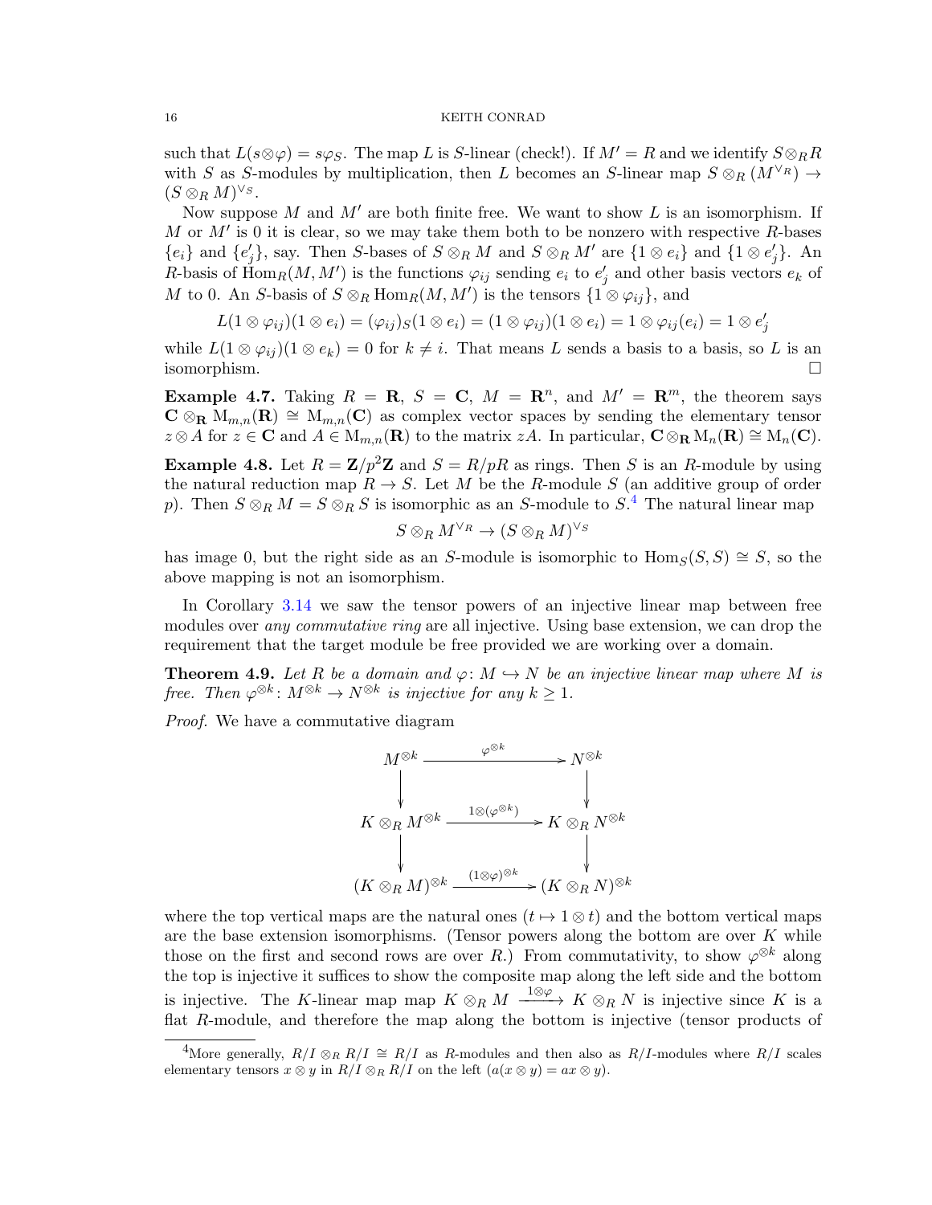such that $L(s\otimes\varphi) = s\varphi_S$. The map $L$ is $S$-linear (check!). If $M' = R$ and we identify $S\otimes_R R$ with $S$ as $S$-modules by multiplication, then $L$ becomes an $S$-linear map $S \otimes_R (M^{\vee_R}) \to (S\otimes_R M)^{\vee_S}$.

Now suppose $M$ and $M'$ are both finite free. We want to show $L$ is an isomorphism. If $M$ or $M'$ is 0 it is clear, so we may take them both to be nonzero with respective $R$-bases $\{e_i\}$ and $\{e'_j\}$, say. Then $S$-bases of $S\otimes_R M$ and $S\otimes_R M'$ are $\{1\otimes e_i\}$ and $\{1\otimes e'_j\}$. An $R$-basis of $\mathrm{Hom}_R(M, M')$ is the functions $\varphi_{ij}$ sending $e_i$ to $e'_j$ and other basis vectors $e_k$ of $M$ to 0. An $S$-basis of $S\otimes_R \mathrm{Hom}_R(M, M')$ is the tensors $\{1\otimes\varphi_{ij}\}$, and

$$L(1\otimes\varphi_{ij})(1\otimes e_i) = (\varphi_{ij})_S(1\otimes e_i) = (1\otimes\varphi_{ij})(1\otimes e_i) = 1\otimes\varphi_{ij}(e_i) = 1\otimes e'_j$$

while $L(1\otimes\varphi_{ij})(1\otimes e_k) = 0$ for $k\neq i$. That means $L$ sends a basis to a basis, so $L$ is an isomorphism. □

**Example 4.7.** Taking $R = \mathbf{R}$, $S = \mathbf{C}$, $M = \mathbf{R}^n$, and $M' = \mathbf{R}^m$, the theorem says $\mathbf{C}\otimes_{\mathbf{R}} \mathrm{M}_{m,n}(\mathbf{R}) \cong \mathrm{M}_{m,n}(\mathbf{C})$ as complex vector spaces by sending the elementary tensor $z\otimes A$ for $z\in\mathbf{C}$ and $A\in \mathrm{M}_{m,n}(\mathbf{R})$ to the matrix $zA$. In particular, $\mathbf{C}\otimes_{\mathbf{R}} \mathrm{M}_n(\mathbf{R}) \cong \mathrm{M}_n(\mathbf{C})$.

**Example 4.8.** Let $R = \mathbf{Z}/p^2\mathbf{Z}$ and $S = R/pR$ as rings. Then $S$ is an $R$-module by using the natural reduction map $R\to S$. Let $M$ be the $R$-module $S$ (an additive group of order $p$). Then $S\otimes_R M = S\otimes_R S$ is isomorphic as an $S$-module to $S$.[4] The natural linear map

$$S\otimes_R M^{\vee_R} \to (S\otimes_R M)^{\vee_S}$$

has image 0, but the right side as an $S$-module is isomorphic to $\mathrm{Hom}_S(S,S)\cong S$, so the above mapping is not an isomorphism.

In Corollary 3.14 we saw the tensor powers of an injective linear map between free modules over *any commutative ring* are all injective. Using base extension, we can drop the requirement that the target module be free provided we are working over a domain.

**Theorem 4.9.** *Let $R$ be a domain and $\varphi\colon M\hookrightarrow N$ be an injective linear map where $M$ is free. Then $\varphi^{\otimes k}\colon M^{\otimes k}\to N^{\otimes k}$ is injective for any $k\geq 1$.*

*Proof.* We have a commutative diagram

$$\begin{array}{ccc}
M^{\otimes k} & \xrightarrow{\varphi^{\otimes k}} & N^{\otimes k} \\
\downarrow & & \downarrow \\
K\otimes_R M^{\otimes k} & \xrightarrow{1\otimes(\varphi^{\otimes k})} & K\otimes_R N^{\otimes k} \\
\downarrow & & \downarrow \\
(K\otimes_R M)^{\otimes k} & \xrightarrow{(1\otimes\varphi)^{\otimes k}} & (K\otimes_R N)^{\otimes k}
\end{array}$$

where the top vertical maps are the natural ones ($t\mapsto 1\otimes t$) and the bottom vertical maps are the base extension isomorphisms. (Tensor powers along the bottom are over $K$ while those on the first and second rows are over $R$.) From commutativity, to show $\varphi^{\otimes k}$ along the top is injective it suffices to show the composite map along the left side and the bottom is injective. The $K$-linear map map $K\otimes_R M \xrightarrow{1\otimes\varphi} K\otimes_R N$ is injective since $K$ is a flat $R$-module, and therefore the map along the bottom is injective (tensor products of

[4] More generally, $R/I\otimes_R R/I\cong R/I$ as $R$-modules and then also as $R/I$-modules where $R/I$ scales elementary tensors $x\otimes y$ in $R/I\otimes_R R/I$ on the left ($a(x\otimes y) = ax\otimes y$).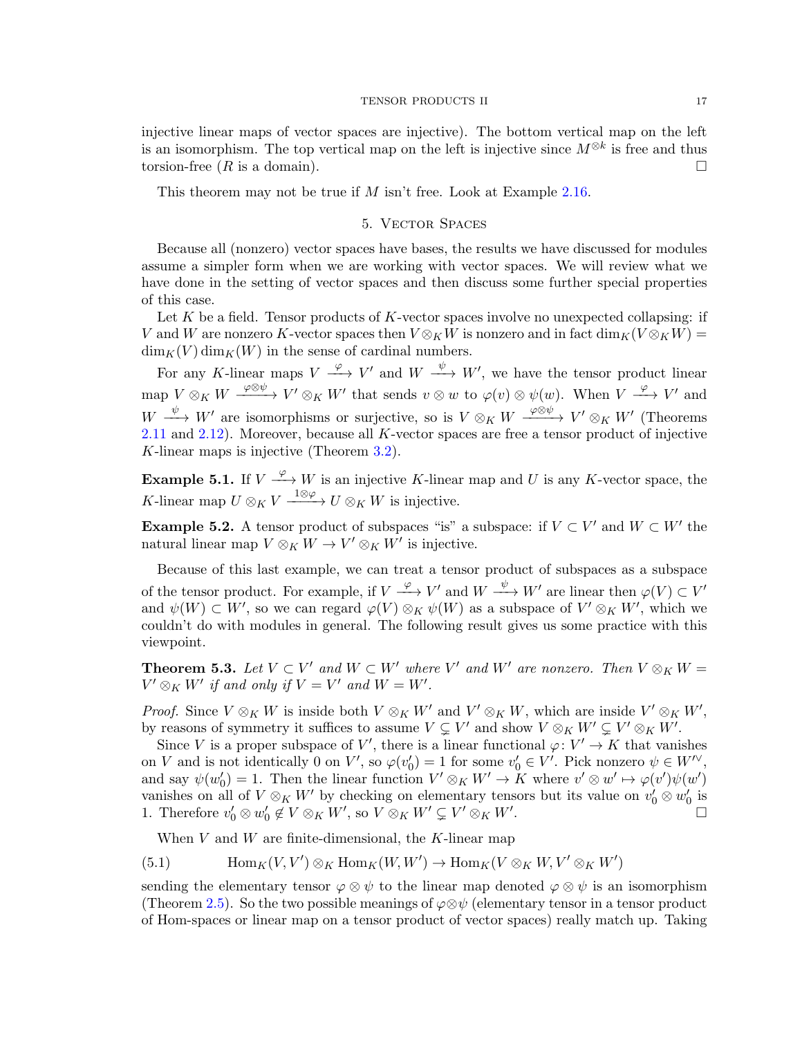injective linear maps of vector spaces are injective). The bottom vertical map on the left is an isomorphism. The top vertical map on the left is injective since $M^{\otimes k}$ is free and thus torsion-free ($R$ is a domain). $\square$

This theorem may not be true if $M$ isn't free. Look at Example 2.16.

## 5. Vector Spaces

Because all (nonzero) vector spaces have bases, the results we have discussed for modules assume a simpler form when we are working with vector spaces. We will review what we have done in the setting of vector spaces and then discuss some further special properties of this case.

Let $K$ be a field. Tensor products of $K$-vector spaces involve no unexpected collapsing: if $V$ and $W$ are nonzero $K$-vector spaces then $V \otimes_K W$ is nonzero and in fact $\dim_K(V \otimes_K W) = \dim_K(V)\dim_K(W)$ in the sense of cardinal numbers.

For any $K$-linear maps $V \xrightarrow{\varphi} V'$ and $W \xrightarrow{\psi} W'$, we have the tensor product linear map $V \otimes_K W \xrightarrow{\varphi \otimes \psi} V' \otimes_K W'$ that sends $v \otimes w$ to $\varphi(v) \otimes \psi(w)$. When $V \xrightarrow{\varphi} V'$ and $W \xrightarrow{\psi} W'$ are isomorphisms or surjective, so is $V \otimes_K W \xrightarrow{\varphi \otimes \psi} V' \otimes_K W'$ (Theorems 2.11 and 2.12). Moreover, because all $K$-vector spaces are free a tensor product of injective $K$-linear maps is injective (Theorem 3.2).

**Example 5.1.** If $V \xrightarrow{\varphi} W$ is an injective $K$-linear map and $U$ is any $K$-vector space, the $K$-linear map $U \otimes_K V \xrightarrow{1 \otimes \varphi} U \otimes_K W$ is injective.

**Example 5.2.** A tensor product of subspaces "is" a subspace: if $V \subset V'$ and $W \subset W'$ the natural linear map $V \otimes_K W \to V' \otimes_K W'$ is injective.

Because of this last example, we can treat a tensor product of subspaces as a subspace of the tensor product. For example, if $V \xrightarrow{\varphi} V'$ and $W \xrightarrow{\psi} W'$ are linear then $\varphi(V) \subset V'$ and $\psi(W) \subset W'$, so we can regard $\varphi(V) \otimes_K \psi(W)$ as a subspace of $V' \otimes_K W'$, which we couldn't do with modules in general. The following result gives us some practice with this viewpoint.

**Theorem 5.3.** *Let $V \subset V'$ and $W \subset W'$ where $V'$ and $W'$ are nonzero. Then $V \otimes_K W = V' \otimes_K W'$ if and only if $V = V'$ and $W = W'$.*

*Proof.* Since $V \otimes_K W$ is inside both $V \otimes_K W'$ and $V' \otimes_K W$, which are inside $V' \otimes_K W'$, by reasons of symmetry it suffices to assume $V \subsetneq V'$ and show $V \otimes_K W' \subsetneq V' \otimes_K W'$.

Since $V$ is a proper subspace of $V'$, there is a linear functional $\varphi \colon V' \to K$ that vanishes on $V$ and is not identically 0 on $V'$, so $\varphi(v_0') = 1$ for some $v_0' \in V'$. Pick nonzero $\psi \in W'^{\vee}$, and say $\psi(w_0') = 1$. Then the linear function $V' \otimes_K W' \to K$ where $v' \otimes w' \mapsto \varphi(v')\psi(w')$ vanishes on all of $V \otimes_K W'$ by checking on elementary tensors but its value on $v_0' \otimes w_0'$ is 1. Therefore $v_0' \otimes w_0' \notin V \otimes_K W'$, so $V \otimes_K W' \subsetneq V' \otimes_K W'$. $\square$

When $V$ and $W$ are finite-dimensional, the $K$-linear map

$$\operatorname{Hom}_K(V, V') \otimes_K \operatorname{Hom}_K(W, W') \to \operatorname{Hom}_K(V \otimes_K W, V' \otimes_K W') \tag{5.1}$$

sending the elementary tensor $\varphi \otimes \psi$ to the linear map denoted $\varphi \otimes \psi$ is an isomorphism (Theorem 2.5). So the two possible meanings of $\varphi \otimes \psi$ (elementary tensor in a tensor product of Hom-spaces or linear map on a tensor product of vector spaces) really match up. Taking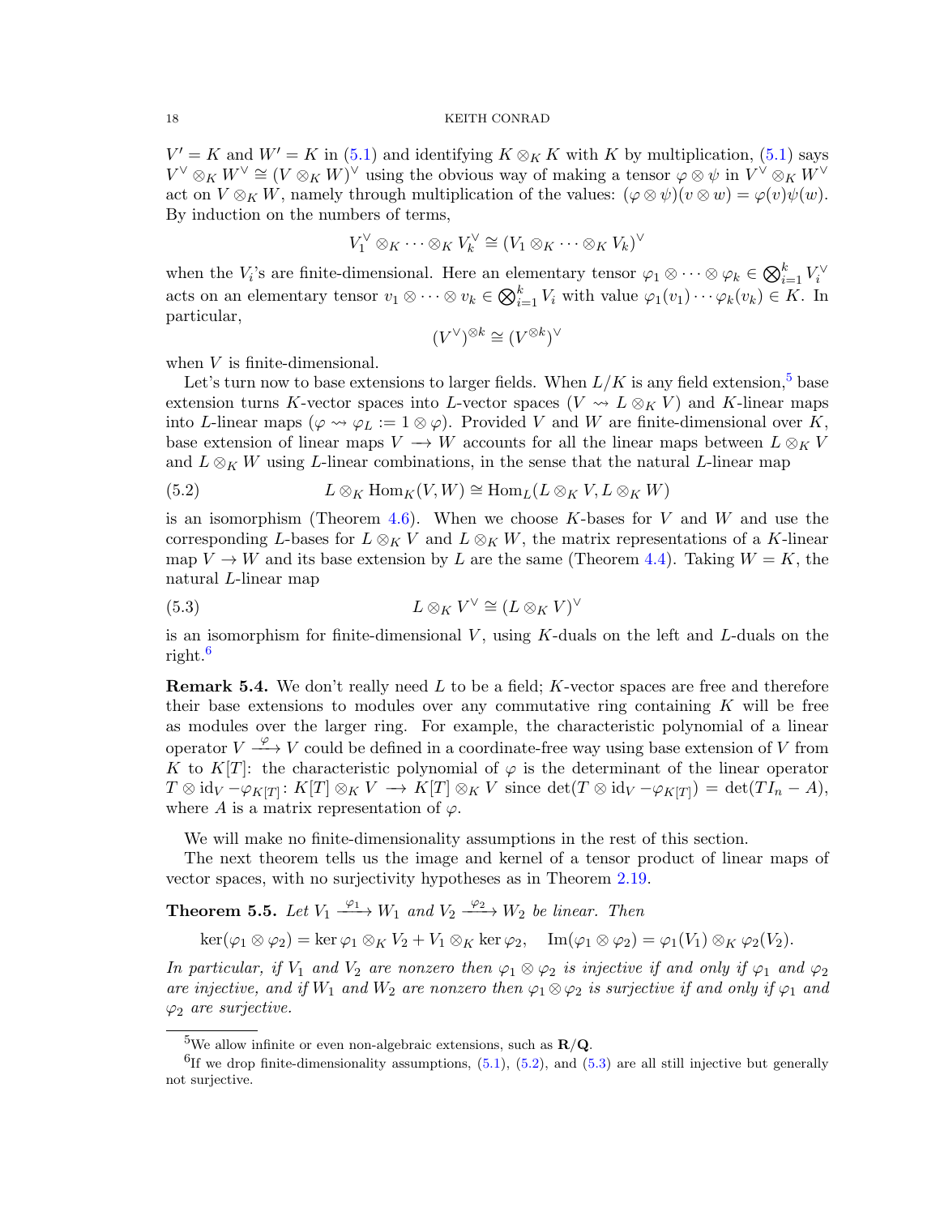$V' = K$ and $W' = K$ in (5.1) and identifying $K \otimes_K K$ with $K$ by multiplication, (5.1) says $V^\vee \otimes_K W^\vee \cong (V \otimes_K W)^\vee$ using the obvious way of making a tensor $\varphi \otimes \psi$ in $V^\vee \otimes_K W^\vee$ act on $V \otimes_K W$, namely through multiplication of the values: $(\varphi \otimes \psi)(v \otimes w) = \varphi(v)\psi(w)$. By induction on the numbers of terms,

$$V_1^\vee \otimes_K \cdots \otimes_K V_k^\vee \cong (V_1 \otimes_K \cdots \otimes_K V_k)^\vee$$

when the $V_i$'s are finite-dimensional. Here an elementary tensor $\varphi_1 \otimes \cdots \otimes \varphi_k \in \bigotimes_{i=1}^k V_i^\vee$ acts on an elementary tensor $v_1 \otimes \cdots \otimes v_k \in \bigotimes_{i=1}^k V_i$ with value $\varphi_1(v_1) \cdots \varphi_k(v_k) \in K$. In particular,

$$(V^\vee)^{\otimes k} \cong (V^{\otimes k})^\vee$$

when $V$ is finite-dimensional.

Let's turn now to base extensions to larger fields. When $L/K$ is any field extension,[5] base extension turns $K$-vector spaces into $L$-vector spaces ($V \rightsquigarrow L \otimes_K V$) and $K$-linear maps into $L$-linear maps ($\varphi \rightsquigarrow \varphi_L := 1 \otimes \varphi$). Provided $V$ and $W$ are finite-dimensional over $K$, base extension of linear maps $V \longrightarrow W$ accounts for all the linear maps between $L \otimes_K V$ and $L \otimes_K W$ using $L$-linear combinations, in the sense that the natural $L$-linear map

$$L \otimes_K \mathrm{Hom}_K(V, W) \cong \mathrm{Hom}_L(L \otimes_K V, L \otimes_K W) \tag{5.2}$$

is an isomorphism (Theorem 4.6). When we choose $K$-bases for $V$ and $W$ and use the corresponding $L$-bases for $L \otimes_K V$ and $L \otimes_K W$, the matrix representations of a $K$-linear map $V \to W$ and its base extension by $L$ are the same (Theorem 4.4). Taking $W = K$, the natural $L$-linear map

$$L \otimes_K V^\vee \cong (L \otimes_K V)^\vee \tag{5.3}$$

is an isomorphism for finite-dimensional $V$, using $K$-duals on the left and $L$-duals on the right.[6]

**Remark 5.4.** We don't really need $L$ to be a field; $K$-vector spaces are free and therefore their base extensions to modules over any commutative ring containing $K$ will be free as modules over the larger ring. For example, the characteristic polynomial of a linear operator $V \xrightarrow{\varphi} V$ could be defined in a coordinate-free way using base extension of $V$ from $K$ to $K[T]$: the characteristic polynomial of $\varphi$ is the determinant of the linear operator $T \otimes \mathrm{id}_V - \varphi_{K[T]} \colon K[T] \otimes_K V \longrightarrow K[T] \otimes_K V$ since $\det(T \otimes \mathrm{id}_V - \varphi_{K[T]}) = \det(TI_n - A)$, where $A$ is a matrix representation of $\varphi$.

We will make no finite-dimensionality assumptions in the rest of this section.

The next theorem tells us the image and kernel of a tensor product of linear maps of vector spaces, with no surjectivity hypotheses as in Theorem 2.19.

**Theorem 5.5.** *Let $V_1 \xrightarrow{\varphi_1} W_1$ and $V_2 \xrightarrow{\varphi_2} W_2$ be linear. Then*

$$\ker(\varphi_1 \otimes \varphi_2) = \ker \varphi_1 \otimes_K V_2 + V_1 \otimes_K \ker \varphi_2, \quad \mathrm{Im}(\varphi_1 \otimes \varphi_2) = \varphi_1(V_1) \otimes_K \varphi_2(V_2).$$

*In particular, if $V_1$ and $V_2$ are nonzero then $\varphi_1 \otimes \varphi_2$ is injective if and only if $\varphi_1$ and $\varphi_2$ are injective, and if $W_1$ and $W_2$ are nonzero then $\varphi_1 \otimes \varphi_2$ is surjective if and only if $\varphi_1$ and $\varphi_2$ are surjective.*

---

[5] We allow infinite or even non-algebraic extensions, such as $\mathbf{R}/\mathbf{Q}$.

[6] If we drop finite-dimensionality assumptions, (5.1), (5.2), and (5.3) are all still injective but generally not surjective.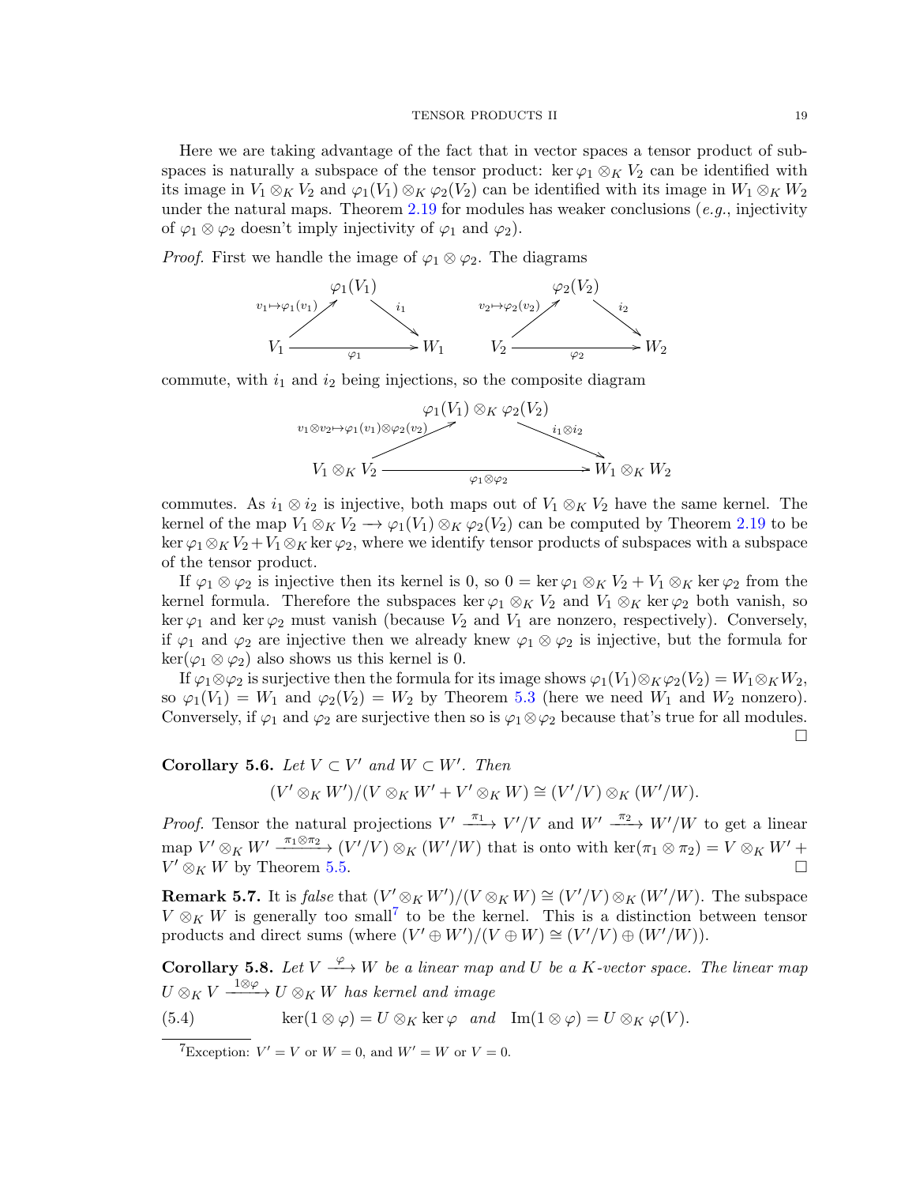Here we are taking advantage of the fact that in vector spaces a tensor product of subspaces is naturally a subspace of the tensor product: $\ker\varphi_1 \otimes_K V_2$ can be identified with its image in $V_1 \otimes_K V_2$ and $\varphi_1(V_1) \otimes_K \varphi_2(V_2)$ can be identified with its image in $W_1 \otimes_K W_2$ under the natural maps. Theorem 2.19 for modules has weaker conclusions (*e.g.*, injectivity of $\varphi_1 \otimes \varphi_2$ doesn't imply injectivity of $\varphi_1$ and $\varphi_2$).

*Proof.* First we handle the image of $\varphi_1 \otimes \varphi_2$. The diagrams

$$\begin{array}{ccc} & \varphi_1(V_1) & \\ {\scriptstyle v_1 \mapsto \varphi_1(v_1)} \nearrow & & \searrow {\scriptstyle i_1} \\ V_1 & \xrightarrow{\varphi_1} & W_1 \end{array} \qquad \begin{array}{ccc} & \varphi_2(V_2) & \\ {\scriptstyle v_2 \mapsto \varphi_2(v_2)} \nearrow & & \searrow {\scriptstyle i_2} \\ V_2 & \xrightarrow{\varphi_2} & W_2 \end{array}$$

commute, with $i_1$ and $i_2$ being injections, so the composite diagram

$$\begin{array}{ccc} & \varphi_1(V_1) \otimes_K \varphi_2(V_2) & \\ {\scriptstyle v_1 \otimes v_2 \mapsto \varphi_1(v_1) \otimes \varphi_2(v_2)} \nearrow & & \searrow {\scriptstyle i_1 \otimes i_2} \\ V_1 \otimes_K V_2 & \xrightarrow{\varphi_1 \otimes \varphi_2} & W_1 \otimes_K W_2 \end{array}$$

commutes. As $i_1 \otimes i_2$ is injective, both maps out of $V_1 \otimes_K V_2$ have the same kernel. The kernel of the map $V_1 \otimes_K V_2 \longrightarrow \varphi_1(V_1) \otimes_K \varphi_2(V_2)$ can be computed by Theorem 2.19 to be $\ker\varphi_1 \otimes_K V_2 + V_1 \otimes_K \ker\varphi_2$, where we identify tensor products of subspaces with a subspace of the tensor product.

If $\varphi_1 \otimes \varphi_2$ is injective then its kernel is 0, so $0 = \ker\varphi_1 \otimes_K V_2 + V_1 \otimes_K \ker\varphi_2$ from the kernel formula. Therefore the subspaces $\ker\varphi_1 \otimes_K V_2$ and $V_1 \otimes_K \ker\varphi_2$ both vanish, so $\ker\varphi_1$ and $\ker\varphi_2$ must vanish (because $V_2$ and $V_1$ are nonzero, respectively). Conversely, if $\varphi_1$ and $\varphi_2$ are injective then we already knew $\varphi_1 \otimes \varphi_2$ is injective, but the formula for $\ker(\varphi_1 \otimes \varphi_2)$ also shows us this kernel is 0.

If $\varphi_1 \otimes \varphi_2$ is surjective then the formula for its image shows $\varphi_1(V_1) \otimes_K \varphi_2(V_2) = W_1 \otimes_K W_2$, so $\varphi_1(V_1) = W_1$ and $\varphi_2(V_2) = W_2$ by Theorem 5.3 (here we need $W_1$ and $W_2$ nonzero). Conversely, if $\varphi_1$ and $\varphi_2$ are surjective then so is $\varphi_1 \otimes \varphi_2$ because that's true for all modules. $\square$

**Corollary 5.6.** *Let $V \subset V'$ and $W \subset W'$. Then*

$$(V' \otimes_K W')/(V \otimes_K W' + V' \otimes_K W) \cong (V'/V) \otimes_K (W'/W).$$

*Proof.* Tensor the natural projections $V' \xrightarrow{\pi_1} V'/V$ and $W' \xrightarrow{\pi_2} W'/W$ to get a linear map $V' \otimes_K W' \xrightarrow{\pi_1 \otimes \pi_2} (V'/V) \otimes_K (W'/W)$ that is onto with $\ker(\pi_1 \otimes \pi_2) = V \otimes_K W' + V' \otimes_K W$ by Theorem 5.5. $\square$

**Remark 5.7.** It is *false* that $(V' \otimes_K W')/(V \otimes_K W) \cong (V'/V) \otimes_K (W'/W)$. The subspace $V \otimes_K W$ is generally too small[7] to be the kernel. This is a distinction between tensor products and direct sums (where $(V' \oplus W')/(V \oplus W) \cong (V'/V) \oplus (W'/W)$).

**Corollary 5.8.** *Let $V \xrightarrow{\varphi} W$ be a linear map and $U$ be a $K$-vector space. The linear map $U \otimes_K V \xrightarrow{1 \otimes \varphi} U \otimes_K W$ has kernel and image*

$$\ker(1 \otimes \varphi) = U \otimes_K \ker\varphi \quad \text{and} \quad \mathrm{Im}(1 \otimes \varphi) = U \otimes_K \varphi(V). \tag{5.4}$$

[7] Exception: $V' = V$ or $W = 0$, and $W' = W$ or $V = 0$.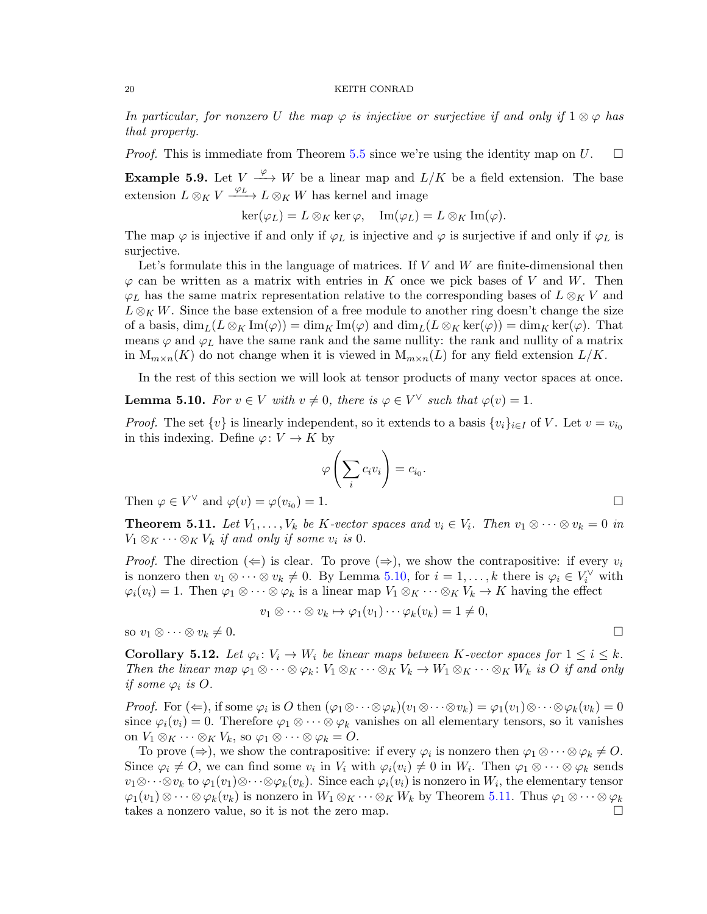*In particular, for nonzero $U$ the map $\varphi$ is injective or surjective if and only if $1 \otimes \varphi$ has that property.*

*Proof.* This is immediate from Theorem 5.5 since we're using the identity map on $U$. □

**Example 5.9.** Let $V \xrightarrow{\varphi} W$ be a linear map and $L/K$ be a field extension. The base extension $L \otimes_K V \xrightarrow{\varphi_L} L \otimes_K W$ has kernel and image

$$\ker(\varphi_L) = L \otimes_K \ker \varphi, \quad \operatorname{Im}(\varphi_L) = L \otimes_K \operatorname{Im}(\varphi).$$

The map $\varphi$ is injective if and only if $\varphi_L$ is injective and $\varphi$ is surjective if and only if $\varphi_L$ is surjective.

Let's formulate this in the language of matrices. If $V$ and $W$ are finite-dimensional then $\varphi$ can be written as a matrix with entries in $K$ once we pick bases of $V$ and $W$. Then $\varphi_L$ has the same matrix representation relative to the corresponding bases of $L \otimes_K V$ and $L \otimes_K W$. Since the base extension of a free module to another ring doesn't change the size of a basis, $\dim_L(L \otimes_K \operatorname{Im}(\varphi)) = \dim_K \operatorname{Im}(\varphi)$ and $\dim_L(L \otimes_K \ker(\varphi)) = \dim_K \ker(\varphi)$. That means $\varphi$ and $\varphi_L$ have the same rank and the same nullity: the rank and nullity of a matrix in $\mathrm{M}_{m \times n}(K)$ do not change when it is viewed in $\mathrm{M}_{m \times n}(L)$ for any field extension $L/K$.

In the rest of this section we will look at tensor products of many vector spaces at once.

**Lemma 5.10.** *For $v \in V$ with $v \neq 0$, there is $\varphi \in V^\vee$ such that $\varphi(v) = 1$.*

*Proof.* The set $\{v\}$ is linearly independent, so it extends to a basis $\{v_i\}_{i \in I}$ of $V$. Let $v = v_{i_0}$ in this indexing. Define $\varphi \colon V \to K$ by

$$\varphi\left(\sum_i c_i v_i\right) = c_{i_0}.$$

Then $\varphi \in V^\vee$ and $\varphi(v) = \varphi(v_{i_0}) = 1$. □

**Theorem 5.11.** *Let $V_1, \dots, V_k$ be $K$-vector spaces and $v_i \in V_i$. Then $v_1 \otimes \cdots \otimes v_k = 0$ in $V_1 \otimes_K \cdots \otimes_K V_k$ if and only if some $v_i$ is 0.*

*Proof.* The direction $(\Leftarrow)$ is clear. To prove $(\Rightarrow)$, we show the contrapositive: if every $v_i$ is nonzero then $v_1 \otimes \cdots \otimes v_k \neq 0$. By Lemma 5.10, for $i = 1, \dots, k$ there is $\varphi_i \in V_i^\vee$ with $\varphi_i(v_i) = 1$. Then $\varphi_1 \otimes \cdots \otimes \varphi_k$ is a linear map $V_1 \otimes_K \cdots \otimes_K V_k \to K$ having the effect

$$v_1 \otimes \cdots \otimes v_k \mapsto \varphi_1(v_1) \cdots \varphi_k(v_k) = 1 \neq 0,$$

so $v_1 \otimes \cdots \otimes v_k \neq 0$. □

**Corollary 5.12.** *Let $\varphi_i \colon V_i \to W_i$ be linear maps between $K$-vector spaces for $1 \leq i \leq k$. Then the linear map $\varphi_1 \otimes \cdots \otimes \varphi_k \colon V_1 \otimes_K \cdots \otimes_K V_k \to W_1 \otimes_K \cdots \otimes_K W_k$ is $O$ if and only if some $\varphi_i$ is $O$.*

*Proof.* For $(\Leftarrow)$, if some $\varphi_i$ is $O$ then $(\varphi_1 \otimes \cdots \otimes \varphi_k)(v_1 \otimes \cdots \otimes v_k) = \varphi_1(v_1) \otimes \cdots \otimes \varphi_k(v_k) = 0$ since $\varphi_i(v_i) = 0$. Therefore $\varphi_1 \otimes \cdots \otimes \varphi_k$ vanishes on all elementary tensors, so it vanishes on $V_1 \otimes_K \cdots \otimes_K V_k$, so $\varphi_1 \otimes \cdots \otimes \varphi_k = O$.

To prove $(\Rightarrow)$, we show the contrapositive: if every $\varphi_i$ is nonzero then $\varphi_1 \otimes \cdots \otimes \varphi_k \neq O$. Since $\varphi_i \neq O$, we can find some $v_i$ in $V_i$ with $\varphi_i(v_i) \neq 0$ in $W_i$. Then $\varphi_1 \otimes \cdots \otimes \varphi_k$ sends $v_1 \otimes \cdots \otimes v_k$ to $\varphi_1(v_1) \otimes \cdots \otimes \varphi_k(v_k)$. Since each $\varphi_i(v_i)$ is nonzero in $W_i$, the elementary tensor $\varphi_1(v_1) \otimes \cdots \otimes \varphi_k(v_k)$ is nonzero in $W_1 \otimes_K \cdots \otimes_K W_k$ by Theorem 5.11. Thus $\varphi_1 \otimes \cdots \otimes \varphi_k$ takes a nonzero value, so it is not the zero map. □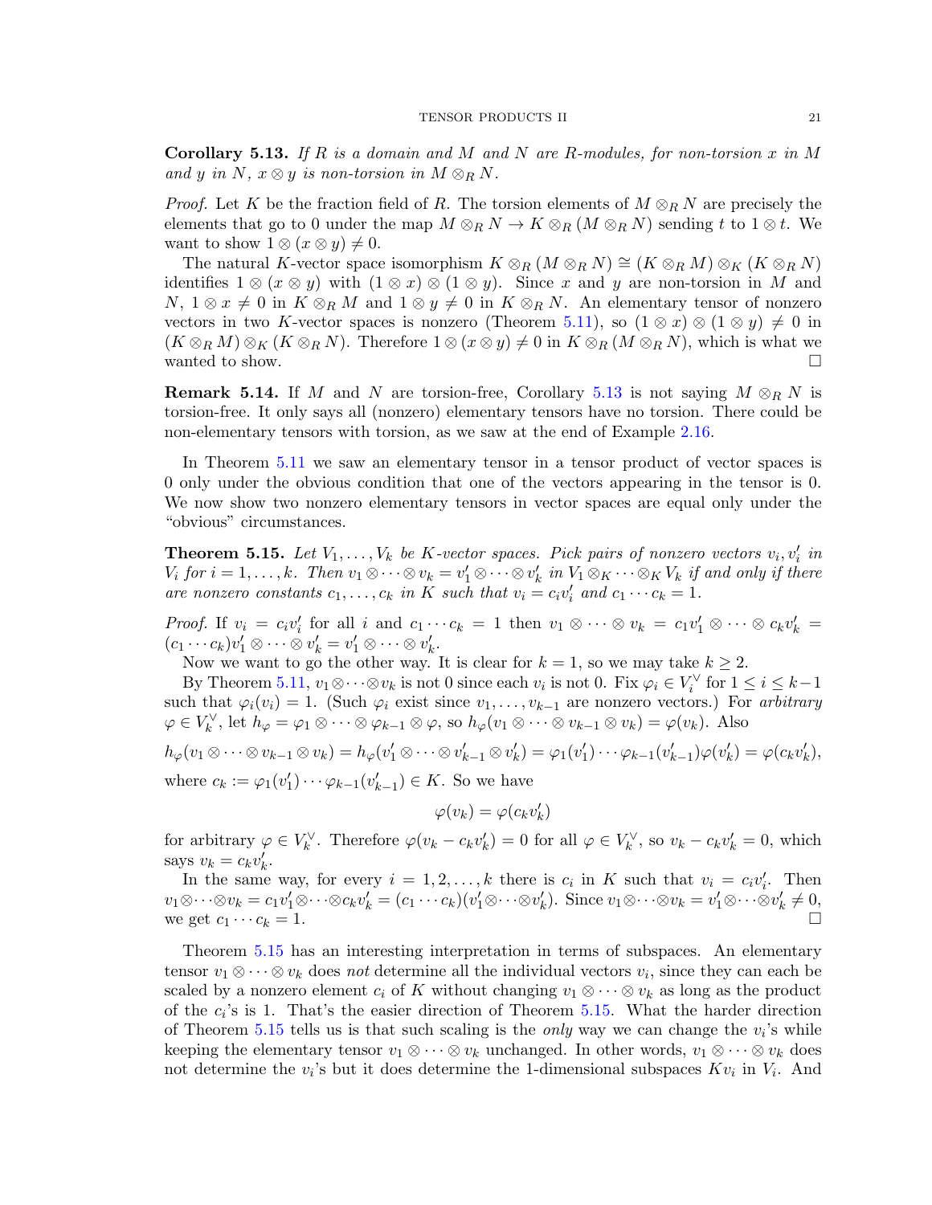**Corollary 5.13.** *If $R$ is a domain and $M$ and $N$ are $R$-modules, for non-torsion $x$ in $M$ and $y$ in $N$, $x \otimes y$ is non-torsion in $M \otimes_R N$.*

*Proof.* Let $K$ be the fraction field of $R$. The torsion elements of $M \otimes_R N$ are precisely the elements that go to 0 under the map $M \otimes_R N \to K \otimes_R (M \otimes_R N)$ sending $t$ to $1 \otimes t$. We want to show $1 \otimes (x \otimes y) \neq 0$.

The natural $K$-vector space isomorphism $K \otimes_R (M \otimes_R N) \cong (K \otimes_R M) \otimes_K (K \otimes_R N)$ identifies $1 \otimes (x \otimes y)$ with $(1 \otimes x) \otimes (1 \otimes y)$. Since $x$ and $y$ are non-torsion in $M$ and $N$, $1 \otimes x \neq 0$ in $K \otimes_R M$ and $1 \otimes y \neq 0$ in $K \otimes_R N$. An elementary tensor of nonzero vectors in two $K$-vector spaces is nonzero (Theorem 5.11), so $(1 \otimes x) \otimes (1 \otimes y) \neq 0$ in $(K \otimes_R M) \otimes_K (K \otimes_R N)$. Therefore $1 \otimes (x \otimes y) \neq 0$ in $K \otimes_R (M \otimes_R N)$, which is what we wanted to show. □

**Remark 5.14.** If $M$ and $N$ are torsion-free, Corollary 5.13 is not saying $M \otimes_R N$ is torsion-free. It only says all (nonzero) elementary tensors have no torsion. There could be non-elementary tensors with torsion, as we saw at the end of Example 2.16.

In Theorem 5.11 we saw an elementary tensor in a tensor product of vector spaces is 0 only under the obvious condition that one of the vectors appearing in the tensor is 0. We now show two nonzero elementary tensors in vector spaces are equal only under the "obvious" circumstances.

**Theorem 5.15.** *Let $V_1, \dots, V_k$ be $K$-vector spaces. Pick pairs of nonzero vectors $v_i, v_i'$ in $V_i$ for $i = 1, \dots, k$. Then $v_1 \otimes \cdots \otimes v_k = v_1' \otimes \cdots \otimes v_k'$ in $V_1 \otimes_K \cdots \otimes_K V_k$ if and only if there are nonzero constants $c_1, \dots, c_k$ in $K$ such that $v_i = c_i v_i'$ and $c_1 \cdots c_k = 1$.*

*Proof.* If $v_i = c_i v_i'$ for all $i$ and $c_1 \cdots c_k = 1$ then $v_1 \otimes \cdots \otimes v_k = c_1 v_1' \otimes \cdots \otimes c_k v_k' = (c_1 \cdots c_k) v_1' \otimes \cdots \otimes v_k' = v_1' \otimes \cdots \otimes v_k'$.

Now we want to go the other way. It is clear for $k = 1$, so we may take $k \geq 2$.

By Theorem 5.11, $v_1 \otimes \cdots \otimes v_k$ is not 0 since each $v_i$ is not 0. Fix $\varphi_i \in V_i^\vee$ for $1 \leq i \leq k-1$ such that $\varphi_i(v_i) = 1$. (Such $\varphi_i$ exist since $v_1, \dots, v_{k-1}$ are nonzero vectors.) For *arbitrary* $\varphi \in V_k^\vee$, let $h_\varphi = \varphi_1 \otimes \cdots \otimes \varphi_{k-1} \otimes \varphi$, so $h_\varphi(v_1 \otimes \cdots \otimes v_{k-1} \otimes v_k) = \varphi(v_k)$. Also

$$h_\varphi(v_1 \otimes \cdots \otimes v_{k-1} \otimes v_k) = h_\varphi(v_1' \otimes \cdots \otimes v_{k-1}' \otimes v_k') = \varphi_1(v_1') \cdots \varphi_{k-1}(v_{k-1}') \varphi(v_k') = \varphi(c_k v_k'),$$

where $c_k := \varphi_1(v_1') \cdots \varphi_{k-1}(v_{k-1}') \in K$. So we have

$$\varphi(v_k) = \varphi(c_k v_k')$$

for arbitrary $\varphi \in V_k^\vee$. Therefore $\varphi(v_k - c_k v_k') = 0$ for all $\varphi \in V_k^\vee$, so $v_k - c_k v_k' = 0$, which says $v_k = c_k v_k'$.

In the same way, for every $i = 1, 2, \dots, k$ there is $c_i$ in $K$ such that $v_i = c_i v_i'$. Then $v_1 \otimes \cdots \otimes v_k = c_1 v_1' \otimes \cdots \otimes c_k v_k' = (c_1 \cdots c_k)(v_1' \otimes \cdots \otimes v_k')$. Since $v_1 \otimes \cdots \otimes v_k = v_1' \otimes \cdots \otimes v_k' \neq 0$, we get $c_1 \cdots c_k = 1$. □

Theorem 5.15 has an interesting interpretation in terms of subspaces. An elementary tensor $v_1 \otimes \cdots \otimes v_k$ does *not* determine all the individual vectors $v_i$, since they can each be scaled by a nonzero element $c_i$ of $K$ without changing $v_1 \otimes \cdots \otimes v_k$ as long as the product of the $c_i$'s is 1. That's the easier direction of Theorem 5.15. What the harder direction of Theorem 5.15 tells us is that such scaling is the *only* way we can change the $v_i$'s while keeping the elementary tensor $v_1 \otimes \cdots \otimes v_k$ unchanged. In other words, $v_1 \otimes \cdots \otimes v_k$ does not determine the $v_i$'s but it does determine the 1-dimensional subspaces $Kv_i$ in $V_i$. And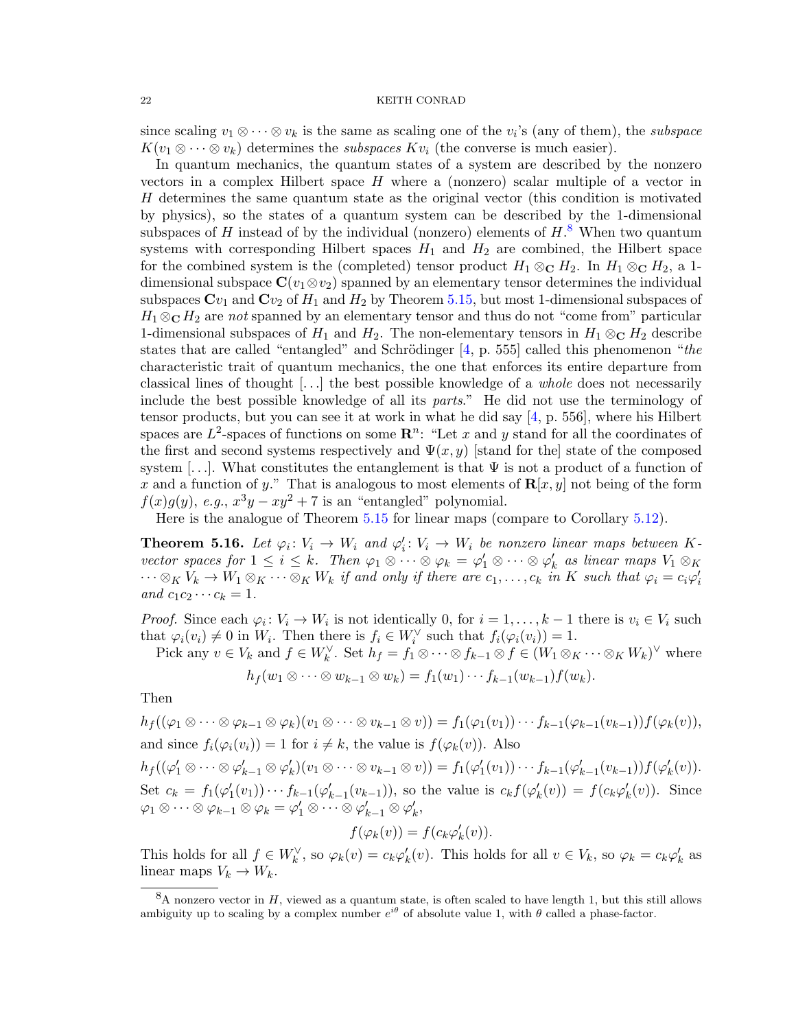since scaling $v_1 \otimes \cdots \otimes v_k$ is the same as scaling one of the $v_i$'s (any of them), the *subspace* $K(v_1 \otimes \cdots \otimes v_k)$ determines the *subspaces* $Kv_i$ (the converse is much easier).

In quantum mechanics, the quantum states of a system are described by the nonzero vectors in a complex Hilbert space $H$ where a (nonzero) scalar multiple of a vector in $H$ determines the same quantum state as the original vector (this condition is motivated by physics), so the states of a quantum system can be described by the 1-dimensional subspaces of $H$ instead of by the individual (nonzero) elements of $H$.[8] When two quantum systems with corresponding Hilbert spaces $H_1$ and $H_2$ are combined, the Hilbert space for the combined system is the (completed) tensor product $H_1 \otimes_{\mathbf{C}} H_2$. In $H_1 \otimes_{\mathbf{C}} H_2$, a 1-dimensional subspace $\mathbf{C}(v_1 \otimes v_2)$ spanned by an elementary tensor determines the individual subspaces $\mathbf{C}v_1$ and $\mathbf{C}v_2$ of $H_1$ and $H_2$ by Theorem 5.15, but most 1-dimensional subspaces of $H_1 \otimes_{\mathbf{C}} H_2$ are *not* spanned by an elementary tensor and thus do not "come from" particular 1-dimensional subspaces of $H_1$ and $H_2$. The non-elementary tensors in $H_1 \otimes_{\mathbf{C}} H_2$ describe states that are called "entangled" and Schrödinger [4, p. 555] called this phenomenon "*the* characteristic trait of quantum mechanics, the one that enforces its entire departure from classical lines of thought [...] the best possible knowledge of a *whole* does not necessarily include the best possible knowledge of all its *parts*." He did not use the terminology of tensor products, but you can see it at work in what he did say [4, p. 556], where his Hilbert spaces are $L^2$-spaces of functions on some $\mathbf{R}^n$: "Let $x$ and $y$ stand for all the coordinates of the first and second systems respectively and $\Psi(x, y)$ [stand for the] state of the composed system [...]. What constitutes the entanglement is that $\Psi$ is not a product of a function of $x$ and a function of $y$." That is analogous to most elements of $\mathbf{R}[x, y]$ not being of the form $f(x)g(y)$, *e.g.*, $x^3y - xy^2 + 7$ is an "entangled" polynomial.

Here is the analogue of Theorem 5.15 for linear maps (compare to Corollary 5.12).

**Theorem 5.16.** *Let $\varphi_i\colon V_i \to W_i$ and $\varphi_i'\colon V_i \to W_i$ be nonzero linear maps between $K$-vector spaces for $1 \le i \le k$. Then $\varphi_1 \otimes \cdots \otimes \varphi_k = \varphi_1' \otimes \cdots \otimes \varphi_k'$ as linear maps $V_1 \otimes_K \cdots \otimes_K V_k \to W_1 \otimes_K \cdots \otimes_K W_k$ if and only if there are $c_1, \ldots, c_k$ in $K$ such that $\varphi_i = c_i\varphi_i'$ and $c_1c_2\cdots c_k = 1$.*

*Proof.* Since each $\varphi_i\colon V_i \to W_i$ is not identically 0, for $i = 1, \ldots, k-1$ there is $v_i \in V_i$ such that $\varphi_i(v_i) \neq 0$ in $W_i$. Then there is $f_i \in W_i^\vee$ such that $f_i(\varphi_i(v_i)) = 1$.

Pick any $v \in V_k$ and $f \in W_k^\vee$. Set $h_f = f_1 \otimes \cdots \otimes f_{k-1} \otimes f \in (W_1 \otimes_K \cdots \otimes_K W_k)^\vee$ where

$$h_f(w_1 \otimes \cdots \otimes w_{k-1} \otimes w_k) = f_1(w_1)\cdots f_{k-1}(w_{k-1})f(w_k).$$

Then

$$h_f((\varphi_1 \otimes \cdots \otimes \varphi_{k-1} \otimes \varphi_k)(v_1 \otimes \cdots \otimes v_{k-1} \otimes v)) = f_1(\varphi_1(v_1))\cdots f_{k-1}(\varphi_{k-1}(v_{k-1}))f(\varphi_k(v)),$$

and since $f_i(\varphi_i(v_i)) = 1$ for $i \neq k$, the value is $f(\varphi_k(v))$. Also

$$h_f((\varphi_1' \otimes \cdots \otimes \varphi_{k-1}' \otimes \varphi_k')(v_1 \otimes \cdots \otimes v_{k-1} \otimes v)) = f_1(\varphi_1'(v_1))\cdots f_{k-1}(\varphi_{k-1}'(v_{k-1}))f(\varphi_k'(v)).$$

Set $c_k = f_1(\varphi_1'(v_1))\cdots f_{k-1}(\varphi_{k-1}'(v_{k-1}))$, so the value is $c_kf(\varphi_k'(v)) = f(c_k\varphi_k'(v))$. Since $\varphi_1 \otimes \cdots \otimes \varphi_{k-1} \otimes \varphi_k = \varphi_1' \otimes \cdots \otimes \varphi_{k-1}' \otimes \varphi_k'$,

$$f(\varphi_k(v)) = f(c_k\varphi_k'(v)).$$

This holds for all $f \in W_k^\vee$, so $\varphi_k(v) = c_k\varphi_k'(v)$. This holds for all $v \in V_k$, so $\varphi_k = c_k\varphi_k'$ as linear maps $V_k \to W_k$.

---

[8] A nonzero vector in $H$, viewed as a quantum state, is often scaled to have length 1, but this still allows ambiguity up to scaling by a complex number $e^{i\theta}$ of absolute value 1, with $\theta$ called a phase-factor.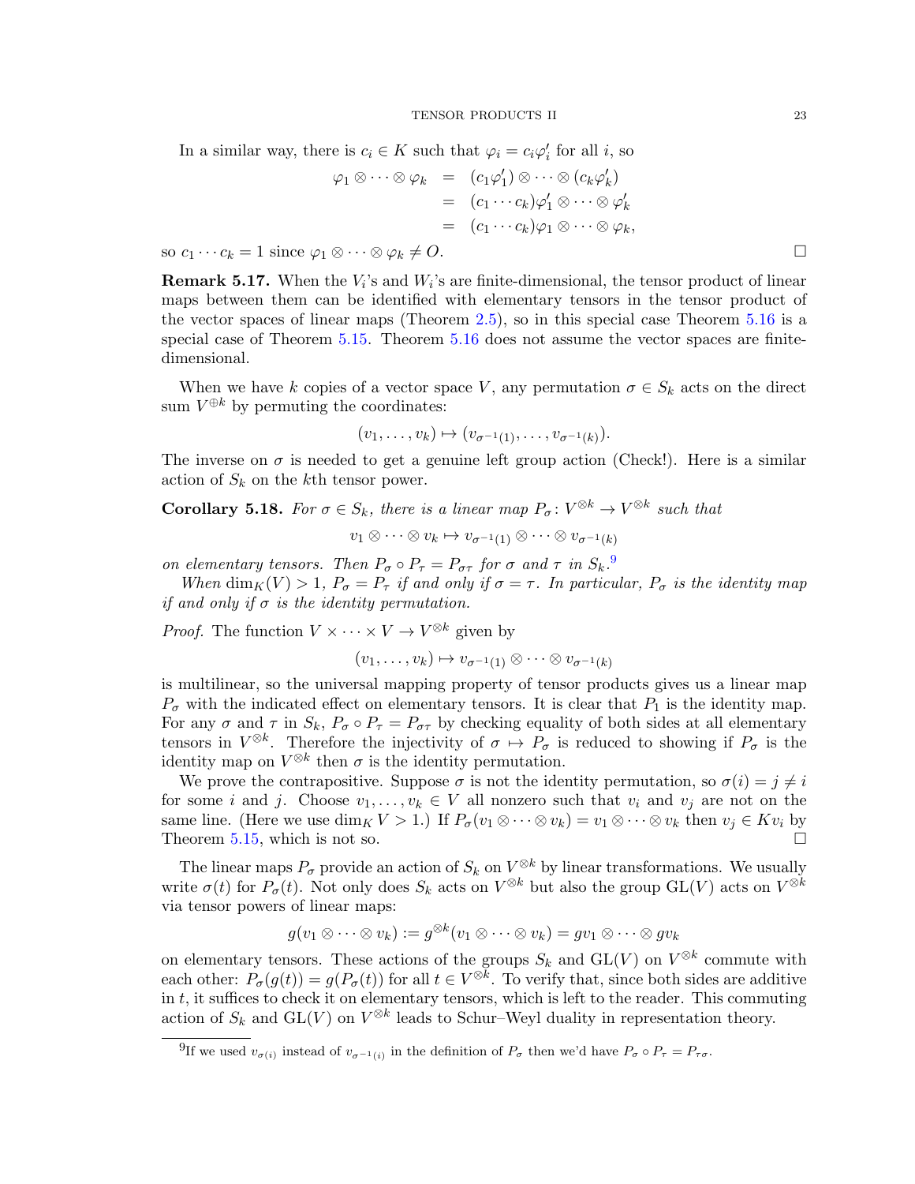In a similar way, there is $c_i \in K$ such that $\varphi_i = c_i\varphi_i'$ for all $i$, so

$$\begin{aligned}
\varphi_1 \otimes \cdots \otimes \varphi_k &= (c_1\varphi_1') \otimes \cdots \otimes (c_k\varphi_k') \\
&= (c_1 \cdots c_k)\varphi_1' \otimes \cdots \otimes \varphi_k' \\
&= (c_1 \cdots c_k)\varphi_1 \otimes \cdots \otimes \varphi_k,
\end{aligned}$$

so $c_1 \cdots c_k = 1$ since $\varphi_1 \otimes \cdots \otimes \varphi_k \neq O$. $\square$

**Remark 5.17.** When the $V_i$'s and $W_i$'s are finite-dimensional, the tensor product of linear maps between them can be identified with elementary tensors in the tensor product of the vector spaces of linear maps (Theorem 2.5), so in this special case Theorem 5.16 is a special case of Theorem 5.15. Theorem 5.16 does not assume the vector spaces are finite-dimensional.

When we have $k$ copies of a vector space $V$, any permutation $\sigma \in S_k$ acts on the direct sum $V^{\oplus k}$ by permuting the coordinates:

$$(v_1, \ldots, v_k) \mapsto (v_{\sigma^{-1}(1)}, \ldots, v_{\sigma^{-1}(k)}).$$

The inverse on $\sigma$ is needed to get a genuine left group action (Check!). Here is a similar action of $S_k$ on the $k$th tensor power.

**Corollary 5.18.** *For $\sigma \in S_k$, there is a linear map $P_\sigma \colon V^{\otimes k} \to V^{\otimes k}$ such that*

$$v_1 \otimes \cdots \otimes v_k \mapsto v_{\sigma^{-1}(1)} \otimes \cdots \otimes v_{\sigma^{-1}(k)}$$

*on elementary tensors. Then $P_\sigma \circ P_\tau = P_{\sigma\tau}$ for $\sigma$ and $\tau$ in $S_k$.*[9]

*When $\dim_K(V) > 1$, $P_\sigma = P_\tau$ if and only if $\sigma = \tau$. In particular, $P_\sigma$ is the identity map if and only if $\sigma$ is the identity permutation.*

*Proof.* The function $V \times \cdots \times V \to V^{\otimes k}$ given by

$$(v_1, \ldots, v_k) \mapsto v_{\sigma^{-1}(1)} \otimes \cdots \otimes v_{\sigma^{-1}(k)}$$

is multilinear, so the universal mapping property of tensor products gives us a linear map $P_\sigma$ with the indicated effect on elementary tensors. It is clear that $P_1$ is the identity map. For any $\sigma$ and $\tau$ in $S_k$, $P_\sigma \circ P_\tau = P_{\sigma\tau}$ by checking equality of both sides at all elementary tensors in $V^{\otimes k}$. Therefore the injectivity of $\sigma \mapsto P_\sigma$ is reduced to showing if $P_\sigma$ is the identity map on $V^{\otimes k}$ then $\sigma$ is the identity permutation.

We prove the contrapositive. Suppose $\sigma$ is not the identity permutation, so $\sigma(i) = j \neq i$ for some $i$ and $j$. Choose $v_1, \ldots, v_k \in V$ all nonzero such that $v_i$ and $v_j$ are not on the same line. (Here we use $\dim_K V > 1$.) If $P_\sigma(v_1 \otimes \cdots \otimes v_k) = v_1 \otimes \cdots \otimes v_k$ then $v_j \in Kv_i$ by Theorem 5.15, which is not so. $\square$

The linear maps $P_\sigma$ provide an action of $S_k$ on $V^{\otimes k}$ by linear transformations. We usually write $\sigma(t)$ for $P_\sigma(t)$. Not only does $S_k$ acts on $V^{\otimes k}$ but also the group $\mathrm{GL}(V)$ acts on $V^{\otimes k}$ via tensor powers of linear maps:

$$g(v_1 \otimes \cdots \otimes v_k) := g^{\otimes k}(v_1 \otimes \cdots \otimes v_k) = gv_1 \otimes \cdots \otimes gv_k$$

on elementary tensors. These actions of the groups $S_k$ and $\mathrm{GL}(V)$ on $V^{\otimes k}$ commute with each other: $P_\sigma(g(t)) = g(P_\sigma(t))$ for all $t \in V^{\otimes k}$. To verify that, since both sides are additive in $t$, it suffices to check it on elementary tensors, which is left to the reader. This commuting action of $S_k$ and $\mathrm{GL}(V)$ on $V^{\otimes k}$ leads to Schur–Weyl duality in representation theory.

---

[9] If we used $v_{\sigma(i)}$ instead of $v_{\sigma^{-1}(i)}$ in the definition of $P_\sigma$ then we'd have $P_\sigma \circ P_\tau = P_{\tau\sigma}$.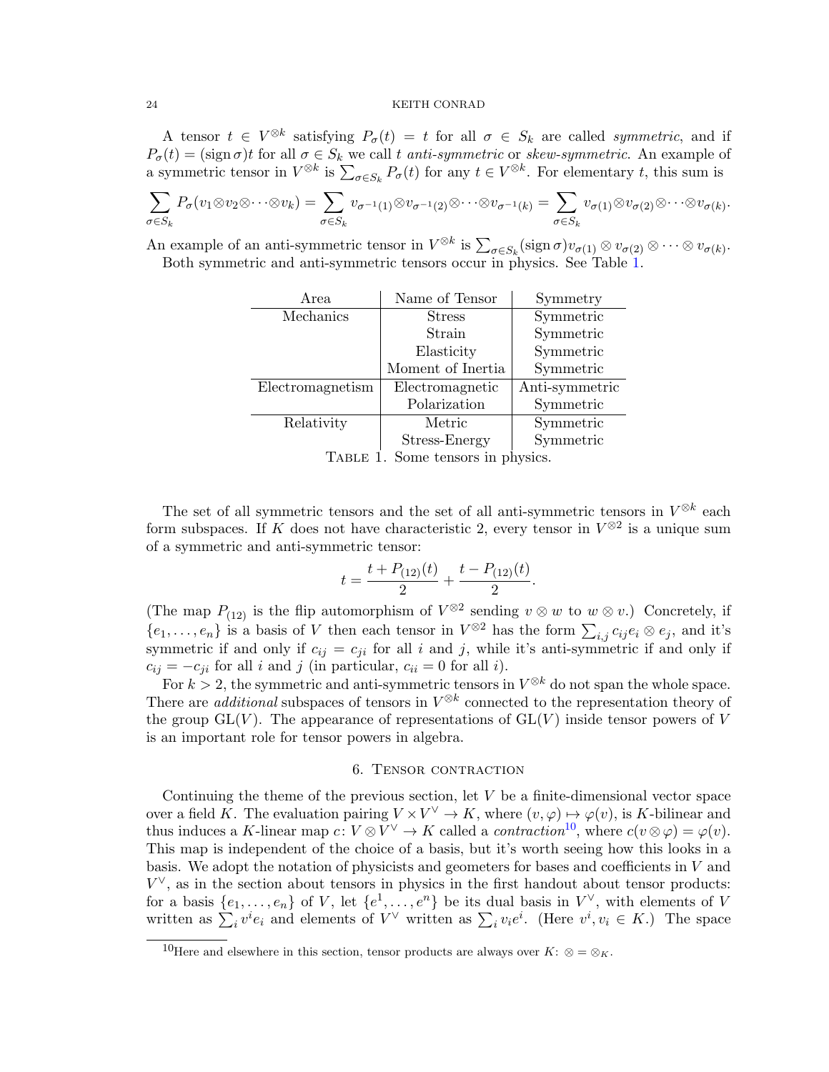A tensor $t \in V^{\otimes k}$ satisfying $P_\sigma(t) = t$ for all $\sigma \in S_k$ are called *symmetric*, and if $P_\sigma(t) = (\operatorname{sign} \sigma)t$ for all $\sigma \in S_k$ we call $t$ *anti-symmetric* or *skew-symmetric*. An example of a symmetric tensor in $V^{\otimes k}$ is $\sum_{\sigma \in S_k} P_\sigma(t)$ for any $t \in V^{\otimes k}$. For elementary $t$, this sum is

$$\sum_{\sigma \in S_k} P_\sigma(v_1 \otimes v_2 \otimes \cdots \otimes v_k) = \sum_{\sigma \in S_k} v_{\sigma^{-1}(1)} \otimes v_{\sigma^{-1}(2)} \otimes \cdots \otimes v_{\sigma^{-1}(k)} = \sum_{\sigma \in S_k} v_{\sigma(1)} \otimes v_{\sigma(2)} \otimes \cdots \otimes v_{\sigma(k)}.$$

An example of an anti-symmetric tensor in $V^{\otimes k}$ is $\sum_{\sigma \in S_k} (\operatorname{sign} \sigma) v_{\sigma(1)} \otimes v_{\sigma(2)} \otimes \cdots \otimes v_{\sigma(k)}$.

Both symmetric and anti-symmetric tensors occur in physics. See Table 1.

| Area | Name of Tensor | Symmetry |
|---|---|---|
| Mechanics | Stress | Symmetric |
| | Strain | Symmetric |
| | Elasticity | Symmetric |
| | Moment of Inertia | Symmetric |
| Electromagnetism | Electromagnetic | Anti-symmetric |
| | Polarization | Symmetric |
| Relativity | Metric | Symmetric |
| | Stress-Energy | Symmetric |

TABLE 1. Some tensors in physics.

The set of all symmetric tensors and the set of all anti-symmetric tensors in $V^{\otimes k}$ each form subspaces. If $K$ does not have characteristic 2, every tensor in $V^{\otimes 2}$ is a unique sum of a symmetric and anti-symmetric tensor:

$$t = \frac{t + P_{(12)}(t)}{2} + \frac{t - P_{(12)}(t)}{2}.$$

(The map $P_{(12)}$ is the flip automorphism of $V^{\otimes 2}$ sending $v \otimes w$ to $w \otimes v$.) Concretely, if $\{e_1, \ldots, e_n\}$ is a basis of $V$ then each tensor in $V^{\otimes 2}$ has the form $\sum_{i,j} c_{ij} e_i \otimes e_j$, and it's symmetric if and only if $c_{ij} = c_{ji}$ for all $i$ and $j$, while it's anti-symmetric if and only if $c_{ij} = -c_{ji}$ for all $i$ and $j$ (in particular, $c_{ii} = 0$ for all $i$).

For $k > 2$, the symmetric and anti-symmetric tensors in $V^{\otimes k}$ do not span the whole space. There are *additional* subspaces of tensors in $V^{\otimes k}$ connected to the representation theory of the group $\mathrm{GL}(V)$. The appearance of representations of $\mathrm{GL}(V)$ inside tensor powers of $V$ is an important role for tensor powers in algebra.

## 6. Tensor contraction

Continuing the theme of the previous section, let $V$ be a finite-dimensional vector space over a field $K$. The evaluation pairing $V \times V^\vee \to K$, where $(v, \varphi) \mapsto \varphi(v)$, is $K$-bilinear and thus induces a $K$-linear map $c \colon V \otimes V^\vee \to K$ called a *contraction*[10], where $c(v \otimes \varphi) = \varphi(v)$. This map is independent of the choice of a basis, but it's worth seeing how this looks in a basis. We adopt the notation of physicists and geometers for bases and coefficients in $V$ and $V^\vee$, as in the section about tensors in physics in the first handout about tensor products: for a basis $\{e_1, \ldots, e_n\}$ of $V$, let $\{e^1, \ldots, e^n\}$ be its dual basis in $V^\vee$, with elements of $V$ written as $\sum_i v^i e_i$ and elements of $V^\vee$ written as $\sum_i v_i e^i$. (Here $v^i, v_i \in K$.) The space

[10]Here and elsewhere in this section, tensor products are always over $K$: $\otimes = \otimes_K$.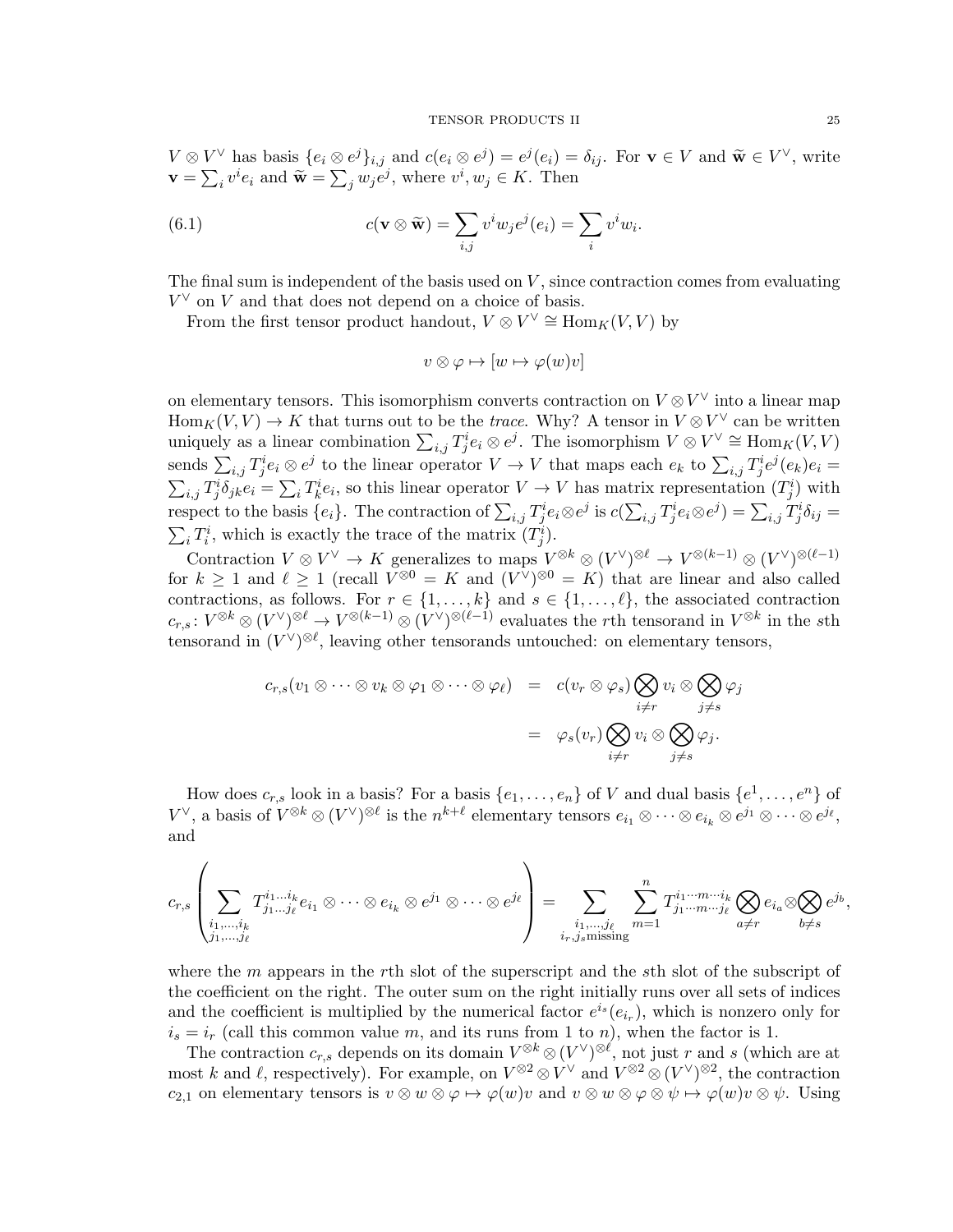$V \otimes V^\vee$ has basis $\{e_i \otimes e^j\}_{i,j}$ and $c(e_i \otimes e^j) = e^j(e_i) = \delta_{ij}$. For $\mathbf{v} \in V$ and $\widetilde{\mathbf{w}} \in V^\vee$, write $\mathbf{v} = \sum_i v^i e_i$ and $\widetilde{\mathbf{w}} = \sum_j w_j e^j$, where $v^i, w_j \in K$. Then

$$c(\mathbf{v} \otimes \widetilde{\mathbf{w}}) = \sum_{i,j} v^i w_j e^j(e_i) = \sum_i v^i w_i. \tag{6.1}$$

The final sum is independent of the basis used on $V$, since contraction comes from evaluating $V^\vee$ on $V$ and that does not depend on a choice of basis.

From the first tensor product handout, $V \otimes V^\vee \cong \mathrm{Hom}_K(V, V)$ by

$$v \otimes \varphi \mapsto [w \mapsto \varphi(w)v]$$

on elementary tensors. This isomorphism converts contraction on $V \otimes V^\vee$ into a linear map $\mathrm{Hom}_K(V, V) \to K$ that turns out to be the *trace*. Why? A tensor in $V \otimes V^\vee$ can be written uniquely as a linear combination $\sum_{i,j} T^i_j e_i \otimes e^j$. The isomorphism $V \otimes V^\vee \cong \mathrm{Hom}_K(V, V)$ sends $\sum_{i,j} T^i_j e_i \otimes e^j$ to the linear operator $V \to V$ that maps each $e_k$ to $\sum_{i,j} T^i_j e^j(e_k) e_i = \sum_{i,j} T^i_j \delta_{jk} e_i = \sum_i T^i_k e_i$, so this linear operator $V \to V$ has matrix representation $(T^i_j)$ with respect to the basis $\{e_i\}$. The contraction of $\sum_{i,j} T^i_j e_i \otimes e^j$ is $c(\sum_{i,j} T^i_j e_i \otimes e^j) = \sum_{i,j} T^i_j \delta_{ij} = \sum_i T^i_i$, which is exactly the trace of the matrix $(T^i_j)$.

Contraction $V \otimes V^\vee \to K$ generalizes to maps $V^{\otimes k} \otimes (V^\vee)^{\otimes \ell} \to V^{\otimes (k-1)} \otimes (V^\vee)^{\otimes(\ell-1)}$ for $k \geq 1$ and $\ell \geq 1$ (recall $V^{\otimes 0} = K$ and $(V^\vee)^{\otimes 0} = K$) that are linear and also called contractions, as follows. For $r \in \{1, \dots, k\}$ and $s \in \{1, \dots, \ell\}$, the associated contraction $c_{r,s} \colon V^{\otimes k} \otimes (V^\vee)^{\otimes \ell} \to V^{\otimes (k-1)} \otimes (V^\vee)^{\otimes (\ell-1)}$ evaluates the $r$th tensorand in $V^{\otimes k}$ in the $s$th tensorand in $(V^\vee)^{\otimes \ell}$, leaving other tensorands untouched: on elementary tensors,

$$\begin{aligned} c_{r,s}(v_1 \otimes \cdots \otimes v_k \otimes \varphi_1 \otimes \cdots \otimes \varphi_\ell) &= c(v_r \otimes \varphi_s) \bigotimes_{i \neq r} v_i \otimes \bigotimes_{j \neq s} \varphi_j \\ &= \varphi_s(v_r) \bigotimes_{i \neq r} v_i \otimes \bigotimes_{j \neq s} \varphi_j. \end{aligned}$$

How does $c_{r,s}$ look in a basis? For a basis $\{e_1, \dots, e_n\}$ of $V$ and dual basis $\{e^1, \dots, e^n\}$ of $V^\vee$, a basis of $V^{\otimes k} \otimes (V^\vee)^{\otimes \ell}$ is the $n^{k+\ell}$ elementary tensors $e_{i_1} \otimes \cdots \otimes e_{i_k} \otimes e^{j_1} \otimes \cdots \otimes e^{j_\ell}$, and

$$c_{r,s}\left( \sum_{\substack{i_1, \dots, i_k \\ j_1, \dots, j_\ell}} T^{i_1 \dots i_k}_{j_1 \dots j_\ell} e_{i_1} \otimes \cdots \otimes e_{i_k} \otimes e^{j_1} \otimes \cdots \otimes e^{j_\ell} \right) = \sum_{\substack{i_1, \dots, j_\ell \\ i_r, j_s \text{missing}}} \sum_{m=1}^n T^{i_1 \cdots m \cdots i_k}_{j_1 \cdots m \cdots j_\ell} \bigotimes_{a \neq r} e_{i_a} \otimes \bigotimes_{b \neq s} e^{j_b},$$

where the $m$ appears in the $r$th slot of the superscript and the $s$th slot of the subscript of the coefficient on the right. The outer sum on the right initially runs over all sets of indices and the coefficient is multiplied by the numerical factor $e^{i_s}(e_{i_r})$, which is nonzero only for $i_s = i_r$ (call this common value $m$, and its runs from 1 to $n$), when the factor is 1.

The contraction $c_{r,s}$ depends on its domain $V^{\otimes k} \otimes (V^\vee)^{\otimes \ell}$, not just $r$ and $s$ (which are at most $k$ and $\ell$, respectively). For example, on $V^{\otimes 2} \otimes V^\vee$ and $V^{\otimes 2} \otimes (V^\vee)^{\otimes 2}$, the contraction $c_{2,1}$ on elementary tensors is $v \otimes w \otimes \varphi \mapsto \varphi(w)v$ and $v \otimes w \otimes \varphi \otimes \psi \mapsto \varphi(w) v \otimes \psi$. Using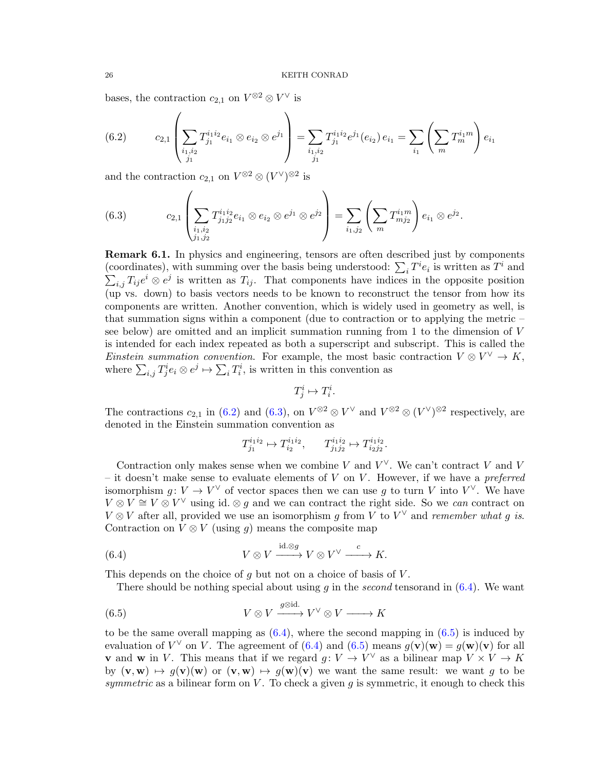bases, the contraction $c_{2,1}$ on $V^{\otimes 2} \otimes V^\vee$ is

$$c_{2,1}\left(\sum_{\substack{i_1,i_2\\ j_1}} T^{i_1 i_2}_{j_1} e_{i_1} \otimes e_{i_2} \otimes e^{j_1}\right) = \sum_{\substack{i_1,i_2\\ j_1}} T^{i_1 i_2}_{j_1} e^{j_1}(e_{i_2})\, e_{i_1} = \sum_{i_1} \left(\sum_m T^{i_1 m}_m\right) e_{i_1} \tag{6.2}$$

and the contraction $c_{2,1}$ on $V^{\otimes 2} \otimes (V^\vee)^{\otimes 2}$ is

$$c_{2,1}\left(\sum_{\substack{i_1,i_2\\ j_1,j_2}} T^{i_1 i_2}_{j_1 j_2} e_{i_1} \otimes e_{i_2} \otimes e^{j_1} \otimes e^{j_2}\right) = \sum_{i_1,j_2} \left(\sum_m T^{i_1 m}_{m j_2}\right) e_{i_1} \otimes e^{j_2}. \tag{6.3}$$

**Remark 6.1.** In physics and engineering, tensors are often described just by components (coordinates), with summing over the basis being understood: $\sum_i T^i e_i$ is written as $T^i$ and $\sum_{i,j} T_{ij} e^i \otimes e^j$ is written as $T_{ij}$. That components have indices in the opposite position (up vs. down) to basis vectors needs to be known to reconstruct the tensor from how its components are written. Another convention, which is widely used in geometry as well, is that summation signs within a component (due to contraction or to applying the metric – see below) are omitted and an implicit summation running from 1 to the dimension of $V$ is intended for each index repeated as both a superscript and subscript. This is called the *Einstein summation convention*. For example, the most basic contraction $V \otimes V^\vee \to K$, where $\sum_{i,j} T^i_j e_i \otimes e^j \mapsto \sum_i T^i_i$, is written in this convention as

$$T^i_j \mapsto T^i_i.$$

The contractions $c_{2,1}$ in (6.2) and (6.3), on $V^{\otimes 2} \otimes V^\vee$ and $V^{\otimes 2} \otimes (V^\vee)^{\otimes 2}$ respectively, are denoted in the Einstein summation convention as

$$T^{i_1 i_2}_{j_1} \mapsto T^{i_1 i_2}_{i_2}, \qquad T^{i_1 i_2}_{j_1 j_2} \mapsto T^{i_1 i_2}_{i_2 j_2}.$$

Contraction only makes sense when we combine $V$ and $V^\vee$. We can't contract $V$ and $V$ – it doesn't make sense to evaluate elements of $V$ on $V$. However, if we have a *preferred* isomorphism $g\colon V \to V^\vee$ of vector spaces then we can use $g$ to turn $V$ into $V^\vee$. We have $V \otimes V \cong V \otimes V^\vee$ using $\mathrm{id.} \otimes g$ and we can contract the right side. So we *can* contract on $V \otimes V$ after all, provided we use an isomorphism $g$ from $V$ to $V^\vee$ and *remember what $g$ is.* Contraction on $V \otimes V$ (using $g$) means the composite map

$$V \otimes V \xrightarrow{\mathrm{id.}\otimes g} V \otimes V^\vee \xrightarrow{\ c\ } K. \tag{6.4}$$

This depends on the choice of $g$ but not on a choice of basis of $V$.

There should be nothing special about using $g$ in the *second* tensorand in (6.4). We want

$$V \otimes V \xrightarrow{g\otimes \mathrm{id.}} V^\vee \otimes V \longrightarrow K \tag{6.5}$$

to be the same overall mapping as (6.4), where the second mapping in (6.5) is induced by evaluation of $V^\vee$ on $V$. The agreement of (6.4) and (6.5) means $g(\mathbf{v})(\mathbf{w}) = g(\mathbf{w})(\mathbf{v})$ for all $\mathbf{v}$ and $\mathbf{w}$ in $V$. This means that if we regard $g\colon V \to V^\vee$ as a bilinear map $V \times V \to K$ by $(\mathbf{v}, \mathbf{w}) \mapsto g(\mathbf{v})(\mathbf{w})$ or $(\mathbf{v}, \mathbf{w}) \mapsto g(\mathbf{w})(\mathbf{v})$ we want the same result: we want $g$ to be *symmetric* as a bilinear form on $V$. To check a given $g$ is symmetric, it enough to check this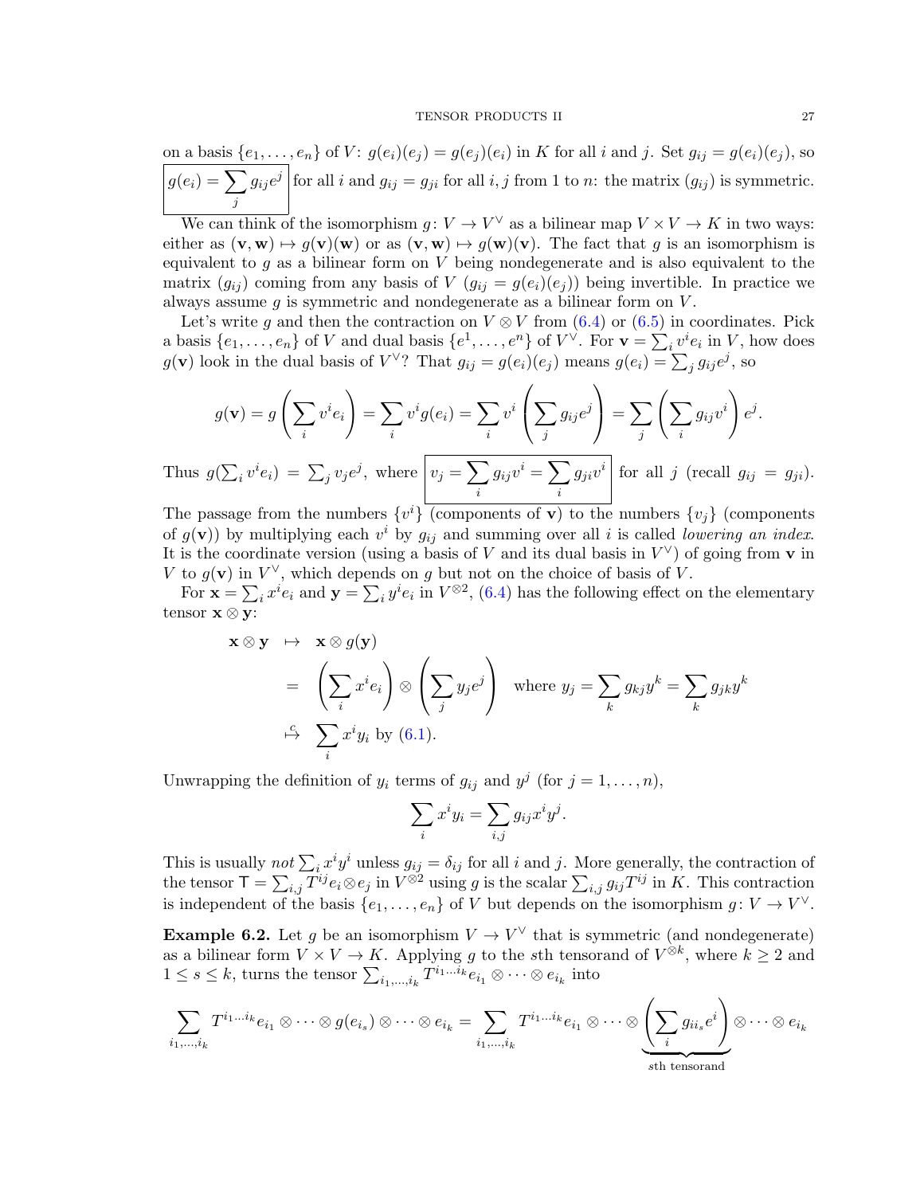on a basis $\{e_1, \dots, e_n\}$ of $V$: $g(e_i)(e_j) = g(e_j)(e_i)$ in $K$ for all $i$ and $j$. Set $g_{ij} = g(e_i)(e_j)$, so $\boxed{g(e_i) = \sum_j g_{ij} e^j}$ for all $i$ and $g_{ij} = g_{ji}$ for all $i, j$ from 1 to $n$: the matrix $(g_{ij})$ is symmetric.

We can think of the isomorphism $g \colon V \to V^\vee$ as a bilinear map $V \times V \to K$ in two ways: either as $(\mathbf{v}, \mathbf{w}) \mapsto g(\mathbf{v})(\mathbf{w})$ or as $(\mathbf{v}, \mathbf{w}) \mapsto g(\mathbf{w})(\mathbf{v})$. The fact that $g$ is an isomorphism is equivalent to $g$ as a bilinear form on $V$ being nondegenerate and is also equivalent to the matrix $(g_{ij})$ coming from any basis of $V$ ($g_{ij} = g(e_i)(e_j)$) being invertible. In practice we always assume $g$ is symmetric and nondegenerate as a bilinear form on $V$.

Let's write $g$ and then the contraction on $V \otimes V$ from (6.4) or (6.5) in coordinates. Pick a basis $\{e_1, \dots, e_n\}$ of $V$ and dual basis $\{e^1, \dots, e^n\}$ of $V^\vee$. For $\mathbf{v} = \sum_i v^i e_i$ in $V$, how does $g(\mathbf{v})$ look in the dual basis of $V^\vee$? That $g_{ij} = g(e_i)(e_j)$ means $g(e_i) = \sum_j g_{ij} e^j$, so

$$g(\mathbf{v}) = g\left(\sum_i v^i e_i\right) = \sum_i v^i g(e_i) = \sum_i v^i \left(\sum_j g_{ij} e^j\right) = \sum_j \left(\sum_i g_{ij} v^i\right) e^j.$$

Thus $g(\sum_i v^i e_i) = \sum_j v_j e^j$, where $\boxed{v_j = \sum_i g_{ij} v^i = \sum_i g_{ji} v^i}$ for all $j$ (recall $g_{ij} = g_{ji}$). The passage from the numbers $\{v^i\}$ (components of $\mathbf{v}$) to the numbers $\{v_j\}$ (components of $g(\mathbf{v})$) by multiplying each $v^i$ by $g_{ij}$ and summing over all $i$ is called *lowering an index*. It is the coordinate version (using a basis of $V$ and its dual basis in $V^\vee$) of going from $\mathbf{v}$ in $V$ to $g(\mathbf{v})$ in $V^\vee$, which depends on $g$ but not on the choice of basis of $V$.

For $\mathbf{x} = \sum_i x^i e_i$ and $\mathbf{y} = \sum_i y^i e_i$ in $V^{\otimes 2}$, (6.4) has the following effect on the elementary tensor $\mathbf{x} \otimes \mathbf{y}$:

$$\begin{aligned}
\mathbf{x} \otimes \mathbf{y} &\mapsto \mathbf{x} \otimes g(\mathbf{y}) \\
&= \left(\sum_i x^i e_i\right) \otimes \left(\sum_j y_j e^j\right) \quad \text{where } y_j = \sum_k g_{kj} y^k = \sum_k g_{jk} y^k \\
&\overset{c}{\mapsto} \sum_i x^i y_i \text{ by (6.1).}
\end{aligned}$$

Unwrapping the definition of $y_i$ terms of $g_{ij}$ and $y^j$ (for $j = 1, \dots, n$),

$$\sum_i x^i y_i = \sum_{i,j} g_{ij} x^i y^j.$$

This is usually *not* $\sum_i x^i y^i$ unless $g_{ij} = \delta_{ij}$ for all $i$ and $j$. More generally, the contraction of the tensor $\mathsf{T} = \sum_{i,j} T^{ij} e_i \otimes e_j$ in $V^{\otimes 2}$ using $g$ is the scalar $\sum_{i,j} g_{ij} T^{ij}$ in $K$. This contraction is independent of the basis $\{e_1, \dots, e_n\}$ of $V$ but depends on the isomorphism $g \colon V \to V^\vee$.

**Example 6.2.** Let $g$ be an isomorphism $V \to V^\vee$ that is symmetric (and nondegenerate) as a bilinear form $V \times V \to K$. Applying $g$ to the $s$th tensorand of $V^{\otimes k}$, where $k \geq 2$ and $1 \leq s \leq k$, turns the tensor $\sum_{i_1, \dots, i_k} T^{i_1 \dots i_k} e_{i_1} \otimes \cdots \otimes e_{i_k}$ into

$$\sum_{i_1, \dots, i_k} T^{i_1 \dots i_k} e_{i_1} \otimes \cdots \otimes g(e_{i_s}) \otimes \cdots \otimes e_{i_k} = \sum_{i_1, \dots, i_k} T^{i_1 \dots i_k} e_{i_1} \otimes \cdots \otimes \underbrace{\left(\sum_i g_{i i_s} e^i\right)}_{s\text{th tensorand}} \otimes \cdots \otimes e_{i_k}$$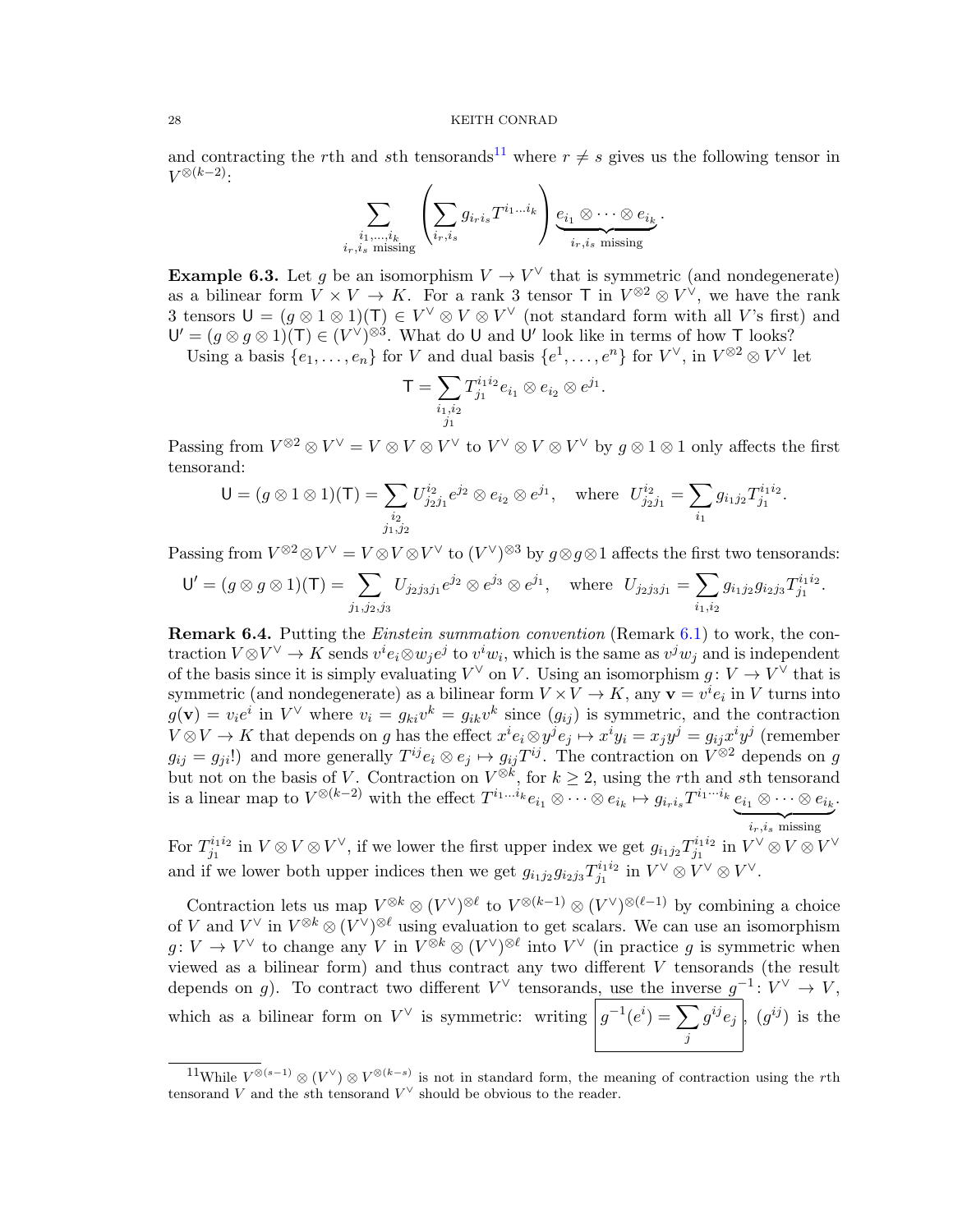and contracting the $r$th and $s$th tensorands[11] where $r \neq s$ gives us the following tensor in $V^{\otimes(k-2)}$:

$$\sum_{\substack{i_1,\dots,i_k \\ i_r,i_s \text{ missing}}} \left( \sum_{i_r,i_s} g_{i_r i_s} T^{i_1 \dots i_k} \right) \underbrace{e_{i_1} \otimes \cdots \otimes e_{i_k}}_{i_r,i_s \text{ missing}}.$$

**Example 6.3.** Let $g$ be an isomorphism $V \to V^\vee$ that is symmetric (and nondegenerate) as a bilinear form $V \times V \to K$. For a rank 3 tensor $\mathsf{T}$ in $V^{\otimes 2} \otimes V^\vee$, we have the rank 3 tensors $\mathsf{U} = (g \otimes 1 \otimes 1)(\mathsf{T}) \in V^\vee \otimes V \otimes V^\vee$ (not standard form with all $V$'s first) and $\mathsf{U}' = (g \otimes g \otimes 1)(\mathsf{T}) \in (V^\vee)^{\otimes 3}$. What do $\mathsf{U}$ and $\mathsf{U}'$ look like in terms of how $\mathsf{T}$ looks?

Using a basis $\{e_1, \dots, e_n\}$ for $V$ and dual basis $\{e^1, \dots, e^n\}$ for $V^\vee$, in $V^{\otimes 2} \otimes V^\vee$ let

$$\mathsf{T} = \sum_{\substack{i_1,i_2 \\ j_1}} T^{i_1 i_2}_{j_1} e_{i_1} \otimes e_{i_2} \otimes e^{j_1}.$$

Passing from $V^{\otimes 2} \otimes V^\vee = V \otimes V \otimes V^\vee$ to $V^\vee \otimes V \otimes V^\vee$ by $g \otimes 1 \otimes 1$ only affects the first tensorand:

$$\mathsf{U} = (g \otimes 1 \otimes 1)(\mathsf{T}) = \sum_{\substack{i_2 \\ j_1,j_2}} U^{i_2}_{j_2 j_1} e^{j_2} \otimes e_{i_2} \otimes e^{j_1}, \quad \text{where } U^{i_2}_{j_2 j_1} = \sum_{i_1} g_{i_1 j_2} T^{i_1 i_2}_{j_1}.$$

Passing from $V^{\otimes 2} \otimes V^\vee = V \otimes V \otimes V^\vee$ to $(V^\vee)^{\otimes 3}$ by $g \otimes g \otimes 1$ affects the first two tensorands:

$$\mathsf{U}' = (g \otimes g \otimes 1)(\mathsf{T}) = \sum_{j_1,j_2,j_3} U_{j_2 j_3 j_1} e^{j_2} \otimes e^{j_3} \otimes e^{j_1}, \quad \text{where } U_{j_2 j_3 j_1} = \sum_{i_1,i_2} g_{i_1 j_2} g_{i_2 j_3} T^{i_1 i_2}_{j_1}.$$

**Remark 6.4.** Putting the *Einstein summation convention* (Remark 6.1) to work, the contraction $V \otimes V^\vee \to K$ sends $v^i e_i \otimes w_j e^j$ to $v^i w_i$, which is the same as $v^j w_j$ and is independent of the basis since it is simply evaluating $V^\vee$ on $V$. Using an isomorphism $g \colon V \to V^\vee$ that is symmetric (and nondegenerate) as a bilinear form $V \times V \to K$, any $\mathbf{v} = v^i e_i$ in $V$ turns into $g(\mathbf{v}) = v_i e^i$ in $V^\vee$ where $v_i = g_{ki} v^k = g_{ik} v^k$ since $(g_{ij})$ is symmetric, and the contraction $V \otimes V \to K$ that depends on $g$ has the effect $x^i e_i \otimes y^j e_j \mapsto x^i y_i = x_j y^j = g_{ij} x^i y^j$ (remember $g_{ij} = g_{ji}$!) and more generally $T^{ij} e_i \otimes e_j \mapsto g_{ij} T^{ij}$. The contraction on $V^{\otimes 2}$ depends on $g$ but not on the basis of $V$. Contraction on $V^{\otimes k}$, for $k \geq 2$, using the $r$th and $s$th tensorand is a linear map to $V^{\otimes(k-2)}$ with the effect $T^{i_1 \dots i_k} e_{i_1} \otimes \cdots \otimes e_{i_k} \mapsto g_{i_r i_s} T^{i_1 \cdots i_k} \underbrace{e_{i_1} \otimes \cdots \otimes e_{i_k}}_{i_r,i_s \text{ missing}}$.

For $T^{i_1 i_2}_{j_1}$ in $V \otimes V \otimes V^\vee$, if we lower the first upper index we get $g_{i_1 j_2} T^{i_1 i_2}_{j_1}$ in $V^\vee \otimes V \otimes V^\vee$ and if we lower both upper indices then we get $g_{i_1 j_2} g_{i_2 j_3} T^{i_1 i_2}_{j_1}$ in $V^\vee \otimes V^\vee \otimes V^\vee$.

Contraction lets us map $V^{\otimes k} \otimes (V^\vee)^{\otimes \ell}$ to $V^{\otimes(k-1)} \otimes (V^\vee)^{\otimes(\ell-1)}$ by combining a choice of $V$ and $V^\vee$ in $V^{\otimes k} \otimes (V^\vee)^{\otimes \ell}$ using evaluation to get scalars. We can use an isomorphism $g \colon V \to V^\vee$ to change any $V$ in $V^{\otimes k} \otimes (V^\vee)^{\otimes \ell}$ into $V^\vee$ (in practice $g$ is symmetric when viewed as a bilinear form) and thus contract any two different $V$ tensorands (the result depends on $g$). To contract two different $V^\vee$ tensorands, use the inverse $g^{-1} \colon V^\vee \to V$, which as a bilinear form on $V^\vee$ is symmetric: writing $\boxed{g^{-1}(e^i) = \sum_j g^{ij} e_j}$, $(g^{ij})$ is the

[11] While $V^{\otimes(s-1)} \otimes (V^\vee) \otimes V^{\otimes(k-s)}$ is not in standard form, the meaning of contraction using the $r$th tensorand $V$ and the $s$th tensorand $V^\vee$ should be obvious to the reader.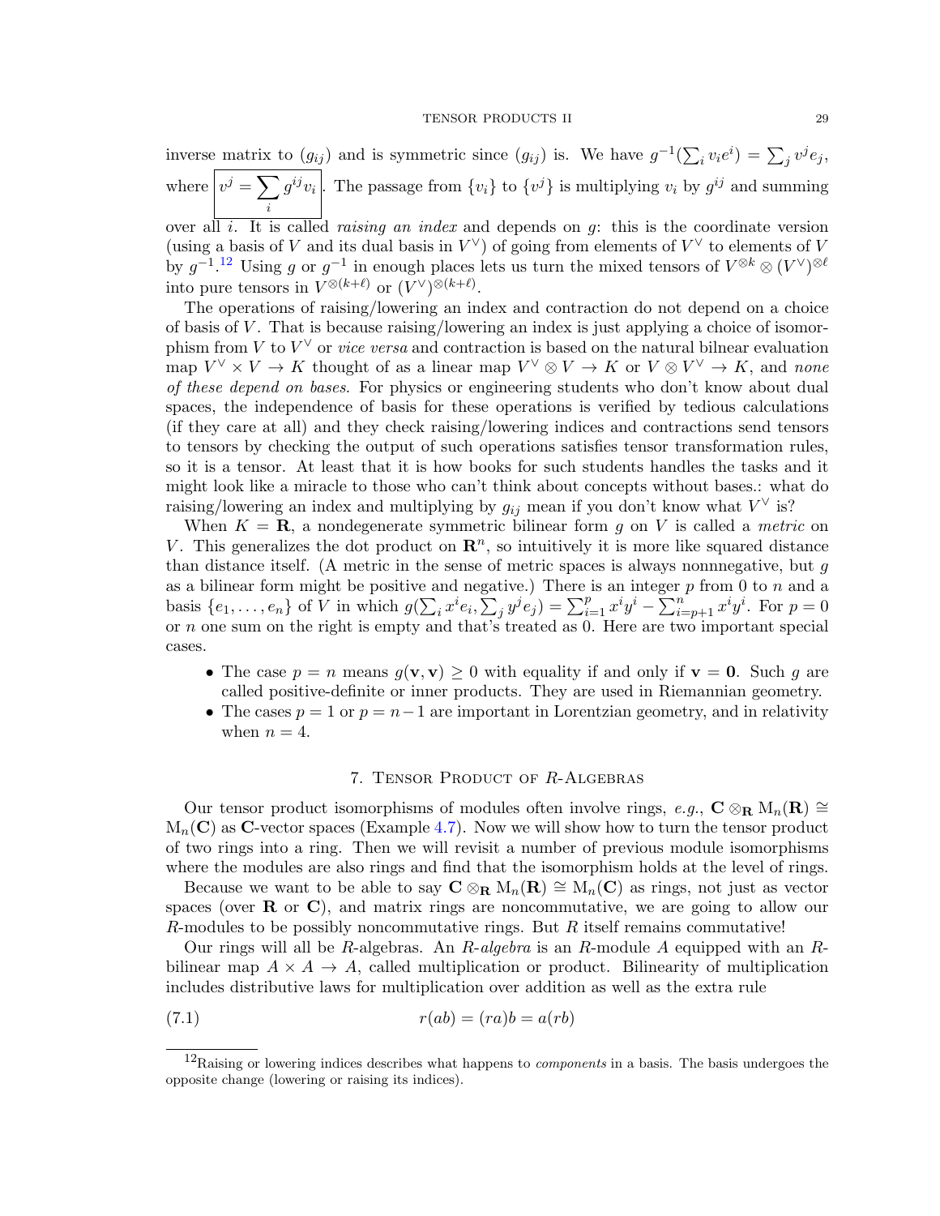inverse matrix to $(g_{ij})$ and is symmetric since $(g_{ij})$ is. We have $g^{-1}(\sum_i v_i e^i) = \sum_j v^j e_j$, where $\boxed{v^j = \sum_i g^{ij} v_i}$. The passage from $\{v_i\}$ to $\{v^j\}$ is multiplying $v_i$ by $g^{ij}$ and summing over all $i$. It is called *raising an index* and depends on $g$: this is the coordinate version (using a basis of $V$ and its dual basis in $V^\vee$) of going from elements of $V^\vee$ to elements of $V$ by $g^{-1}$.[12] Using $g$ or $g^{-1}$ in enough places lets us turn the mixed tensors of $V^{\otimes k} \otimes (V^\vee)^{\otimes \ell}$ into pure tensors in $V^{\otimes(k+\ell)}$ or $(V^\vee)^{\otimes(k+\ell)}$.

The operations of raising/lowering an index and contraction do not depend on a choice of basis of $V$. That is because raising/lowering an index is just applying a choice of isomorphism from $V$ to $V^\vee$ or *vice versa* and contraction is based on the natural bilnear evaluation map $V^\vee \times V \to K$ thought of as a linear map $V^\vee \otimes V \to K$ or $V \otimes V^\vee \to K$, and *none of these depend on bases*. For physics or engineering students who don't know about dual spaces, the independence of basis for these operations is verified by tedious calculations (if they care at all) and they check raising/lowering indices and contractions send tensors to tensors by checking the output of such operations satisfies tensor transformation rules, so it is a tensor. At least that it is how books for such students handles the tasks and it might look like a miracle to those who can't think about concepts without bases.: what do raising/lowering an index and multiplying by $g_{ij}$ mean if you don't know what $V^\vee$ is?

When $K = \mathbf{R}$, a nondegenerate symmetric bilinear form $g$ on $V$ is called a *metric* on $V$. This generalizes the dot product on $\mathbf{R}^n$, so intuitively it is more like squared distance than distance itself. (A metric in the sense of metric spaces is always nonnnegative, but $g$ as a bilinear form might be positive and negative.) There is an integer $p$ from 0 to $n$ and a basis $\{e_1, \ldots, e_n\}$ of $V$ in which $g(\sum_i x^i e_i, \sum_j y^j e_j) = \sum_{i=1}^p x^i y^i - \sum_{i=p+1}^n x^i y^i$. For $p = 0$ or $n$ one sum on the right is empty and that's treated as 0. Here are two important special cases.

- The case $p = n$ means $g(\mathbf{v}, \mathbf{v}) \geq 0$ with equality if and only if $\mathbf{v} = \mathbf{0}$. Such $g$ are called positive-definite or inner products. They are used in Riemannian geometry.
- The cases $p = 1$ or $p = n-1$ are important in Lorentzian geometry, and in relativity when $n = 4$.

## 7. Tensor Product of $R$-Algebras

Our tensor product isomorphisms of modules often involve rings, *e.g.*, $\mathbf{C} \otimes_{\mathbf{R}} \mathrm{M}_n(\mathbf{R}) \cong \mathrm{M}_n(\mathbf{C})$ as $\mathbf{C}$-vector spaces (Example 4.7). Now we will show how to turn the tensor product of two rings into a ring. Then we will revisit a number of previous module isomorphisms where the modules are also rings and find that the isomorphism holds at the level of rings.

Because we want to be able to say $\mathbf{C} \otimes_{\mathbf{R}} \mathrm{M}_n(\mathbf{R}) \cong \mathrm{M}_n(\mathbf{C})$ as rings, not just as vector spaces (over $\mathbf{R}$ or $\mathbf{C}$), and matrix rings are noncommutative, we are going to allow our $R$-modules to be possibly noncommutative rings. But $R$ itself remains commutative!

Our rings will all be $R$-algebras. An *$R$-algebra* is an $R$-module $A$ equipped with an $R$-bilinear map $A \times A \to A$, called multiplication or product. Bilinearity of multiplication includes distributive laws for multiplication over addition as well as the extra rule

$$r(ab) = (ra)b = a(rb) \tag{7.1}$$

[12] Raising or lowering indices describes what happens to *components* in a basis. The basis undergoes the opposite change (lowering or raising its indices).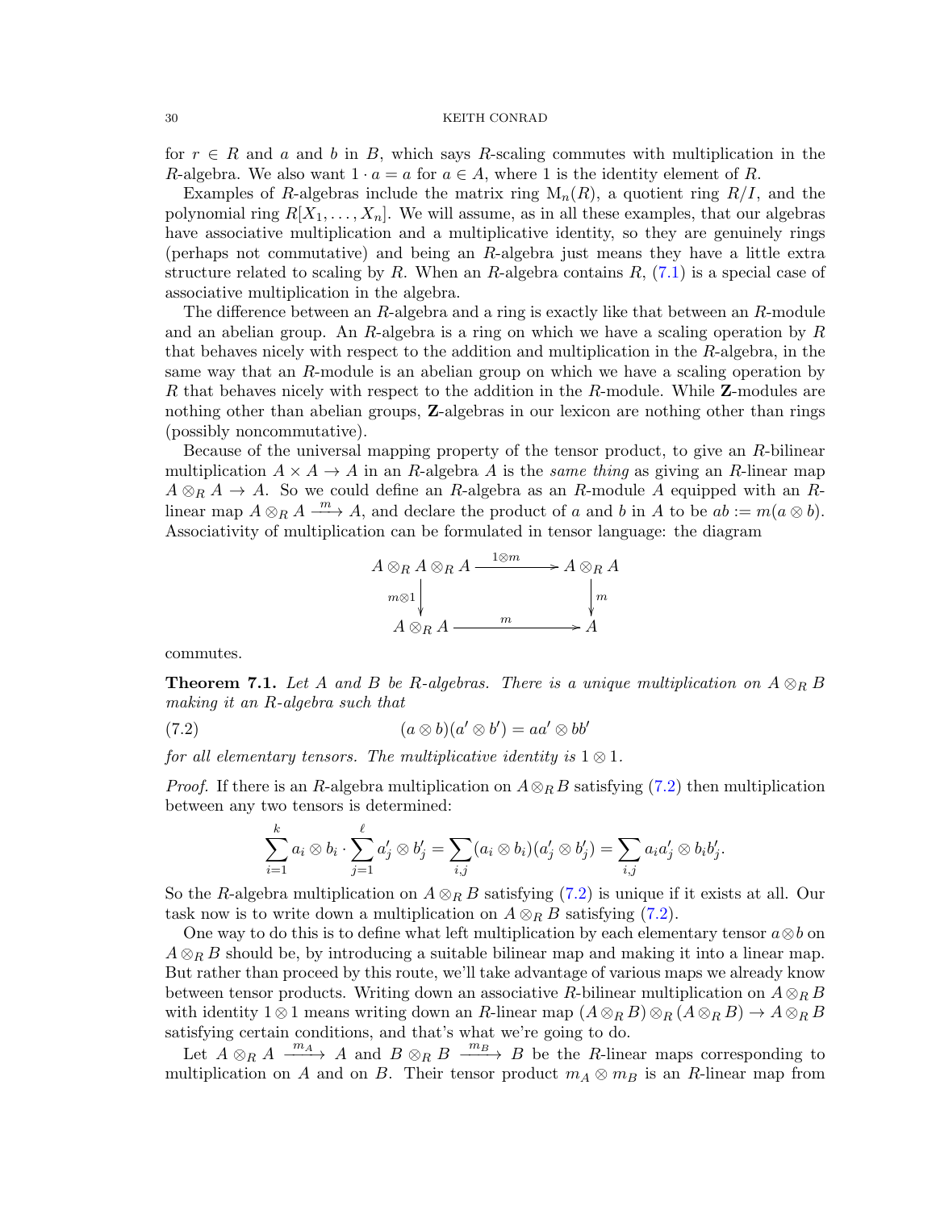for $r \in R$ and $a$ and $b$ in $B$, which says $R$-scaling commutes with multiplication in the $R$-algebra. We also want $1 \cdot a = a$ for $a \in A$, where 1 is the identity element of $R$.

Examples of $R$-algebras include the matrix ring $\mathrm{M}_n(R)$, a quotient ring $R/I$, and the polynomial ring $R[X_1, \ldots, X_n]$. We will assume, as in all these examples, that our algebras have associative multiplication and a multiplicative identity, so they are genuinely rings (perhaps not commutative) and being an $R$-algebra just means they have a little extra structure related to scaling by $R$. When an $R$-algebra contains $R$, (7.1) is a special case of associative multiplication in the algebra.

The difference between an $R$-algebra and a ring is exactly like that between an $R$-module and an abelian group. An $R$-algebra is a ring on which we have a scaling operation by $R$ that behaves nicely with respect to the addition and multiplication in the $R$-algebra, in the same way that an $R$-module is an abelian group on which we have a scaling operation by $R$ that behaves nicely with respect to the addition in the $R$-module. While $\mathbf{Z}$-modules are nothing other than abelian groups, $\mathbf{Z}$-algebras in our lexicon are nothing other than rings (possibly noncommutative).

Because of the universal mapping property of the tensor product, to give an $R$-bilinear multiplication $A \times A \to A$ in an $R$-algebra $A$ is the *same thing* as giving an $R$-linear map $A \otimes_R A \to A$. So we could define an $R$-algebra as an $R$-module $A$ equipped with an $R$-linear map $A \otimes_R A \xrightarrow{m} A$, and declare the product of $a$ and $b$ in $A$ to be $ab := m(a \otimes b)$. Associativity of multiplication can be formulated in tensor language: the diagram

$$\begin{array}{ccc} A \otimes_R A \otimes_R A & \xrightarrow{1 \otimes m} & A \otimes_R A \\ {\scriptstyle m \otimes 1}\downarrow & & \downarrow{\scriptstyle m} \\ A \otimes_R A & \xrightarrow{m} & A \end{array}$$

commutes.

**Theorem 7.1.** *Let $A$ and $B$ be $R$-algebras. There is a unique multiplication on $A \otimes_R B$ making it an $R$-algebra such that*

$$(a \otimes b)(a' \otimes b') = aa' \otimes bb' \tag{7.2}$$

*for all elementary tensors. The multiplicative identity is $1 \otimes 1$.*

*Proof.* If there is an $R$-algebra multiplication on $A \otimes_R B$ satisfying (7.2) then multiplication between any two tensors is determined:

$$\sum_{i=1}^{k} a_i \otimes b_i \cdot \sum_{j=1}^{\ell} a'_j \otimes b'_j = \sum_{i,j} (a_i \otimes b_i)(a'_j \otimes b'_j) = \sum_{i,j} a_i a'_j \otimes b_i b'_j.$$

So the $R$-algebra multiplication on $A \otimes_R B$ satisfying (7.2) is unique if it exists at all. Our task now is to write down a multiplication on $A \otimes_R B$ satisfying (7.2).

One way to do this is to define what left multiplication by each elementary tensor $a \otimes b$ on $A \otimes_R B$ should be, by introducing a suitable bilinear map and making it into a linear map. But rather than proceed by this route, we'll take advantage of various maps we already know between tensor products. Writing down an associative $R$-bilinear multiplication on $A \otimes_R B$ with identity $1 \otimes 1$ means writing down an $R$-linear map $(A \otimes_R B) \otimes_R (A \otimes_R B) \to A \otimes_R B$ satisfying certain conditions, and that's what we're going to do.

Let $A \otimes_R A \xrightarrow{m_A} A$ and $B \otimes_R B \xrightarrow{m_B} B$ be the $R$-linear maps corresponding to multiplication on $A$ and on $B$. Their tensor product $m_A \otimes m_B$ is an $R$-linear map from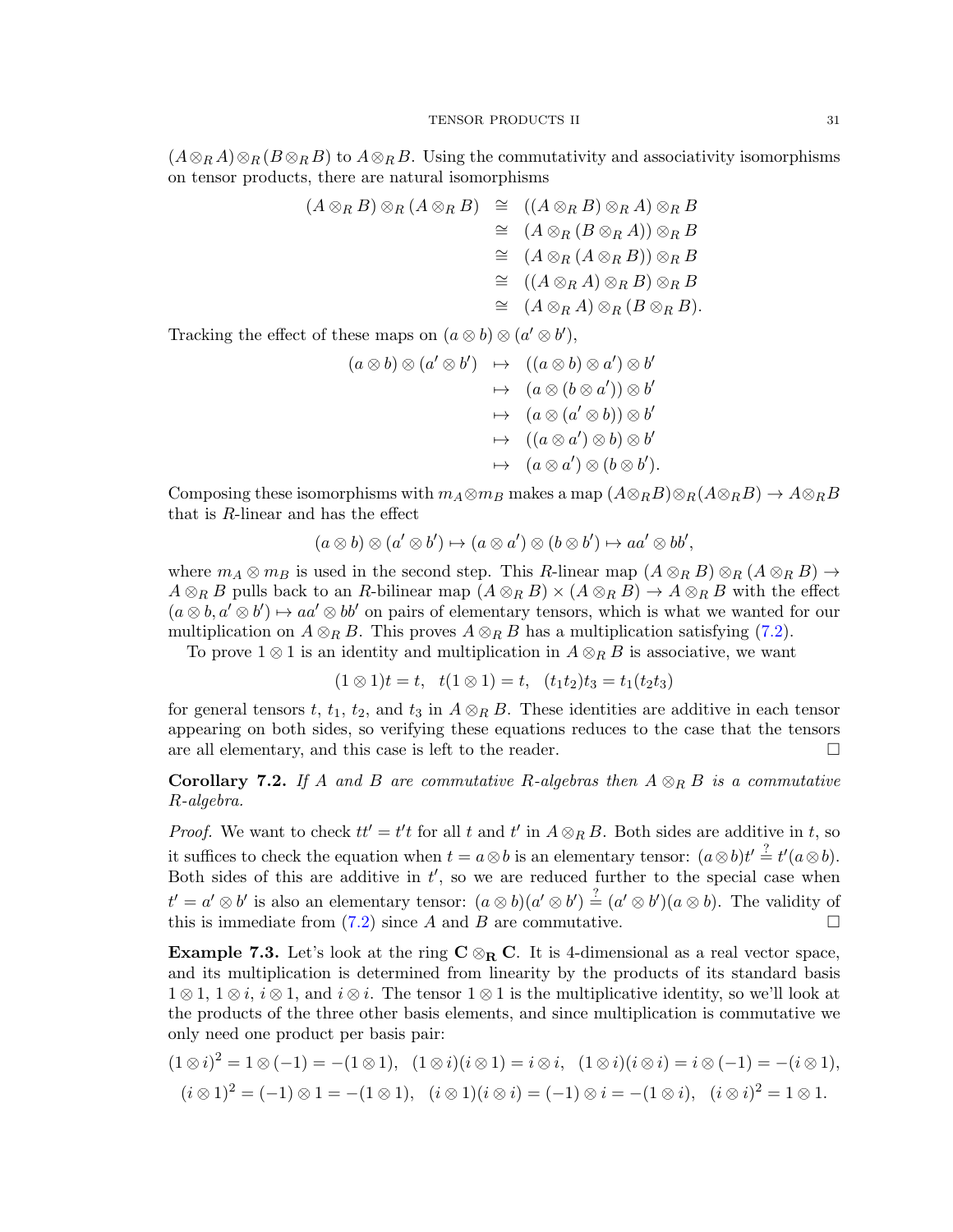$(A\otimes_R A)\otimes_R (B\otimes_R B)$ to $A\otimes_R B$. Using the commutativity and associativity isomorphisms on tensor products, there are natural isomorphisms

$$
\begin{aligned}
(A\otimes_R B)\otimes_R (A\otimes_R B) &\cong ((A\otimes_R B)\otimes_R A)\otimes_R B\\
&\cong (A\otimes_R (B\otimes_R A))\otimes_R B\\
&\cong (A\otimes_R (A\otimes_R B))\otimes_R B\\
&\cong ((A\otimes_R A)\otimes_R B)\otimes_R B\\
&\cong (A\otimes_R A)\otimes_R (B\otimes_R B).
\end{aligned}
$$

Tracking the effect of these maps on $(a\otimes b)\otimes(a'\otimes b')$,

$$
\begin{aligned}
(a\otimes b)\otimes(a'\otimes b') &\mapsto ((a\otimes b)\otimes a')\otimes b'\\
&\mapsto (a\otimes (b\otimes a'))\otimes b'\\
&\mapsto (a\otimes (a'\otimes b))\otimes b'\\
&\mapsto ((a\otimes a')\otimes b)\otimes b'\\
&\mapsto (a\otimes a')\otimes (b\otimes b').
\end{aligned}
$$

Composing these isomorphisms with $m_A\otimes m_B$ makes a map $(A\otimes_R B)\otimes_R(A\otimes_R B)\to A\otimes_R B$ that is $R$-linear and has the effect

$$(a\otimes b)\otimes(a'\otimes b')\mapsto (a\otimes a')\otimes(b\otimes b')\mapsto aa'\otimes bb',$$

where $m_A\otimes m_B$ is used in the second step. This $R$-linear map $(A\otimes_R B)\otimes_R (A\otimes_R B)\to A\otimes_R B$ pulls back to an $R$-bilinear map $(A\otimes_R B)\times(A\otimes_R B)\to A\otimes_R B$ with the effect $(a\otimes b, a'\otimes b')\mapsto aa'\otimes bb'$ on pairs of elementary tensors, which is what we wanted for our multiplication on $A\otimes_R B$. This proves $A\otimes_R B$ has a multiplication satisfying (7.2).

To prove $1\otimes 1$ is an identity and multiplication in $A\otimes_R B$ is associative, we want

$$(1\otimes 1)t = t,\quad t(1\otimes 1) = t,\quad (t_1t_2)t_3 = t_1(t_2t_3)$$

for general tensors $t$, $t_1$, $t_2$, and $t_3$ in $A\otimes_R B$. These identities are additive in each tensor appearing on both sides, so verifying these equations reduces to the case that the tensors are all elementary, and this case is left to the reader. □

**Corollary 7.2.** *If $A$ and $B$ are commutative $R$-algebras then $A\otimes_R B$ is a commutative $R$-algebra.*

*Proof.* We want to check $tt' = t't$ for all $t$ and $t'$ in $A\otimes_R B$. Both sides are additive in $t$, so it suffices to check the equation when $t = a\otimes b$ is an elementary tensor: $(a\otimes b)t' \stackrel{?}{=} t'(a\otimes b)$. Both sides of this are additive in $t'$, so we are reduced further to the special case when $t' = a'\otimes b'$ is also an elementary tensor: $(a\otimes b)(a'\otimes b') \stackrel{?}{=} (a'\otimes b')(a\otimes b)$. The validity of this is immediate from (7.2) since $A$ and $B$ are commutative. □

**Example 7.3.** Let's look at the ring $\mathbf{C}\otimes_{\mathbf{R}}\mathbf{C}$. It is 4-dimensional as a real vector space, and its multiplication is determined from linearity by the products of its standard basis $1\otimes 1$, $1\otimes i$, $i\otimes 1$, and $i\otimes i$. The tensor $1\otimes 1$ is the multiplicative identity, so we'll look at the products of the three other basis elements, and since multiplication is commutative we only need one product per basis pair:

$$(1\otimes i)^2 = 1\otimes(-1) = -(1\otimes 1),\quad (1\otimes i)(i\otimes 1) = i\otimes i,\quad (1\otimes i)(i\otimes i) = i\otimes(-1) = -(i\otimes 1),$$

$$(i\otimes 1)^2 = (-1)\otimes 1 = -(1\otimes 1),\quad (i\otimes 1)(i\otimes i) = (-1)\otimes i = -(1\otimes i),\quad (i\otimes i)^2 = 1\otimes 1.$$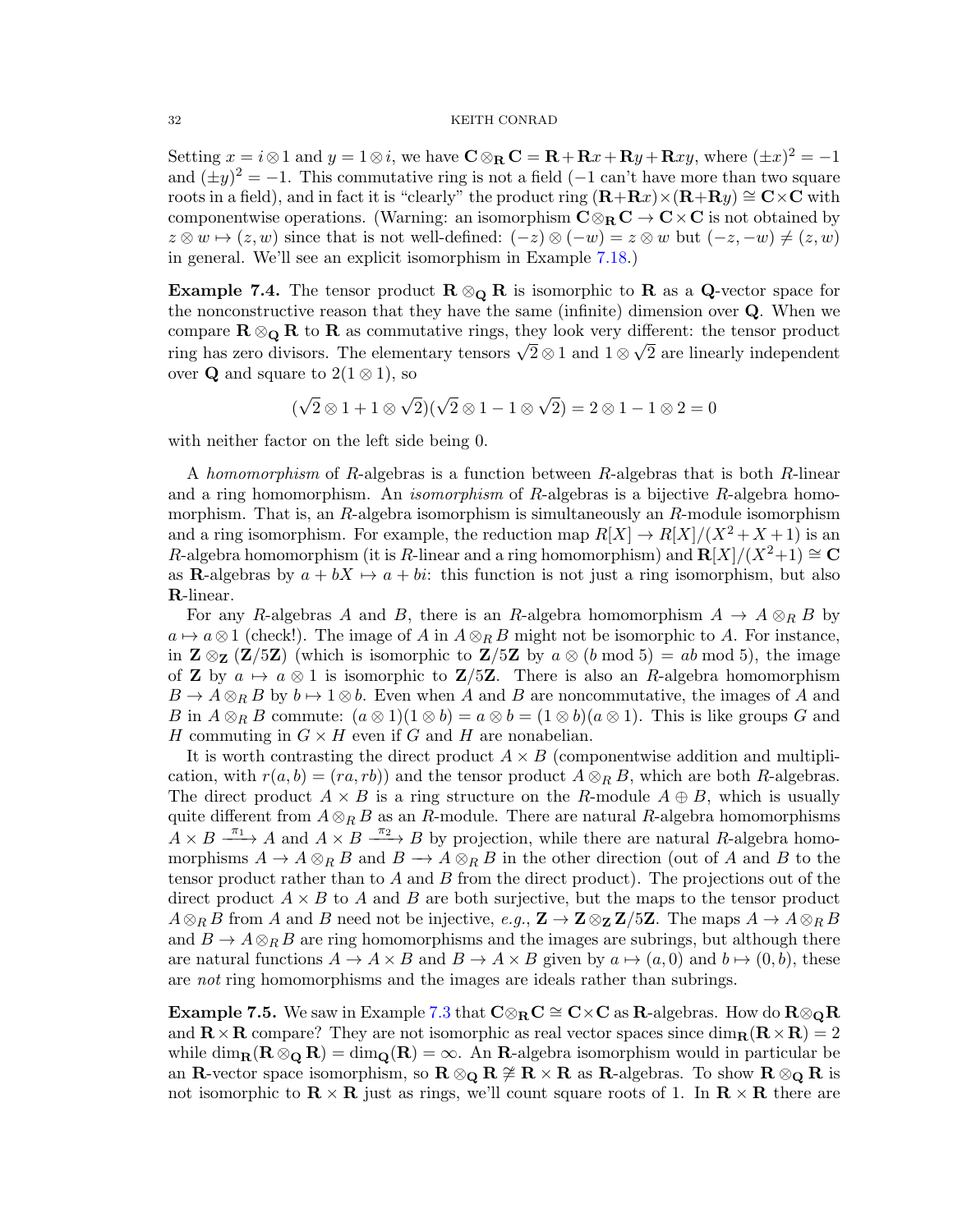Setting $x = i \otimes 1$ and $y = 1 \otimes i$, we have $\mathbf{C} \otimes_{\mathbf{R}} \mathbf{C} = \mathbf{R} + \mathbf{R}x + \mathbf{R}y + \mathbf{R}xy$, where $(\pm x)^2 = -1$ and $(\pm y)^2 = -1$. This commutative ring is not a field ($-1$ can't have more than two square roots in a field), and in fact it is "clearly" the product ring $(\mathbf{R}+\mathbf{R}x)\times(\mathbf{R}+\mathbf{R}y) \cong \mathbf{C}\times\mathbf{C}$ with componentwise operations. (Warning: an isomorphism $\mathbf{C} \otimes_{\mathbf{R}} \mathbf{C} \to \mathbf{C} \times \mathbf{C}$ is not obtained by $z \otimes w \mapsto (z, w)$ since that is not well-defined: $(-z) \otimes (-w) = z \otimes w$ but $(-z, -w) \neq (z, w)$ in general. We'll see an explicit isomorphism in Example 7.18.)

**Example 7.4.** The tensor product $\mathbf{R} \otimes_{\mathbf{Q}} \mathbf{R}$ is isomorphic to $\mathbf{R}$ as a $\mathbf{Q}$-vector space for the nonconstructive reason that they have the same (infinite) dimension over $\mathbf{Q}$. When we compare $\mathbf{R} \otimes_{\mathbf{Q}} \mathbf{R}$ to $\mathbf{R}$ as commutative rings, they look very different: the tensor product ring has zero divisors. The elementary tensors $\sqrt{2} \otimes 1$ and $1 \otimes \sqrt{2}$ are linearly independent over $\mathbf{Q}$ and square to $2(1 \otimes 1)$, so

$$(\sqrt{2} \otimes 1 + 1 \otimes \sqrt{2})(\sqrt{2} \otimes 1 - 1 \otimes \sqrt{2}) = 2 \otimes 1 - 1 \otimes 2 = 0$$

with neither factor on the left side being 0.

A *homomorphism* of $R$-algebras is a function between $R$-algebras that is both $R$-linear and a ring homomorphism. An *isomorphism* of $R$-algebras is a bijective $R$-algebra homomorphism. That is, an $R$-algebra isomorphism is simultaneously an $R$-module isomorphism and a ring isomorphism. For example, the reduction map $R[X] \to R[X]/(X^2 + X + 1)$ is an $R$-algebra homomorphism (it is $R$-linear and a ring homomorphism) and $\mathbf{R}[X]/(X^2+1) \cong \mathbf{C}$ as $\mathbf{R}$-algebras by $a + bX \mapsto a + bi$: this function is not just a ring isomorphism, but also $\mathbf{R}$-linear.

For any $R$-algebras $A$ and $B$, there is an $R$-algebra homomorphism $A \to A \otimes_R B$ by $a \mapsto a \otimes 1$ (check!). The image of $A$ in $A \otimes_R B$ might not be isomorphic to $A$. For instance, in $\mathbf{Z} \otimes_{\mathbf{Z}} (\mathbf{Z}/5\mathbf{Z})$ (which is isomorphic to $\mathbf{Z}/5\mathbf{Z}$ by $a \otimes (b \bmod 5) = ab \bmod 5$), the image of $\mathbf{Z}$ by $a \mapsto a \otimes 1$ is isomorphic to $\mathbf{Z}/5\mathbf{Z}$. There is also an $R$-algebra homomorphism $B \to A \otimes_R B$ by $b \mapsto 1 \otimes b$. Even when $A$ and $B$ are noncommutative, the images of $A$ and $B$ in $A \otimes_R B$ commute: $(a \otimes 1)(1 \otimes b) = a \otimes b = (1 \otimes b)(a \otimes 1)$. This is like groups $G$ and $H$ commuting in $G \times H$ even if $G$ and $H$ are nonabelian.

It is worth contrasting the direct product $A \times B$ (componentwise addition and multiplication, with $r(a, b) = (ra, rb)$) and the tensor product $A \otimes_R B$, which are both $R$-algebras. The direct product $A \times B$ is a ring structure on the $R$-module $A \oplus B$, which is usually quite different from $A \otimes_R B$ as an $R$-module. There are natural $R$-algebra homomorphisms $A \times B \xrightarrow{\pi_1} A$ and $A \times B \xrightarrow{\pi_2} B$ by projection, while there are natural $R$-algebra homomorphisms $A \to A \otimes_R B$ and $B \to A \otimes_R B$ in the other direction (out of $A$ and $B$ to the tensor product rather than to $A$ and $B$ from the direct product). The projections out of the direct product $A \times B$ to $A$ and $B$ are both surjective, but the maps to the tensor product $A \otimes_R B$ from $A$ and $B$ need not be injective, *e.g.*, $\mathbf{Z} \to \mathbf{Z} \otimes_{\mathbf{Z}} \mathbf{Z}/5\mathbf{Z}$. The maps $A \to A \otimes_R B$ and $B \to A \otimes_R B$ are ring homomorphisms and the images are subrings, but although there are natural functions $A \to A \times B$ and $B \to A \times B$ given by $a \mapsto (a, 0)$ and $b \mapsto (0, b)$, these are *not* ring homomorphisms and the images are ideals rather than subrings.

**Example 7.5.** We saw in Example 7.3 that $\mathbf{C} \otimes_{\mathbf{R}} \mathbf{C} \cong \mathbf{C} \times \mathbf{C}$ as $\mathbf{R}$-algebras. How do $\mathbf{R} \otimes_{\mathbf{Q}} \mathbf{R}$ and $\mathbf{R} \times \mathbf{R}$ compare? They are not isomorphic as real vector spaces since $\dim_{\mathbf{R}}(\mathbf{R} \times \mathbf{R}) = 2$ while $\dim_{\mathbf{R}}(\mathbf{R} \otimes_{\mathbf{Q}} \mathbf{R}) = \dim_{\mathbf{Q}}(\mathbf{R}) = \infty$. An $\mathbf{R}$-algebra isomorphism would in particular be an $\mathbf{R}$-vector space isomorphism, so $\mathbf{R} \otimes_{\mathbf{Q}} \mathbf{R} \not\cong \mathbf{R} \times \mathbf{R}$ as $\mathbf{R}$-algebras. To show $\mathbf{R} \otimes_{\mathbf{Q}} \mathbf{R}$ is not isomorphic to $\mathbf{R} \times \mathbf{R}$ just as rings, we'll count square roots of 1. In $\mathbf{R} \times \mathbf{R}$ there are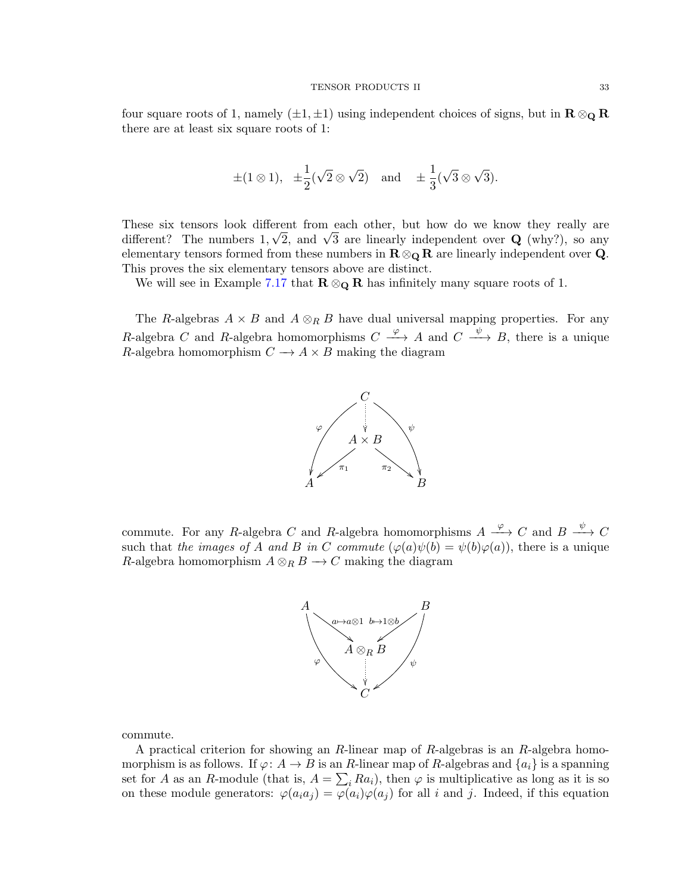four square roots of 1, namely $(\pm 1, \pm 1)$ using independent choices of signs, but in $\mathbf{R} \otimes_{\mathbf{Q}} \mathbf{R}$ there are at least six square roots of 1:

$$\pm(1 \otimes 1), \quad \pm\frac{1}{2}(\sqrt{2} \otimes \sqrt{2}) \quad \text{and} \quad \pm\frac{1}{3}(\sqrt{3} \otimes \sqrt{3}).$$

These six tensors look different from each other, but how do we know they really are different? The numbers $1, \sqrt{2}$, and $\sqrt{3}$ are linearly independent over $\mathbf{Q}$ (why?), so any elementary tensors formed from these numbers in $\mathbf{R} \otimes_{\mathbf{Q}} \mathbf{R}$ are linearly independent over $\mathbf{Q}$. This proves the six elementary tensors above are distinct.

We will see in Example 7.17 that $\mathbf{R} \otimes_{\mathbf{Q}} \mathbf{R}$ has infinitely many square roots of 1.

The $R$-algebras $A \times B$ and $A \otimes_R B$ have dual universal mapping properties. For any $R$-algebra $C$ and $R$-algebra homomorphisms $C \xrightarrow{\varphi} A$ and $C \xrightarrow{\psi} B$, there is a unique $R$-algebra homomorphism $C \longrightarrow A \times B$ making the diagram

$$\begin{array}{ccccc} & & C & & \\ & \overset{\varphi}{\swarrow} & \vdots & \overset{\psi}{\searrow} & \\ & & A \times B & & \\ & \overset{\pi_1}{\swarrow} & & \overset{\pi_2}{\searrow} & \\ A & & & & B \end{array}$$

commute. For any $R$-algebra $C$ and $R$-algebra homomorphisms $A \xrightarrow{\varphi} C$ and $B \xrightarrow{\psi} C$ such that *the images of* $A$ *and* $B$ *in* $C$ *commute* ($\varphi(a)\psi(b) = \psi(b)\varphi(a)$), there is a unique $R$-algebra homomorphism $A \otimes_R B \longrightarrow C$ making the diagram

$$\begin{array}{ccccc} A & & & & B \\ & \overset{a \mapsto a \otimes 1}{\searrow} & & \overset{b \mapsto 1 \otimes b}{\swarrow} & \\ & & A \otimes_R B & & \\ & \overset{\varphi}{\searrow} & \vdots & \overset{\psi}{\swarrow} & \\ & & C & & \end{array}$$

commute.

A practical criterion for showing an $R$-linear map of $R$-algebras is an $R$-algebra homomorphism is as follows. If $\varphi \colon A \to B$ is an $R$-linear map of $R$-algebras and $\{a_i\}$ is a spanning set for $A$ as an $R$-module (that is, $A = \sum_i Ra_i$), then $\varphi$ is multiplicative as long as it is so on these module generators: $\varphi(a_i a_j) = \varphi(a_i)\varphi(a_j)$ for all $i$ and $j$. Indeed, if this equation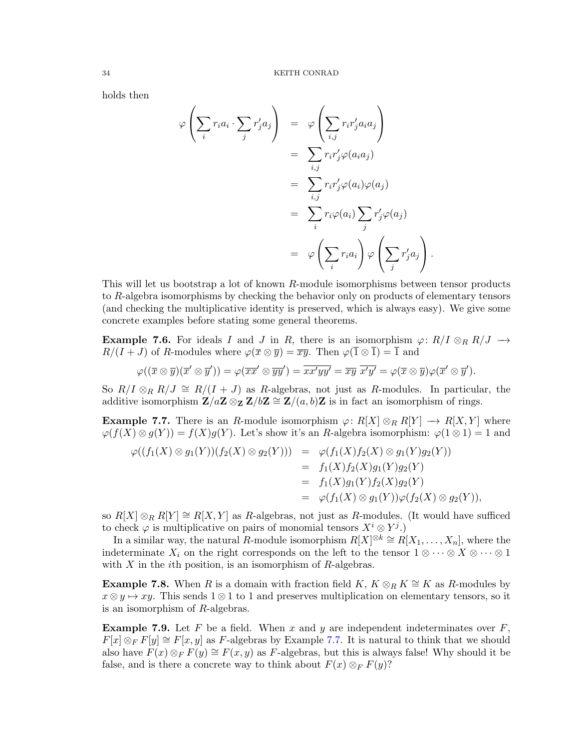holds then

$$\begin{aligned}
\varphi\left(\sum_i r_i a_i \cdot \sum_j r'_j a_j\right) &= \varphi\left(\sum_{i,j} r_i r'_j a_i a_j\right) \\
&= \sum_{i,j} r_i r'_j \varphi(a_i a_j) \\
&= \sum_{i,j} r_i r'_j \varphi(a_i)\varphi(a_j) \\
&= \sum_i r_i \varphi(a_i) \sum_j r'_j \varphi(a_j) \\
&= \varphi\left(\sum_i r_i a_i\right) \varphi\left(\sum_j r'_j a_j\right).
\end{aligned}$$

This will let us bootstrap a lot of known $R$-module isomorphisms between tensor products to $R$-algebra isomorphisms by checking the behavior only on products of elementary tensors (and checking the multiplicative identity is preserved, which is always easy). We give some concrete examples before stating some general theorems.

**Example 7.6.** For ideals $I$ and $J$ in $R$, there is an isomorphism $\varphi\colon R/I \otimes_R R/J \longrightarrow R/(I+J)$ of $R$-modules where $\varphi(\overline{x} \otimes \overline{y}) = \overline{xy}$. Then $\varphi(\overline{1} \otimes \overline{1}) = \overline{1}$ and

$$\varphi((\overline{x} \otimes \overline{y})(\overline{x}' \otimes \overline{y}')) = \varphi(\overline{xx'} \otimes \overline{yy'}) = \overline{xx'yy'} = \overline{xy}\ \overline{x'y'} = \varphi(\overline{x} \otimes \overline{y})\varphi(\overline{x}' \otimes \overline{y}').$$

So $R/I \otimes_R R/J \cong R/(I+J)$ as $R$-algebras, not just as $R$-modules. In particular, the additive isomorphism $\mathbf{Z}/a\mathbf{Z} \otimes_{\mathbf{Z}} \mathbf{Z}/b\mathbf{Z} \cong \mathbf{Z}/(a,b)\mathbf{Z}$ is in fact an isomorphism of rings.

**Example 7.7.** There is an $R$-module isomorphism $\varphi\colon R[X] \otimes_R R[Y] \longrightarrow R[X,Y]$ where $\varphi(f(X) \otimes g(Y)) = f(X)g(Y)$. Let's show it's an $R$-algebra isomorphism: $\varphi(1 \otimes 1) = 1$ and

$$\begin{aligned}
\varphi((f_1(X) \otimes g_1(Y))(f_2(X) \otimes g_2(Y))) &= \varphi(f_1(X)f_2(X) \otimes g_1(Y)g_2(Y)) \\
&= f_1(X)f_2(X)g_1(Y)g_2(Y) \\
&= f_1(X)g_1(Y)f_2(X)g_2(Y) \\
&= \varphi(f_1(X) \otimes g_1(Y))\varphi(f_2(X) \otimes g_2(Y)),
\end{aligned}$$

so $R[X] \otimes_R R[Y] \cong R[X,Y]$ as $R$-algebras, not just as $R$-modules. (It would have sufficed to check $\varphi$ is multiplicative on pairs of monomial tensors $X^i \otimes Y^j$.)

In a similar way, the natural $R$-module isomorphism $R[X]^{\otimes k} \cong R[X_1, \dots, X_n]$, where the indeterminate $X_i$ on the right corresponds on the left to the tensor $1 \otimes \cdots \otimes X \otimes \cdots \otimes 1$ with $X$ in the $i$th position, is an isomorphism of $R$-algebras.

**Example 7.8.** When $R$ is a domain with fraction field $K$, $K \otimes_R K \cong K$ as $R$-modules by $x \otimes y \mapsto xy$. This sends $1 \otimes 1$ to 1 and preserves multiplication on elementary tensors, so it is an isomorphism of $R$-algebras.

**Example 7.9.** Let $F$ be a field. When $x$ and $y$ are independent indeterminates over $F$, $F[x] \otimes_F F[y] \cong F[x,y]$ as $F$-algebras by Example 7.7. It is natural to think that we should also have $F(x) \otimes_F F(y) \cong F(x,y)$ as $F$-algebras, but this is always false! Why should it be false, and is there a concrete way to think about $F(x) \otimes_F F(y)$?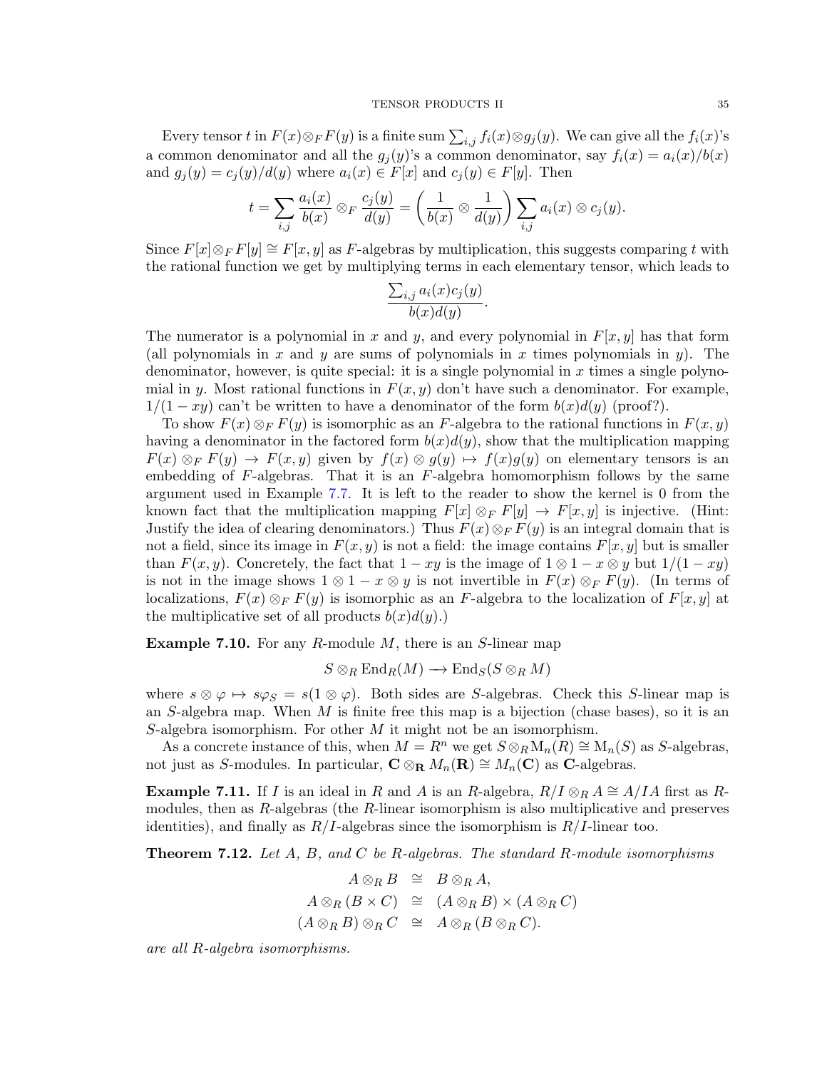Every tensor $t$ in $F(x) \otimes_F F(y)$ is a finite sum $\sum_{i,j} f_i(x) \otimes g_j(y)$. We can give all the $f_i(x)$'s a common denominator and all the $g_j(y)$'s a common denominator, say $f_i(x) = a_i(x)/b(x)$ and $g_j(y) = c_j(y)/d(y)$ where $a_i(x) \in F[x]$ and $c_j(y) \in F[y]$. Then

$$t = \sum_{i,j} \frac{a_i(x)}{b(x)} \otimes_F \frac{c_j(y)}{d(y)} = \left(\frac{1}{b(x)} \otimes \frac{1}{d(y)}\right) \sum_{i,j} a_i(x) \otimes c_j(y).$$

Since $F[x] \otimes_F F[y] \cong F[x, y]$ as $F$-algebras by multiplication, this suggests comparing $t$ with the rational function we get by multiplying terms in each elementary tensor, which leads to

$$\frac{\sum_{i,j} a_i(x)c_j(y)}{b(x)d(y)}.$$

The numerator is a polynomial in $x$ and $y$, and every polynomial in $F[x, y]$ has that form (all polynomials in $x$ and $y$ are sums of polynomials in $x$ times polynomials in $y$). The denominator, however, is quite special: it is a single polynomial in $x$ times a single polynomial in $y$. Most rational functions in $F(x, y)$ don't have such a denominator. For example, $1/(1 - xy)$ can't be written to have a denominator of the form $b(x)d(y)$ (proof?).

To show $F(x) \otimes_F F(y)$ is isomorphic as an $F$-algebra to the rational functions in $F(x, y)$ having a denominator in the factored form $b(x)d(y)$, show that the multiplication mapping $F(x) \otimes_F F(y) \to F(x, y)$ given by $f(x) \otimes g(y) \mapsto f(x)g(y)$ on elementary tensors is an embedding of $F$-algebras. That it is an $F$-algebra homomorphism follows by the same argument used in Example 7.7. It is left to the reader to show the kernel is 0 from the known fact that the multiplication mapping $F[x] \otimes_F F[y] \to F[x, y]$ is injective. (Hint: Justify the idea of clearing denominators.) Thus $F(x) \otimes_F F(y)$ is an integral domain that is not a field, since its image in $F(x, y)$ is not a field: the image contains $F[x, y]$ but is smaller than $F(x, y)$. Concretely, the fact that $1 - xy$ is the image of $1 \otimes 1 - x \otimes y$ but $1/(1 - xy)$ is not in the image shows $1 \otimes 1 - x \otimes y$ is not invertible in $F(x) \otimes_F F(y)$. (In terms of localizations, $F(x) \otimes_F F(y)$ is isomorphic as an $F$-algebra to the localization of $F[x, y]$ at the multiplicative set of all products $b(x)d(y)$.)

**Example 7.10.** For any $R$-module $M$, there is an $S$-linear map

$$S \otimes_R \operatorname{End}_R(M) \longrightarrow \operatorname{End}_S(S \otimes_R M)$$

where $s \otimes \varphi \mapsto s\varphi_S = s(1 \otimes \varphi)$. Both sides are $S$-algebras. Check this $S$-linear map is an $S$-algebra map. When $M$ is finite free this map is a bijection (chase bases), so it is an $S$-algebra isomorphism. For other $M$ it might not be an isomorphism.

As a concrete instance of this, when $M = R^n$ we get $S \otimes_R \mathrm{M}_n(R) \cong \mathrm{M}_n(S)$ as $S$-algebras, not just as $S$-modules. In particular, $\mathbf{C} \otimes_{\mathbf{R}} M_n(\mathbf{R}) \cong M_n(\mathbf{C})$ as $\mathbf{C}$-algebras.

**Example 7.11.** If $I$ is an ideal in $R$ and $A$ is an $R$-algebra, $R/I \otimes_R A \cong A/IA$ first as $R$-modules, then as $R$-algebras (the $R$-linear isomorphism is also multiplicative and preserves identities), and finally as $R/I$-algebras since the isomorphism is $R/I$-linear too.

**Theorem 7.12.** *Let $A$, $B$, and $C$ be $R$-algebras. The standard $R$-module isomorphisms*

$$\begin{aligned} A \otimes_R B &\cong B \otimes_R A, \\ A \otimes_R (B \times C) &\cong (A \otimes_R B) \times (A \otimes_R C) \\ (A \otimes_R B) \otimes_R C &\cong A \otimes_R (B \otimes_R C). \end{aligned}$$

*are all $R$-algebra isomorphisms.*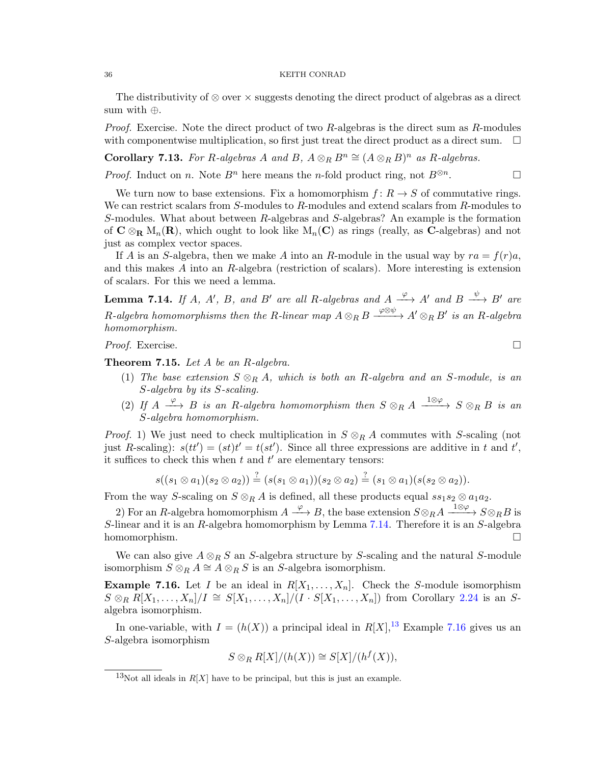The distributivity of $\otimes$ over $\times$ suggests denoting the direct product of algebras as a direct sum with $\oplus$.

*Proof.* Exercise. Note the direct product of two $R$-algebras is the direct sum as $R$-modules with componentwise multiplication, so first just treat the direct product as a direct sum. $\square$

**Corollary 7.13.** *For $R$-algebras $A$ and $B$, $A \otimes_R B^n \cong (A \otimes_R B)^n$ as $R$-algebras.*

*Proof.* Induct on $n$. Note $B^n$ here means the $n$-fold product ring, not $B^{\otimes n}$. $\square$

We turn now to base extensions. Fix a homomorphism $f\colon R \to S$ of commutative rings. We can restrict scalars from $S$-modules to $R$-modules and extend scalars from $R$-modules to $S$-modules. What about between $R$-algebras and $S$-algebras? An example is the formation of $\mathbf{C} \otimes_{\mathbf{R}} \mathrm{M}_n(\mathbf{R})$, which ought to look like $\mathrm{M}_n(\mathbf{C})$ as rings (really, as $\mathbf{C}$-algebras) and not just as complex vector spaces.

If $A$ is an $S$-algebra, then we make $A$ into an $R$-module in the usual way by $ra = f(r)a$, and this makes $A$ into an $R$-algebra (restriction of scalars). More interesting is extension of scalars. For this we need a lemma.

**Lemma 7.14.** *If $A$, $A'$, $B$, and $B'$ are all $R$-algebras and $A \xrightarrow{\varphi} A'$ and $B \xrightarrow{\psi} B'$ are $R$-algebra homomorphisms then the $R$-linear map $A \otimes_R B \xrightarrow{\varphi\otimes\psi} A' \otimes_R B'$ is an $R$-algebra homomorphism.*

*Proof.* Exercise. $\square$

**Theorem 7.15.** *Let $A$ be an $R$-algebra.*

1. *The base extension $S \otimes_R A$, which is both an $R$-algebra and an $S$-module, is an $S$-algebra by its $S$-scaling.*
2. *If $A \xrightarrow{\varphi} B$ is an $R$-algebra homomorphism then $S \otimes_R A \xrightarrow{1\otimes\varphi} S \otimes_R B$ is an $S$-algebra homomorphism.*

*Proof.* 1) We just need to check multiplication in $S \otimes_R A$ commutes with $S$-scaling (not just $R$-scaling): $s(tt') = (st)t' = t(st')$. Since all three expressions are additive in $t$ and $t'$, it suffices to check this when $t$ and $t'$ are elementary tensors:

$$s((s_1 \otimes a_1)(s_2 \otimes a_2)) \stackrel{?}{=} (s(s_1 \otimes a_1))(s_2 \otimes a_2) \stackrel{?}{=} (s_1 \otimes a_1)(s(s_2 \otimes a_2)).$$

From the way $S$-scaling on $S \otimes_R A$ is defined, all these products equal $ss_1s_2 \otimes a_1a_2$.

2) For an $R$-algebra homomorphism $A \xrightarrow{\varphi} B$, the base extension $S \otimes_R A \xrightarrow{1\otimes\varphi} S \otimes_R B$ is $S$-linear and it is an $R$-algebra homomorphism by Lemma 7.14. Therefore it is an $S$-algebra homomorphism. $\square$

We can also give $A \otimes_R S$ an $S$-algebra structure by $S$-scaling and the natural $S$-module isomorphism $S \otimes_R A \cong A \otimes_R S$ is an $S$-algebra isomorphism.

**Example 7.16.** Let $I$ be an ideal in $R[X_1, \ldots, X_n]$. Check the $S$-module isomorphism $S \otimes_R R[X_1, \ldots, X_n]/I \cong S[X_1, \ldots, X_n]/(I \cdot S[X_1, \ldots, X_n])$ from Corollary 2.24 is an $S$-algebra isomorphism.

In one-variable, with $I = (h(X))$ a principal ideal in $R[X]$,[13] Example 7.16 gives us an $S$-algebra isomorphism

$$S \otimes_R R[X]/(h(X)) \cong S[X]/(h^f(X)),$$

[13] Not all ideals in $R[X]$ have to be principal, but this is just an example.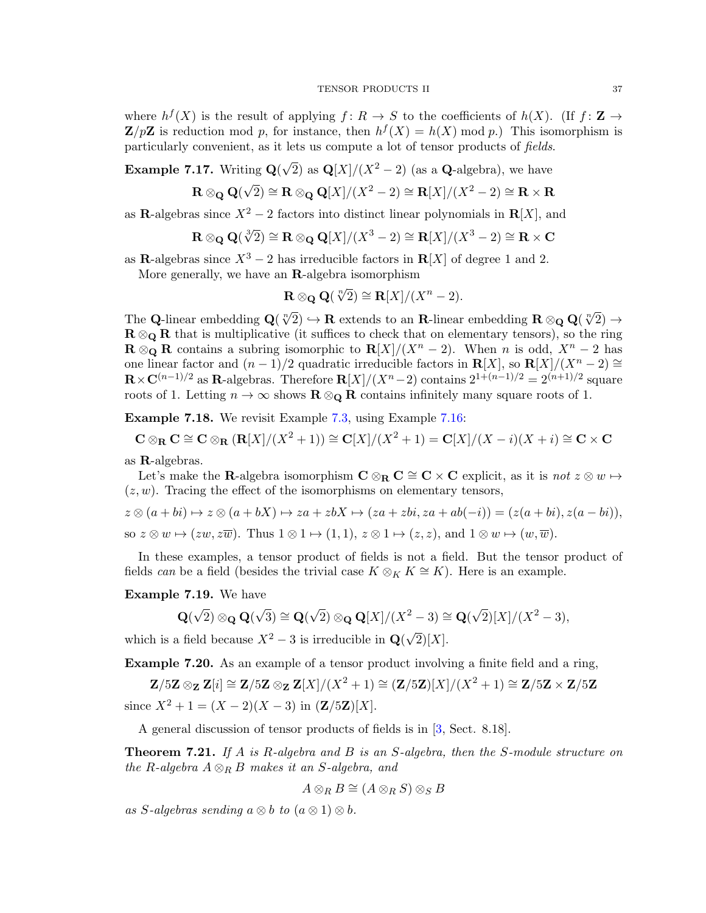where $h^f(X)$ is the result of applying $f\colon R \to S$ to the coefficients of $h(X)$. (If $f\colon \mathbf{Z} \to \mathbf{Z}/p\mathbf{Z}$ is reduction mod $p$, for instance, then $h^f(X) = h(X) \bmod p$.) This isomorphism is particularly convenient, as it lets us compute a lot of tensor products of *fields*.

**Example 7.17.** Writing $\mathbf{Q}(\sqrt{2})$ as $\mathbf{Q}[X]/(X^2-2)$ (as a $\mathbf{Q}$-algebra), we have

$$\mathbf{R} \otimes_{\mathbf{Q}} \mathbf{Q}(\sqrt{2}) \cong \mathbf{R} \otimes_{\mathbf{Q}} \mathbf{Q}[X]/(X^2-2) \cong \mathbf{R}[X]/(X^2-2) \cong \mathbf{R} \times \mathbf{R}$$

as $\mathbf{R}$-algebras since $X^2-2$ factors into distinct linear polynomials in $\mathbf{R}[X]$, and

$$\mathbf{R} \otimes_{\mathbf{Q}} \mathbf{Q}(\sqrt[3]{2}) \cong \mathbf{R} \otimes_{\mathbf{Q}} \mathbf{Q}[X]/(X^3-2) \cong \mathbf{R}[X]/(X^3-2) \cong \mathbf{R} \times \mathbf{C}$$

as $\mathbf{R}$-algebras since $X^3-2$ has irreducible factors in $\mathbf{R}[X]$ of degree 1 and 2.

More generally, we have an $\mathbf{R}$-algebra isomorphism

$$\mathbf{R} \otimes_{\mathbf{Q}} \mathbf{Q}(\sqrt[n]{2}) \cong \mathbf{R}[X]/(X^n-2).$$

The $\mathbf{Q}$-linear embedding $\mathbf{Q}(\sqrt[n]{2}) \hookrightarrow \mathbf{R}$ extends to an $\mathbf{R}$-linear embedding $\mathbf{R} \otimes_{\mathbf{Q}} \mathbf{Q}(\sqrt[n]{2}) \to \mathbf{R} \otimes_{\mathbf{Q}} \mathbf{R}$ that is multiplicative (it suffices to check that on elementary tensors), so the ring $\mathbf{R} \otimes_{\mathbf{Q}} \mathbf{R}$ contains a subring isomorphic to $\mathbf{R}[X]/(X^n-2)$. When $n$ is odd, $X^n-2$ has one linear factor and $(n-1)/2$ quadratic irreducible factors in $\mathbf{R}[X]$, so $\mathbf{R}[X]/(X^n-2) \cong \mathbf{R} \times \mathbf{C}^{(n-1)/2}$ as $\mathbf{R}$-algebras. Therefore $\mathbf{R}[X]/(X^n-2)$ contains $2^{1+(n-1)/2} = 2^{(n+1)/2}$ square roots of 1. Letting $n \to \infty$ shows $\mathbf{R} \otimes_{\mathbf{Q}} \mathbf{R}$ contains infinitely many square roots of 1.

**Example 7.18.** We revisit Example 7.3, using Example 7.16:

$$\mathbf{C} \otimes_{\mathbf{R}} \mathbf{C} \cong \mathbf{C} \otimes_{\mathbf{R}} (\mathbf{R}[X]/(X^2+1)) \cong \mathbf{C}[X]/(X^2+1) = \mathbf{C}[X]/(X-i)(X+i) \cong \mathbf{C} \times \mathbf{C}$$

as $\mathbf{R}$-algebras.

Let's make the $\mathbf{R}$-algebra isomorphism $\mathbf{C} \otimes_{\mathbf{R}} \mathbf{C} \cong \mathbf{C} \times \mathbf{C}$ explicit, as it is *not* $z \otimes w \mapsto (z, w)$. Tracing the effect of the isomorphisms on elementary tensors,

$$z \otimes (a+bi) \mapsto z \otimes (a+bX) \mapsto za + zbX \mapsto (za+zbi, za+ab(-i)) = (z(a+bi), z(a-bi)),$$

so $z \otimes w \mapsto (zw, z\overline{w})$. Thus $1 \otimes 1 \mapsto (1,1)$, $z \otimes 1 \mapsto (z,z)$, and $1 \otimes w \mapsto (w, \overline{w})$.

In these examples, a tensor product of fields is not a field. But the tensor product of fields *can* be a field (besides the trivial case $K \otimes_K K \cong K$). Here is an example.

**Example 7.19.** We have

$$\mathbf{Q}(\sqrt{2}) \otimes_{\mathbf{Q}} \mathbf{Q}(\sqrt{3}) \cong \mathbf{Q}(\sqrt{2}) \otimes_{\mathbf{Q}} \mathbf{Q}[X]/(X^2-3) \cong \mathbf{Q}(\sqrt{2})[X]/(X^2-3),$$

which is a field because $X^2-3$ is irreducible in $\mathbf{Q}(\sqrt{2})[X]$.

**Example 7.20.** As an example of a tensor product involving a finite field and a ring,

$$\mathbf{Z}/5\mathbf{Z} \otimes_{\mathbf{Z}} \mathbf{Z}[i] \cong \mathbf{Z}/5\mathbf{Z} \otimes_{\mathbf{Z}} \mathbf{Z}[X]/(X^2+1) \cong (\mathbf{Z}/5\mathbf{Z})[X]/(X^2+1) \cong \mathbf{Z}/5\mathbf{Z} \times \mathbf{Z}/5\mathbf{Z}$$

since $X^2+1 = (X-2)(X-3)$ in $(\mathbf{Z}/5\mathbf{Z})[X]$.

A general discussion of tensor products of fields is in [3, Sect. 8.18].

**Theorem 7.21.** *If $A$ is $R$-algebra and $B$ is an $S$-algebra, then the $S$-module structure on the $R$-algebra $A \otimes_R B$ makes it an $S$-algebra, and*

$$A \otimes_R B \cong (A \otimes_R S) \otimes_S B$$

*as $S$-algebras sending $a \otimes b$ to $(a \otimes 1) \otimes b$.*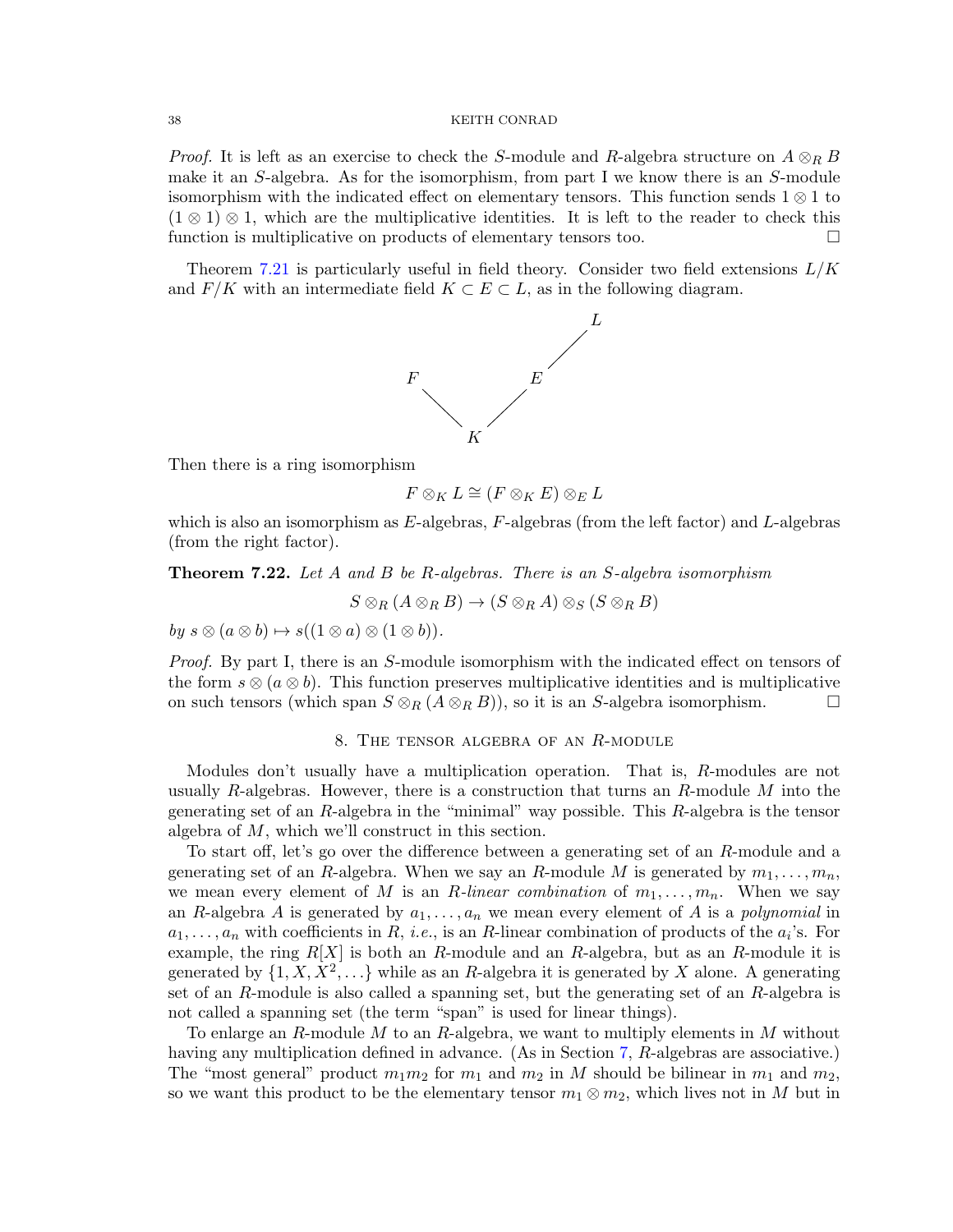*Proof.* It is left as an exercise to check the $S$-module and $R$-algebra structure on $A \otimes_R B$ make it an $S$-algebra. As for the isomorphism, from part I we know there is an $S$-module isomorphism with the indicated effect on elementary tensors. This function sends $1 \otimes 1$ to $(1 \otimes 1) \otimes 1$, which are the multiplicative identities. It is left to the reader to check this function is multiplicative on products of elementary tensors too. □

Theorem 7.21 is particularly useful in field theory. Consider two field extensions $L/K$ and $F/K$ with an intermediate field $K \subset E \subset L$, as in the following diagram.

$$
\begin{array}{ccccc}
 & & & & L \\
 & & & / & \\
F & & E & & \\
 & \backslash & / & & \\
 & & K & &
\end{array}
$$

Then there is a ring isomorphism

$$F \otimes_K L \cong (F \otimes_K E) \otimes_E L$$

which is also an isomorphism as $E$-algebras, $F$-algebras (from the left factor) and $L$-algebras (from the right factor).

**Theorem 7.22.** *Let $A$ and $B$ be $R$-algebras. There is an $S$-algebra isomorphism*

$$S \otimes_R (A \otimes_R B) \to (S \otimes_R A) \otimes_S (S \otimes_R B)$$

*by $s \otimes (a \otimes b) \mapsto s((1 \otimes a) \otimes (1 \otimes b))$.*

*Proof.* By part I, there is an $S$-module isomorphism with the indicated effect on tensors of the form $s \otimes (a \otimes b)$. This function preserves multiplicative identities and is multiplicative on such tensors (which span $S \otimes_R (A \otimes_R B)$), so it is an $S$-algebra isomorphism. □

## 8. The tensor algebra of an $R$-module

Modules don't usually have a multiplication operation. That is, $R$-modules are not usually $R$-algebras. However, there is a construction that turns an $R$-module $M$ into the generating set of an $R$-algebra in the "minimal" way possible. This $R$-algebra is the tensor algebra of $M$, which we'll construct in this section.

To start off, let's go over the difference between a generating set of an $R$-module and a generating set of an $R$-algebra. When we say an $R$-module $M$ is generated by $m_1, \ldots, m_n$, we mean every element of $M$ is an $R$-*linear combination* of $m_1, \ldots, m_n$. When we say an $R$-algebra $A$ is generated by $a_1, \ldots, a_n$ we mean every element of $A$ is a *polynomial* in $a_1, \ldots, a_n$ with coefficients in $R$, *i.e.*, is an $R$-linear combination of products of the $a_i$'s. For example, the ring $R[X]$ is both an $R$-module and an $R$-algebra, but as an $R$-module it is generated by $\{1, X, X^2, \ldots\}$ while as an $R$-algebra it is generated by $X$ alone. A generating set of an $R$-module is also called a spanning set, but the generating set of an $R$-algebra is not called a spanning set (the term "span" is used for linear things).

To enlarge an $R$-module $M$ to an $R$-algebra, we want to multiply elements in $M$ without having any multiplication defined in advance. (As in Section 7, $R$-algebras are associative.) The "most general" product $m_1 m_2$ for $m_1$ and $m_2$ in $M$ should be bilinear in $m_1$ and $m_2$, so we want this product to be the elementary tensor $m_1 \otimes m_2$, which lives not in $M$ but in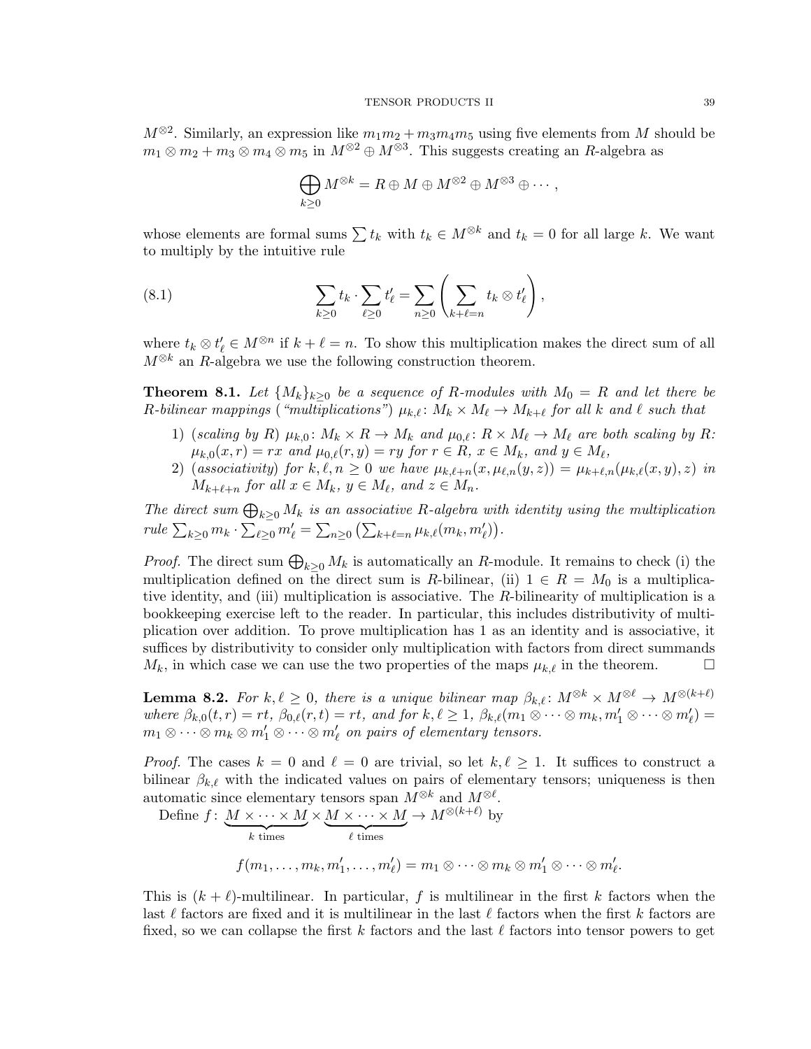$M^{\otimes 2}$. Similarly, an expression like $m_1m_2 + m_3m_4m_5$ using five elements from $M$ should be $m_1 \otimes m_2 + m_3 \otimes m_4 \otimes m_5$ in $M^{\otimes 2} \oplus M^{\otimes 3}$. This suggests creating an $R$-algebra as

$$\bigoplus_{k \geq 0} M^{\otimes k} = R \oplus M \oplus M^{\otimes 2} \oplus M^{\otimes 3} \oplus \cdots,$$

whose elements are formal sums $\sum t_k$ with $t_k \in M^{\otimes k}$ and $t_k = 0$ for all large $k$. We want to multiply by the intuitive rule

$$\sum_{k \geq 0} t_k \cdot \sum_{\ell \geq 0} t'_\ell = \sum_{n \geq 0} \left( \sum_{k+\ell=n} t_k \otimes t'_\ell \right), \tag{8.1}$$

where $t_k \otimes t'_\ell \in M^{\otimes n}$ if $k + \ell = n$. To show this multiplication makes the direct sum of all $M^{\otimes k}$ an $R$-algebra we use the following construction theorem.

**Theorem 8.1.** *Let $\{M_k\}_{k \geq 0}$ be a sequence of $R$-modules with $M_0 = R$ and let there be $R$-bilinear mappings ("multiplications") $\mu_{k,\ell} \colon M_k \times M_\ell \to M_{k+\ell}$ for all $k$ and $\ell$ such that*

1) *(scaling by $R$) $\mu_{k,0} \colon M_k \times R \to M_k$ and $\mu_{0,\ell} \colon R \times M_\ell \to M_\ell$ are both scaling by $R$: $\mu_{k,0}(x, r) = rx$ and $\mu_{0,\ell}(r, y) = ry$ for $r \in R$, $x \in M_k$, and $y \in M_\ell$,*
2) *(associativity) for $k, \ell, n \geq 0$ we have $\mu_{k,\ell+n}(x, \mu_{\ell,n}(y, z)) = \mu_{k+\ell,n}(\mu_{k,\ell}(x, y), z)$ in $M_{k+\ell+n}$ for all $x \in M_k$, $y \in M_\ell$, and $z \in M_n$.*

*The direct sum $\bigoplus_{k \geq 0} M_k$ is an associative $R$-algebra with identity using the multiplication rule $\sum_{k \geq 0} m_k \cdot \sum_{\ell \geq 0} m'_\ell = \sum_{n \geq 0} \left( \sum_{k+\ell=n} \mu_{k,\ell}(m_k, m'_\ell) \right)$.*

*Proof.* The direct sum $\bigoplus_{k \geq 0} M_k$ is automatically an $R$-module. It remains to check (i) the multiplication defined on the direct sum is $R$-bilinear, (ii) $1 \in R = M_0$ is a multiplicative identity, and (iii) multiplication is associative. The $R$-bilinearity of multiplication is a bookkeeping exercise left to the reader. In particular, this includes distributivity of multiplication over addition. To prove multiplication has 1 as an identity and is associative, it suffices by distributivity to consider only multiplication with factors from direct summands $M_k$, in which case we can use the two properties of the maps $\mu_{k,\ell}$ in the theorem. $\square$

**Lemma 8.2.** *For $k, \ell \geq 0$, there is a unique bilinear map $\beta_{k,\ell} \colon M^{\otimes k} \times M^{\otimes \ell} \to M^{\otimes(k+\ell)}$ where $\beta_{k,0}(t, r) = rt$, $\beta_{0,\ell}(r, t) = rt$, and for $k, \ell \geq 1$, $\beta_{k,\ell}(m_1 \otimes \cdots \otimes m_k, m'_1 \otimes \cdots \otimes m'_\ell) = m_1 \otimes \cdots \otimes m_k \otimes m'_1 \otimes \cdots \otimes m'_\ell$ on pairs of elementary tensors.*

*Proof.* The cases $k = 0$ and $\ell = 0$ are trivial, so let $k, \ell \geq 1$. It suffices to construct a bilinear $\beta_{k,\ell}$ with the indicated values on pairs of elementary tensors; uniqueness is then automatic since elementary tensors span $M^{\otimes k}$ and $M^{\otimes \ell}$.

Define $f \colon \underbrace{M \times \cdots \times M}_{k \text{ times}} \times \underbrace{M \times \cdots \times M}_{\ell \text{ times}} \to M^{\otimes(k+\ell)}$ by

$$f(m_1, \ldots, m_k, m'_1, \ldots, m'_\ell) = m_1 \otimes \cdots \otimes m_k \otimes m'_1 \otimes \cdots \otimes m'_\ell.$$

This is $(k+\ell)$-multilinear. In particular, $f$ is multilinear in the first $k$ factors when the last $\ell$ factors are fixed and it is multilinear in the last $\ell$ factors when the first $k$ factors are fixed, so we can collapse the first $k$ factors and the last $\ell$ factors into tensor powers to get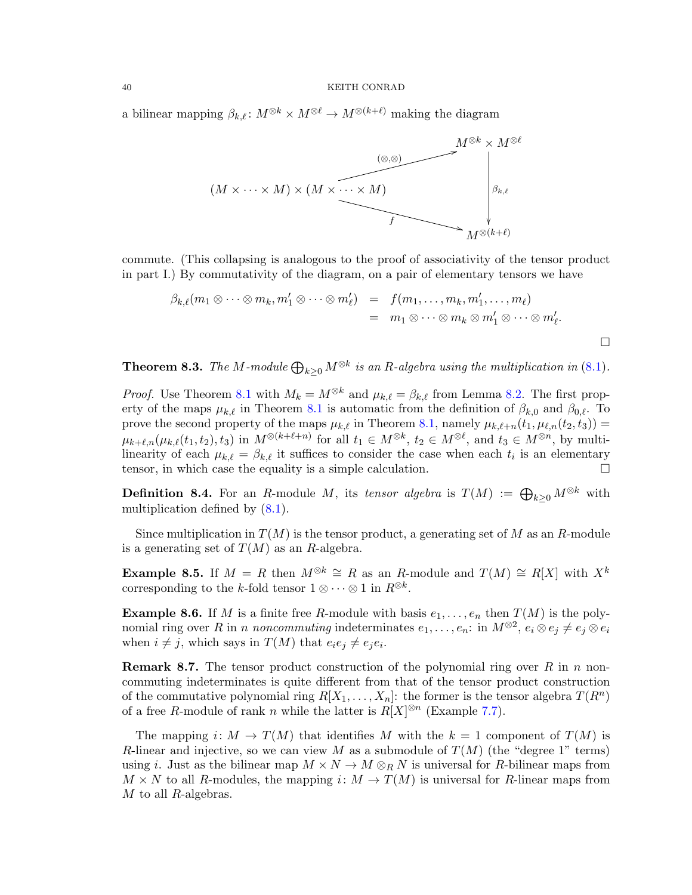a bilinear mapping $\beta_{k,\ell}\colon M^{\otimes k} \times M^{\otimes \ell} \to M^{\otimes(k+\ell)}$ making the diagram

$$\begin{array}{ccc} & \xrightarrow{(\otimes,\otimes)} & M^{\otimes k} \times M^{\otimes \ell} \\ (M \times \cdots \times M) \times (M \times \cdots \times M) & & \big\downarrow \beta_{k,\ell} \\ & \xrightarrow{f} & M^{\otimes(k+\ell)} \end{array}$$

commute. (This collapsing is analogous to the proof of associativity of the tensor product in part I.) By commutativity of the diagram, on a pair of elementary tensors we have

$$\begin{aligned} \beta_{k,\ell}(m_1 \otimes \cdots \otimes m_k, m_1' \otimes \cdots \otimes m_\ell') &= f(m_1, \ldots, m_k, m_1', \ldots, m_\ell) \\ &= m_1 \otimes \cdots \otimes m_k \otimes m_1' \otimes \cdots \otimes m_\ell'. \end{aligned}$$

$\square$

**Theorem 8.3.** *The $M$-module $\bigoplus_{k \geq 0} M^{\otimes k}$ is an $R$-algebra using the multiplication in (8.1).*

*Proof.* Use Theorem 8.1 with $M_k = M^{\otimes k}$ and $\mu_{k,\ell} = \beta_{k,\ell}$ from Lemma 8.2. The first property of the maps $\mu_{k,\ell}$ in Theorem 8.1 is automatic from the definition of $\beta_{k,0}$ and $\beta_{0,\ell}$. To prove the second property of the maps $\mu_{k,\ell}$ in Theorem 8.1, namely $\mu_{k,\ell+n}(t_1, \mu_{\ell,n}(t_2, t_3)) = \mu_{k+\ell,n}(\mu_{k,\ell}(t_1, t_2), t_3)$ in $M^{\otimes(k+\ell+n)}$ for all $t_1 \in M^{\otimes k}$, $t_2 \in M^{\otimes \ell}$, and $t_3 \in M^{\otimes n}$, by multilinearity of each $\mu_{k,\ell} = \beta_{k,\ell}$ it suffices to consider the case when each $t_i$ is an elementary tensor, in which case the equality is a simple calculation. $\square$

**Definition 8.4.** For an $R$-module $M$, its *tensor algebra* is $T(M) := \bigoplus_{k \geq 0} M^{\otimes k}$ with multiplication defined by (8.1).

Since multiplication in $T(M)$ is the tensor product, a generating set of $M$ as an $R$-module is a generating set of $T(M)$ as an $R$-algebra.

**Example 8.5.** If $M = R$ then $M^{\otimes k} \cong R$ as an $R$-module and $T(M) \cong R[X]$ with $X^k$ corresponding to the $k$-fold tensor $1 \otimes \cdots \otimes 1$ in $R^{\otimes k}$.

**Example 8.6.** If $M$ is a finite free $R$-module with basis $e_1, \ldots, e_n$ then $T(M)$ is the polynomial ring over $R$ in $n$ *noncommuting* indeterminates $e_1, \ldots, e_n$: in $M^{\otimes 2}$, $e_i \otimes e_j \neq e_j \otimes e_i$ when $i \neq j$, which says in $T(M)$ that $e_i e_j \neq e_j e_i$.

**Remark 8.7.** The tensor product construction of the polynomial ring over $R$ in $n$ noncommuting indeterminates is quite different from that of the tensor product construction of the commutative polynomial ring $R[X_1, \ldots, X_n]$: the former is the tensor algebra $T(R^n)$ of a free $R$-module of rank $n$ while the latter is $R[X]^{\otimes n}$ (Example 7.7).

The mapping $i\colon M \to T(M)$ that identifies $M$ with the $k = 1$ component of $T(M)$ is $R$-linear and injective, so we can view $M$ as a submodule of $T(M)$ (the "degree 1" terms) using $i$. Just as the bilinear map $M \times N \to M \otimes_R N$ is universal for $R$-bilinear maps from $M \times N$ to all $R$-modules, the mapping $i\colon M \to T(M)$ is universal for $R$-linear maps from $M$ to all $R$-algebras.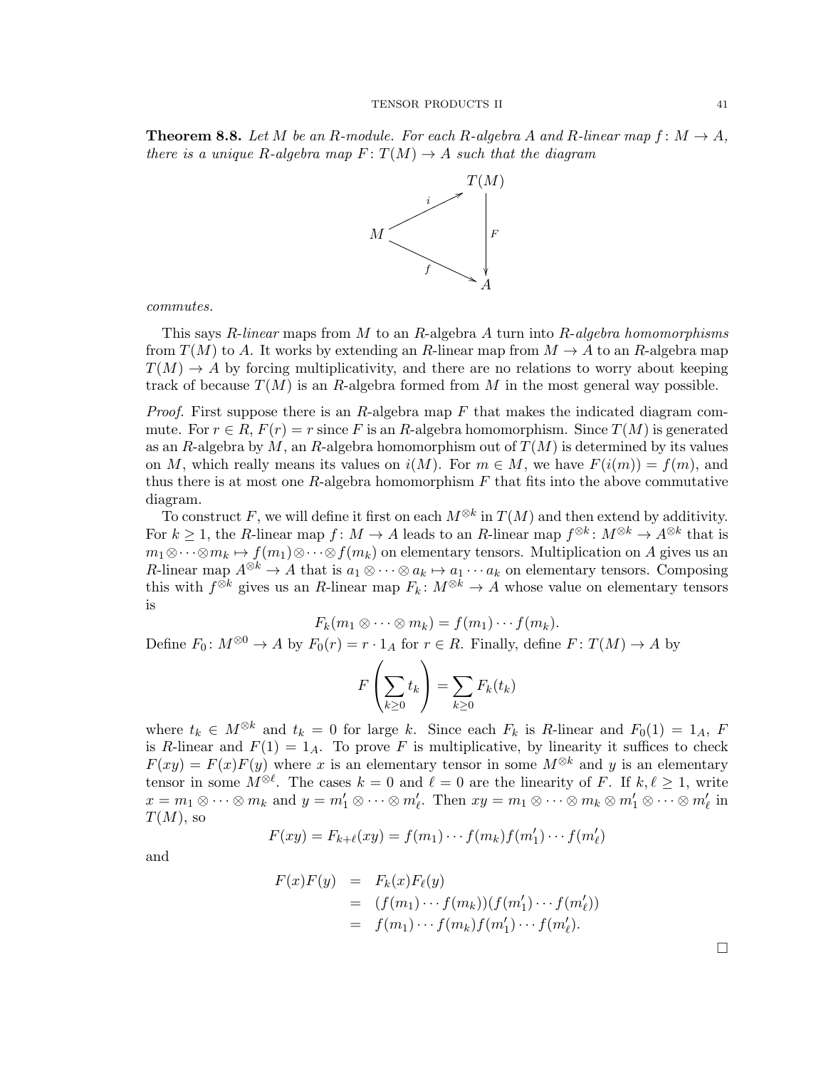**Theorem 8.8.** *Let $M$ be an $R$-module. For each $R$-algebra $A$ and $R$-linear map $f\colon M \to A$, there is a unique $R$-algebra map $F\colon T(M) \to A$ such that the diagram*

$$\begin{array}{ccc} & & T(M) \\ & \overset{i}{\nearrow} & \\ M & & \Big\downarrow F \\ & \underset{f}{\searrow} & \\ & & A \end{array}$$

*commutes.*

This says $R$-*linear* maps from $M$ to an $R$-algebra $A$ turn into $R$-*algebra homomorphisms* from $T(M)$ to $A$. It works by extending an $R$-linear map from $M \to A$ to an $R$-algebra map $T(M) \to A$ by forcing multiplicativity, and there are no relations to worry about keeping track of because $T(M)$ is an $R$-algebra formed from $M$ in the most general way possible.

*Proof.* First suppose there is an $R$-algebra map $F$ that makes the indicated diagram commute. For $r \in R$, $F(r) = r$ since $F$ is an $R$-algebra homomorphism. Since $T(M)$ is generated as an $R$-algebra by $M$, an $R$-algebra homomorphism out of $T(M)$ is determined by its values on $M$, which really means its values on $i(M)$. For $m \in M$, we have $F(i(m)) = f(m)$, and thus there is at most one $R$-algebra homomorphism $F$ that fits into the above commutative diagram.

To construct $F$, we will define it first on each $M^{\otimes k}$ in $T(M)$ and then extend by additivity. For $k \geq 1$, the $R$-linear map $f\colon M \to A$ leads to an $R$-linear map $f^{\otimes k}\colon M^{\otimes k} \to A^{\otimes k}$ that is $m_1 \otimes \cdots \otimes m_k \mapsto f(m_1) \otimes \cdots \otimes f(m_k)$ on elementary tensors. Multiplication on $A$ gives us an $R$-linear map $A^{\otimes k} \to A$ that is $a_1 \otimes \cdots \otimes a_k \mapsto a_1 \cdots a_k$ on elementary tensors. Composing this with $f^{\otimes k}$ gives us an $R$-linear map $F_k\colon M^{\otimes k} \to A$ whose value on elementary tensors is

$$F_k(m_1 \otimes \cdots \otimes m_k) = f(m_1) \cdots f(m_k).$$

Define $F_0\colon M^{\otimes 0} \to A$ by $F_0(r) = r \cdot 1_A$ for $r \in R$. Finally, define $F\colon T(M) \to A$ by

$$F\left(\sum_{k \geq 0} t_k\right) = \sum_{k \geq 0} F_k(t_k)$$

where $t_k \in M^{\otimes k}$ and $t_k = 0$ for large $k$. Since each $F_k$ is $R$-linear and $F_0(1) = 1_A$, $F$ is $R$-linear and $F(1) = 1_A$. To prove $F$ is multiplicative, by linearity it suffices to check $F(xy) = F(x)F(y)$ where $x$ is an elementary tensor in some $M^{\otimes k}$ and $y$ is an elementary tensor in some $M^{\otimes \ell}$. The cases $k = 0$ and $\ell = 0$ are the linearity of $F$. If $k, \ell \geq 1$, write $x = m_1 \otimes \cdots \otimes m_k$ and $y = m'_1 \otimes \cdots \otimes m'_\ell$. Then $xy = m_1 \otimes \cdots \otimes m_k \otimes m'_1 \otimes \cdots \otimes m'_\ell$ in $T(M)$, so

$$F(xy) = F_{k+\ell}(xy) = f(m_1) \cdots f(m_k) f(m'_1) \cdots f(m'_\ell)$$

and

$$\begin{aligned} F(x)F(y) &= F_k(x)F_\ell(y) \\ &= (f(m_1) \cdots f(m_k))(f(m'_1) \cdots f(m'_\ell)) \\ &= f(m_1) \cdots f(m_k) f(m'_1) \cdots f(m'_\ell). \end{aligned}$$

$\square$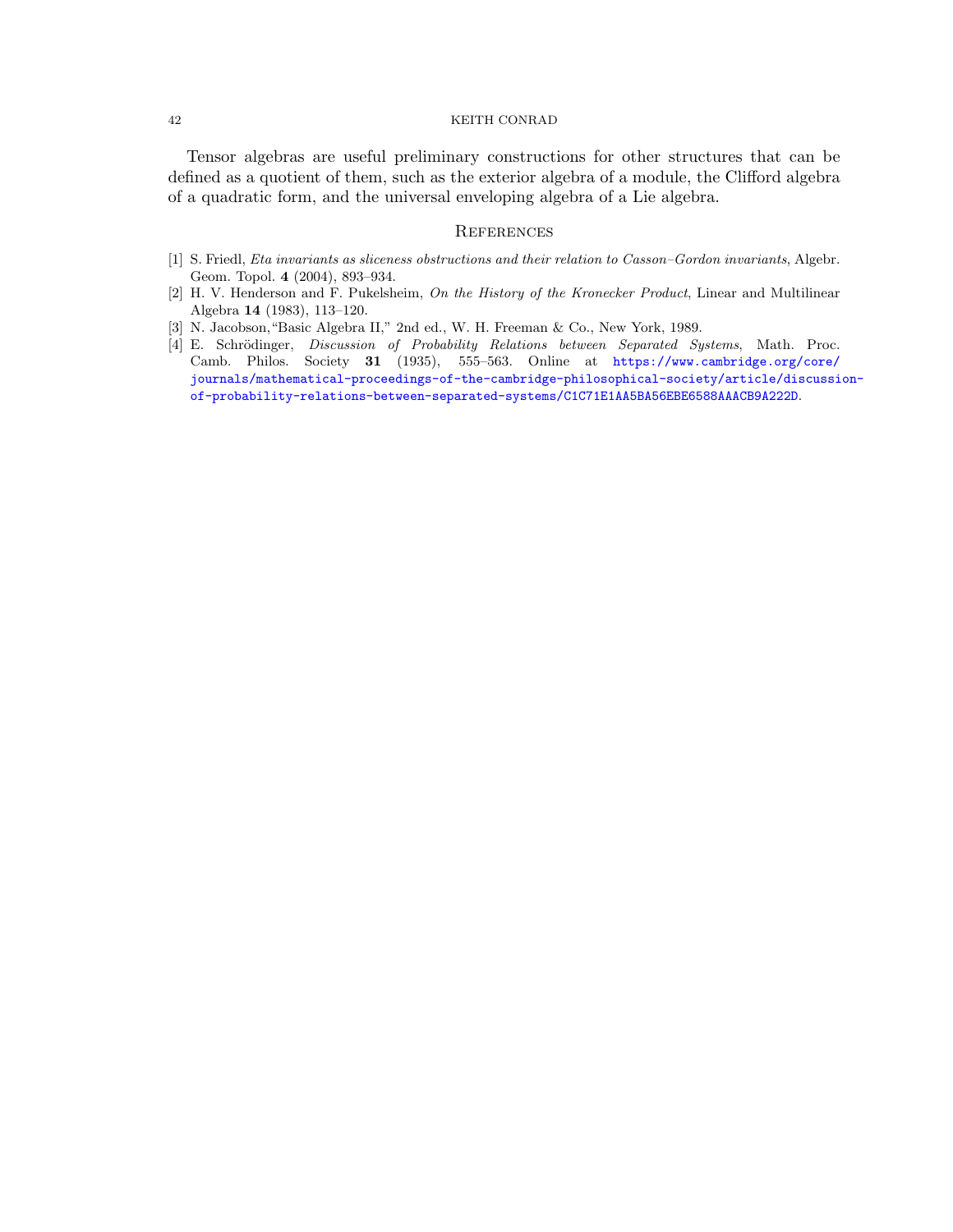Tensor algebras are useful preliminary constructions for other structures that can be defined as a quotient of them, such as the exterior algebra of a module, the Clifford algebra of a quadratic form, and the universal enveloping algebra of a Lie algebra.

## References

[1] S. Friedl, *Eta invariants as sliceness obstructions and their relation to Casson–Gordon invariants*, Algebr. Geom. Topol. **4** (2004), 893–934.

[2] H. V. Henderson and F. Pukelsheim, *On the History of the Kronecker Product*, Linear and Multilinear Algebra **14** (1983), 113–120.

[3] N. Jacobson, "Basic Algebra II," 2nd ed., W. H. Freeman & Co., New York, 1989.

[4] E. Schrödinger, *Discussion of Probability Relations between Separated Systems*, Math. Proc. Camb. Philos. Society **31** (1935), 555–563. Online at https://www.cambridge.org/core/journals/mathematical-proceedings-of-the-cambridge-philosophical-society/article/discussion-of-probability-relations-between-separated-systems/C1C71E1AA5BA56EBE6588AAACB9A222D.